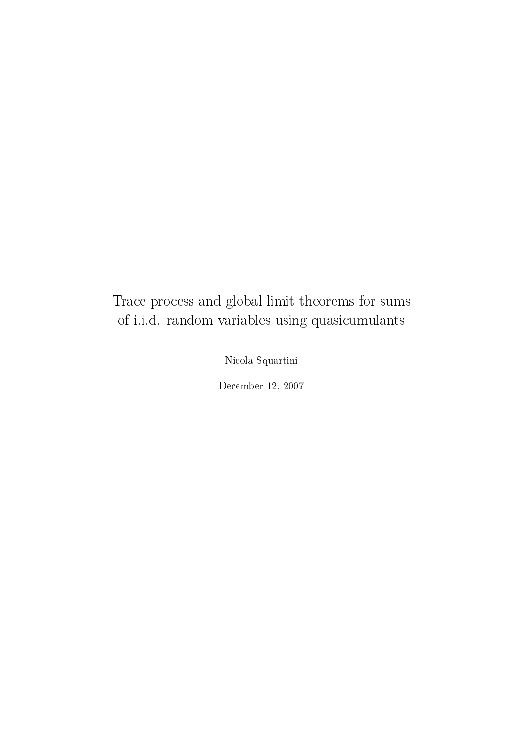# Trace process and global limit theorems for sums of i.i.d. random variables using quasicumulants

Nicola Squartini

December 12, 2007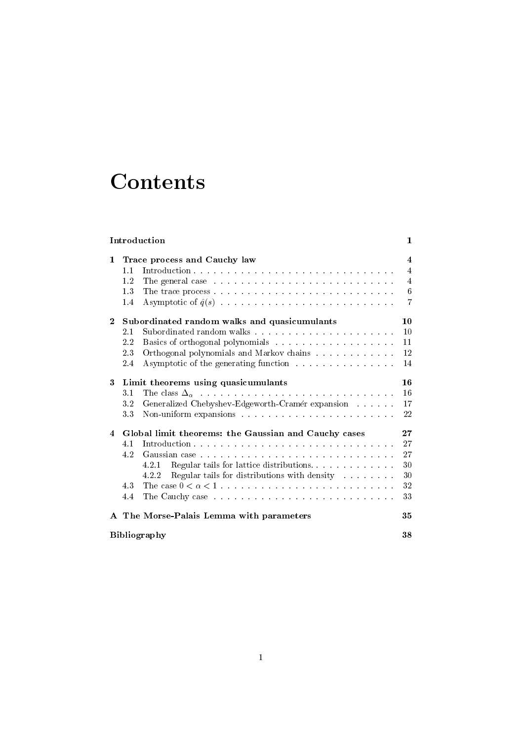# Contents

| | | |
|---|---|---|
| **Introduction** | | **1** |
| **1** | **Trace process and Cauchy law** | **4** |
| 1.1 | Introduction | 4 |
| 1.2 | The general case | 4 |
| 1.3 | The trace process | 6 |
| 1.4 | Asymptotic of $\hat{q}(s)$ | 7 |
| **2** | **Subordinated random walks and quasicumulants** | **10** |
| 2.1 | Subordinated random walks | 10 |
| 2.2 | Basics of orthogonal polynomials | 11 |
| 2.3 | Orthogonal polynomials and Markov chains | 12 |
| 2.4 | Asymptotic of the generating function | 14 |
| **3** | **Limit theorems using quasicumulants** | **16** |
| 3.1 | The class $\Delta_\alpha$ | 16 |
| 3.2 | Generalized Chebyshev-Edgeworth-Cramér expansion | 17 |
| 3.3 | Non-uniform expansions | 22 |
| **4** | **Global limit theorems: the Gaussian and Cauchy cases** | **27** |
| 4.1 | Introduction | 27 |
| 4.2 | Gaussian case | 27 |
| 4.2.1 | Regular tails for lattice distributions. | 30 |
| 4.2.2 | Regular tails for distributions with density | 30 |
| 4.3 | The case $0 < \alpha < 1$ | 32 |
| 4.4 | The Cauchy case | 33 |
| **A** | **The Morse-Palais Lemma with parameters** | **35** |
| **Bibliography** | | **38** |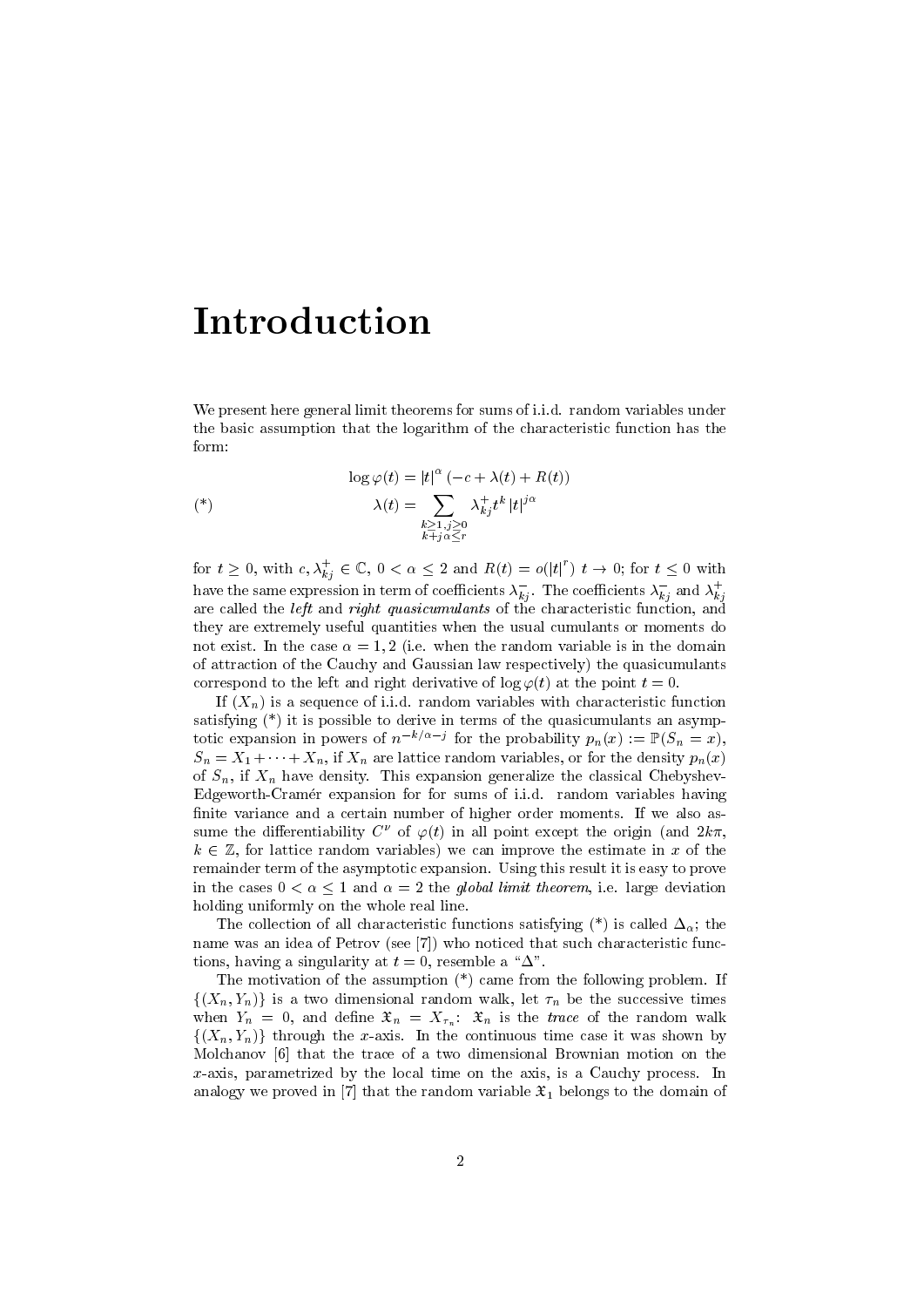# Introduction

We present here general limit theorems for sums of i.i.d. random variables under the basic assumption that the logarithm of the characteristic function has the form:

$$
(*) \qquad \begin{aligned} \log \varphi(t) &= |t|^{\alpha} \left(-c + \lambda(t) + R(t)\right) \\ \lambda(t) &= \sum_{\substack{k \geq 1, j \geq 0 \\ k + j\alpha \leq r}} \lambda_{kj}^{+} t^{k} |t|^{j\alpha} \end{aligned}
$$

for $t \geq 0$, with $c, \lambda_{kj}^{+} \in \mathbb{C}$, $0 < \alpha \leq 2$ and $R(t) = o(|t|^{r})$ $t \to 0$; for $t \leq 0$ with have the same expression in term of coefficients $\lambda_{kj}^{-}$. The coefficients $\lambda_{kj}^{-}$ and $\lambda_{kj}^{+}$ are called the *left* and *right quasicumulants* of the characteristic function, and they are extremely useful quantities when the usual cumulants or moments do not exist. In the case $\alpha = 1, 2$ (i.e. when the random variable is in the domain of attraction of the Cauchy and Gaussian law respectively) the quasicumulants correspond to the left and right derivative of $\log \varphi(t)$ at the point $t = 0$.

If $(X_n)$ is a sequence of i.i.d. random variables with characteristic function satisfying (*) it is possible to derive in terms of the quasicumulants an asymptotic expansion in powers of $n^{-k/\alpha - j}$ for the probability $p_n(x) := \mathbb{P}(S_n = x)$, $S_n = X_1 + \cdots + X_n$, if $X_n$ are lattice random variables, or for the density $p_n(x)$ of $S_n$, if $X_n$ have density. This expansion generalize the classical Chebyshev-Edgeworth-Cramér expansion for for sums of i.i.d. random variables having finite variance and a certain number of higher order moments. If we also assume the differentiability $C^{\nu}$ of $\varphi(t)$ in all point except the origin (and $2k\pi$, $k \in \mathbb{Z}$, for lattice random variables) we can improve the estimate in $x$ of the remainder term of the asymptotic expansion. Using this result it is easy to prove in the cases $0 < \alpha \leq 1$ and $\alpha = 2$ the *global limit theorem*, i.e. large deviation holding uniformly on the whole real line.

The collection of all characteristic functions satisfying (*) is called $\Delta_{\alpha}$; the name was an idea of Petrov (see [7]) who noticed that such characteristic functions, having a singularity at $t = 0$, resemble a "$\Delta$".

The motivation of the assumption (*) came from the following problem. If $\{(X_n, Y_n)\}$ is a two dimensional random walk, let $\tau_n$ be the successive times when $Y_n = 0$, and define $\mathfrak{X}_n = X_{\tau_n}$: $\mathfrak{X}_n$ is the *trace* of the random walk $\{(X_n, Y_n)\}$ through the $x$-axis. In the continuous time case it was shown by Molchanov [6] that the trace of a two dimensional Brownian motion on the $x$-axis, parametrized by the local time on the axis, is a Cauchy process. In analogy we proved in [7] that the random variable $\mathfrak{X}_1$ belongs to the domain of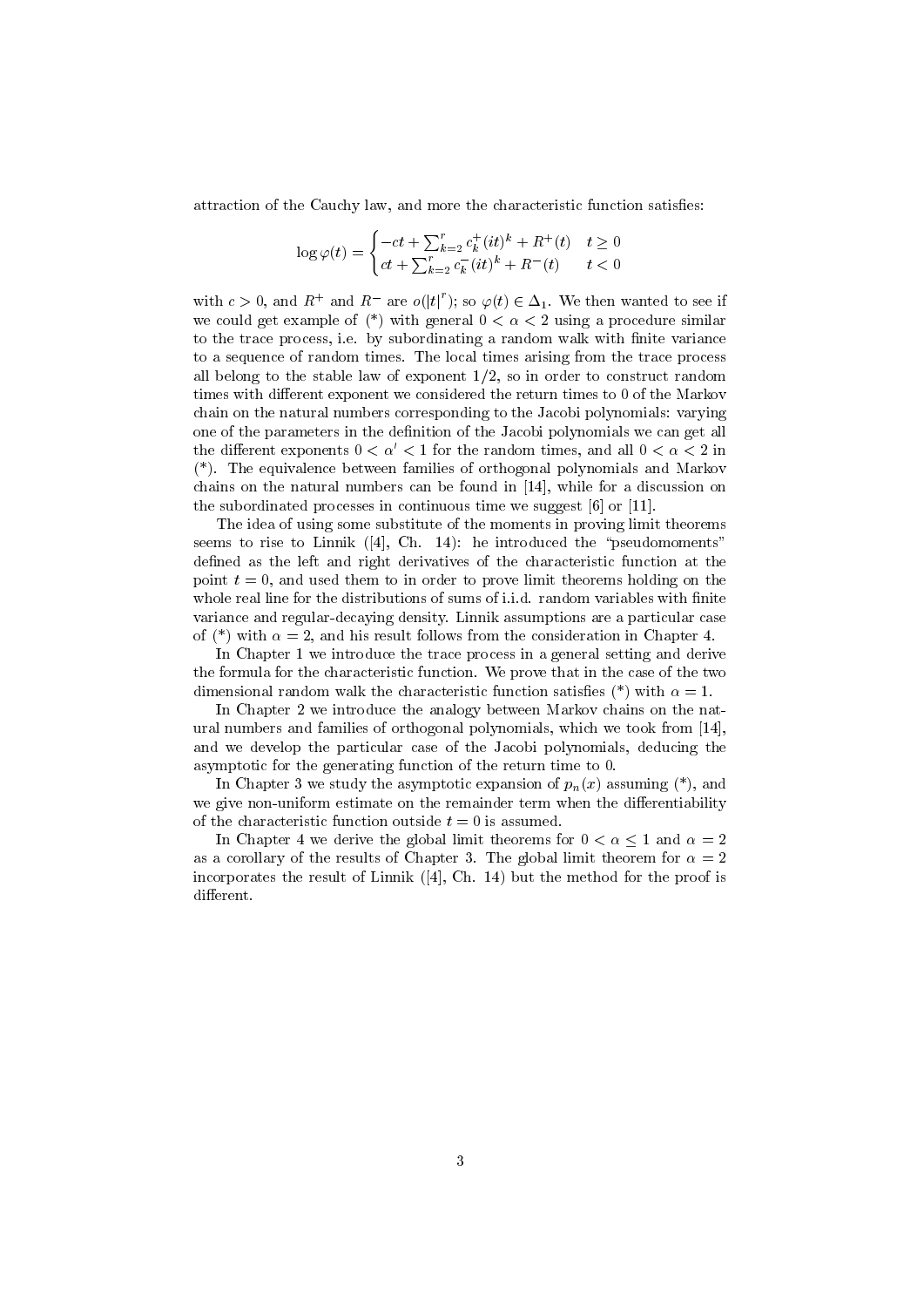attraction of the Cauchy law, and more the characteristic function satisfies:

$$\log \varphi(t) = \begin{cases} -ct + \sum_{k=2}^{r} c_k^+ (it)^k + R^+(t) & t \geq 0 \\ ct + \sum_{k=2}^{r} c_k^- (it)^k + R^-(t) & t < 0 \end{cases}$$

with $c > 0$, and $R^+$ and $R^-$ are $o(|t|^r)$; so $\varphi(t) \in \Delta_1$. We then wanted to see if we could get example of (*) with general $0 < \alpha < 2$ using a procedure similar to the trace process, i.e. by subordinating a random walk with finite variance to a sequence of random times. The local times arising from the trace process all belong to the stable law of exponent $1/2$, so in order to construct random times with different exponent we considered the return times to 0 of the Markov chain on the natural numbers corresponding to the Jacobi polynomials: varying one of the parameters in the definition of the Jacobi polynomials we can get all the different exponents $0 < \alpha' < 1$ for the random times, and all $0 < \alpha < 2$ in (*). The equivalence between families of orthogonal polynomials and Markov chains on the natural numbers can be found in [14], while for a discussion on the subordinated processes in continuous time we suggest [6] or [11].

The idea of using some substitute of the moments in proving limit theorems seems to rise to Linnik ([4], Ch. 14): he introduced the "pseudomoments" defined as the left and right derivatives of the characteristic function at the point $t = 0$, and used them to in order to prove limit theorems holding on the whole real line for the distributions of sums of i.i.d. random variables with finite variance and regular-decaying density. Linnik assumptions are a particular case of (*) with $\alpha = 2$, and his result follows from the consideration in Chapter 4.

In Chapter 1 we introduce the trace process in a general setting and derive the formula for the characteristic function. We prove that in the case of the two dimensional random walk the characteristic function satisfies (*) with $\alpha = 1$.

In Chapter 2 we introduce the analogy between Markov chains on the natural numbers and families of orthogonal polynomials, which we took from [14], and we develop the particular case of the Jacobi polynomials, deducing the asymptotic for the generating function of the return time to 0.

In Chapter 3 we study the asymptotic expansion of $p_n(x)$ assuming (*), and we give non-uniform estimate on the remainder term when the differentiability of the characteristic function outside $t = 0$ is assumed.

In Chapter 4 we derive the global limit theorems for $0 < \alpha \leq 1$ and $\alpha = 2$ as a corollary of the results of Chapter 3. The global limit theorem for $\alpha = 2$ incorporates the result of Linnik ([4], Ch. 14) but the method for the proof is different.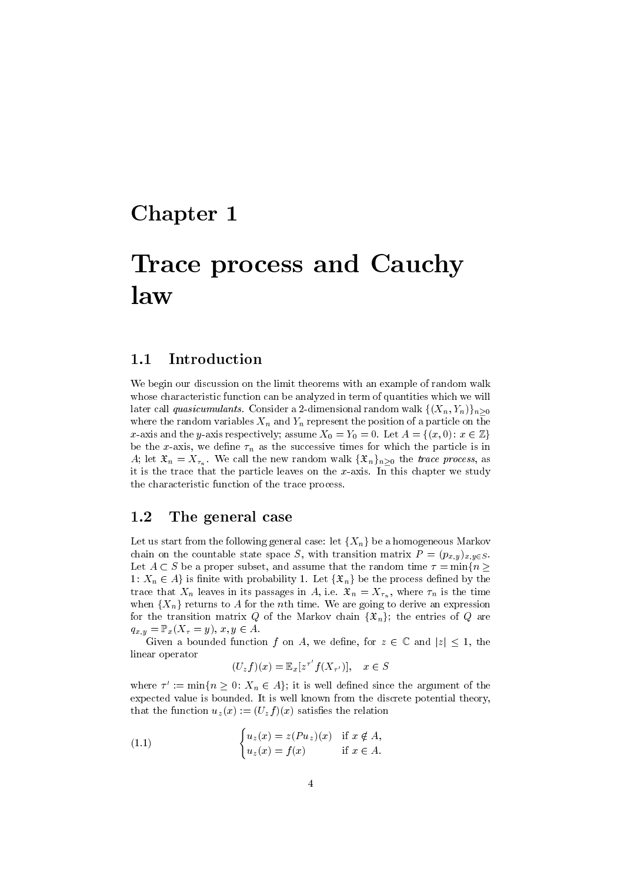# Chapter 1

# Trace process and Cauchy law

## 1.1 Introduction

We begin our discussion on the limit theorems with an example of random walk whose characteristic function can be analyzed in term of quantities which we will later call *quasicumulants*. Consider a 2-dimensional random walk $\{(X_n, Y_n)\}_{n\geq 0}$ where the random variables $X_n$ and $Y_n$ represent the position of a particle on the $x$-axis and the $y$-axis respectively; assume $X_0 = Y_0 = 0$. Let $A = \{(x, 0) \colon x \in \mathbb{Z}\}$ be the $x$-axis, we define $\tau_n$ as the successive times for which the particle is in $A$; let $\mathfrak{X}_n = X_{\tau_n}$. We call the new random walk $\{\mathfrak{X}_n\}_{n\geq 0}$ the *trace process*, as it is the trace that the particle leaves on the $x$-axis. In this chapter we study the characteristic function of the trace process.

## 1.2 The general case

Let us start from the following general case: let $\{X_n\}$ be a homogeneous Markov chain on the countable state space $S$, with transition matrix $P = (p_{x,y})_{x,y\in S}$. Let $A \subset S$ be a proper subset, and assume that the random time $\tau = \min\{n \geq 1 \colon X_n \in A\}$ is finite with probability 1. Let $\{\mathfrak{X}_n\}$ be the process defined by the trace that $X_n$ leaves in its passages in $A$, i.e. $\mathfrak{X}_n = X_{\tau_n}$, where $\tau_n$ is the time when $\{X_n\}$ returns to $A$ for the $n$th time. We are going to derive an expression for the transition matrix $Q$ of the Markov chain $\{\mathfrak{X}_n\}$; the entries of $Q$ are $q_{x,y} = \mathbb{P}_x(X_\tau = y)$, $x, y \in A$.

Given a bounded function $f$ on $A$, we define, for $z \in \mathbb{C}$ and $|z| \leq 1$, the linear operator

$$(U_z f)(x) = \mathbb{E}_x[z^{\tau'} f(X_{\tau'})], \quad x \in S$$

where $\tau' := \min\{n \geq 0 \colon X_n \in A\}$; it is well defined since the argument of the expected value is bounded. It is well known from the discrete potential theory, that the function $u_z(x) := (U_z f)(x)$ satisfies the relation

$$\begin{cases} u_z(x) = z(Pu_z)(x) & \text{if } x \notin A, \\ u_z(x) = f(x) & \text{if } x \in A. \end{cases} \tag{1.1}$$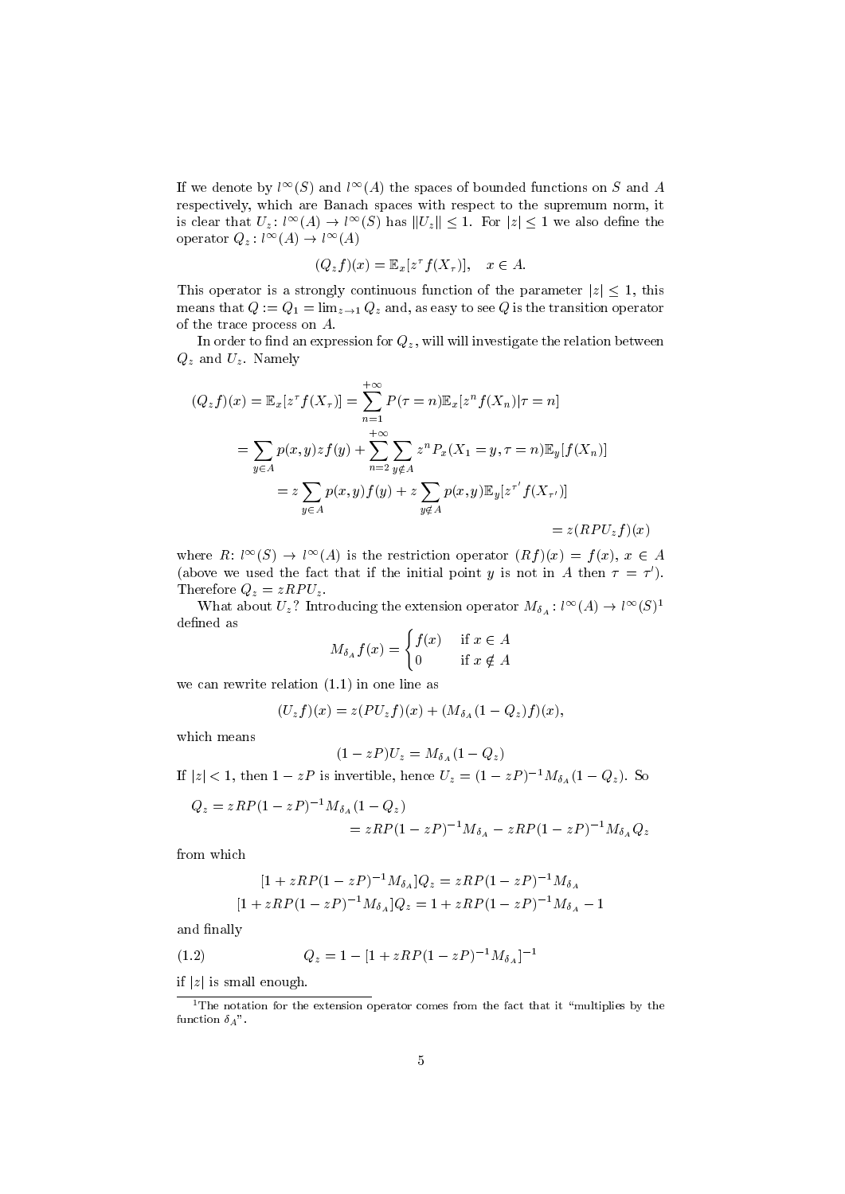If we denote by $l^\infty(S)$ and $l^\infty(A)$ the spaces of bounded functions on $S$ and $A$ respectively, which are Banach spaces with respect to the supremum norm, it is clear that $U_z\colon l^\infty(A) \to l^\infty(S)$ has $\|U_z\| \le 1$. For $|z| \le 1$ we also define the operator $Q_z : l^\infty(A) \to l^\infty(A)$

$$(Q_z f)(x) = \mathbb{E}_x[z^\tau f(X_\tau)], \quad x \in A.$$

This operator is a strongly continuous function of the parameter $|z| \le 1$, this means that $Q := Q_1 = \lim_{z\to 1} Q_z$ and, as easy to see $Q$ is the transition operator of the trace process on $A$.

In order to find an expression for $Q_z$, will will investigate the relation between $Q_z$ and $U_z$. Namely

$$\begin{aligned}
(Q_z f)(x) = \mathbb{E}_x[z^\tau f(X_\tau)] &= \sum_{n=1}^{+\infty} P(\tau = n)\mathbb{E}_x[z^n f(X_n)|\tau = n] \\
&= \sum_{y\in A} p(x,y) z f(y) + \sum_{n=2}^{+\infty} \sum_{y\notin A} z^n P_x(X_1 = y, \tau = n)\mathbb{E}_y[f(X_n)] \\
&= z\sum_{y\in A} p(x,y) f(y) + z\sum_{y\notin A} p(x,y)\mathbb{E}_y[z^{\tau'} f(X_{\tau'})] \\
&= z(RPU_z f)(x)
\end{aligned}$$

where $R\colon l^\infty(S) \to l^\infty(A)$ is the restriction operator $(Rf)(x) = f(x)$, $x \in A$ (above we used the fact that if the initial point $y$ is not in $A$ then $\tau = \tau'$). Therefore $Q_z = zRPU_z$.

What about $U_z$? Introducing the extension operator $M_{\delta_A} : l^\infty(A) \to l^\infty(S)$[1] defined as

$$M_{\delta_A} f(x) = \begin{cases} f(x) & \text{if } x \in A \\ 0 & \text{if } x \notin A \end{cases}$$

we can rewrite relation (1.1) in one line as

$$(U_z f)(x) = z(PU_z f)(x) + (M_{\delta_A}(1 - Q_z)f)(x),$$

which means

$$(1 - zP)U_z = M_{\delta_A}(1 - Q_z)$$

If $|z| < 1$, then $1 - zP$ is invertible, hence $U_z = (1 - zP)^{-1} M_{\delta_A}(1 - Q_z)$. So

$$\begin{aligned}
Q_z &= zRP(1 - zP)^{-1} M_{\delta_A}(1 - Q_z) \\
&= zRP(1 - zP)^{-1} M_{\delta_A} - zRP(1 - zP)^{-1} M_{\delta_A} Q_z
\end{aligned}$$

from which

$$\begin{aligned}
[1 + zRP(1 - zP)^{-1} M_{\delta_A}]Q_z &= zRP(1 - zP)^{-1} M_{\delta_A} \\
[1 + zRP(1 - zP)^{-1} M_{\delta_A}]Q_z &= 1 + zRP(1 - zP)^{-1} M_{\delta_A} - 1
\end{aligned}$$

and finally

$$Q_z = 1 - [1 + zRP(1 - zP)^{-1} M_{\delta_A}]^{-1} \tag{1.2}$$

if $|z|$ is small enough.

[1] The notation for the extension operator comes from the fact that it "multiplies by the function $\delta_A$".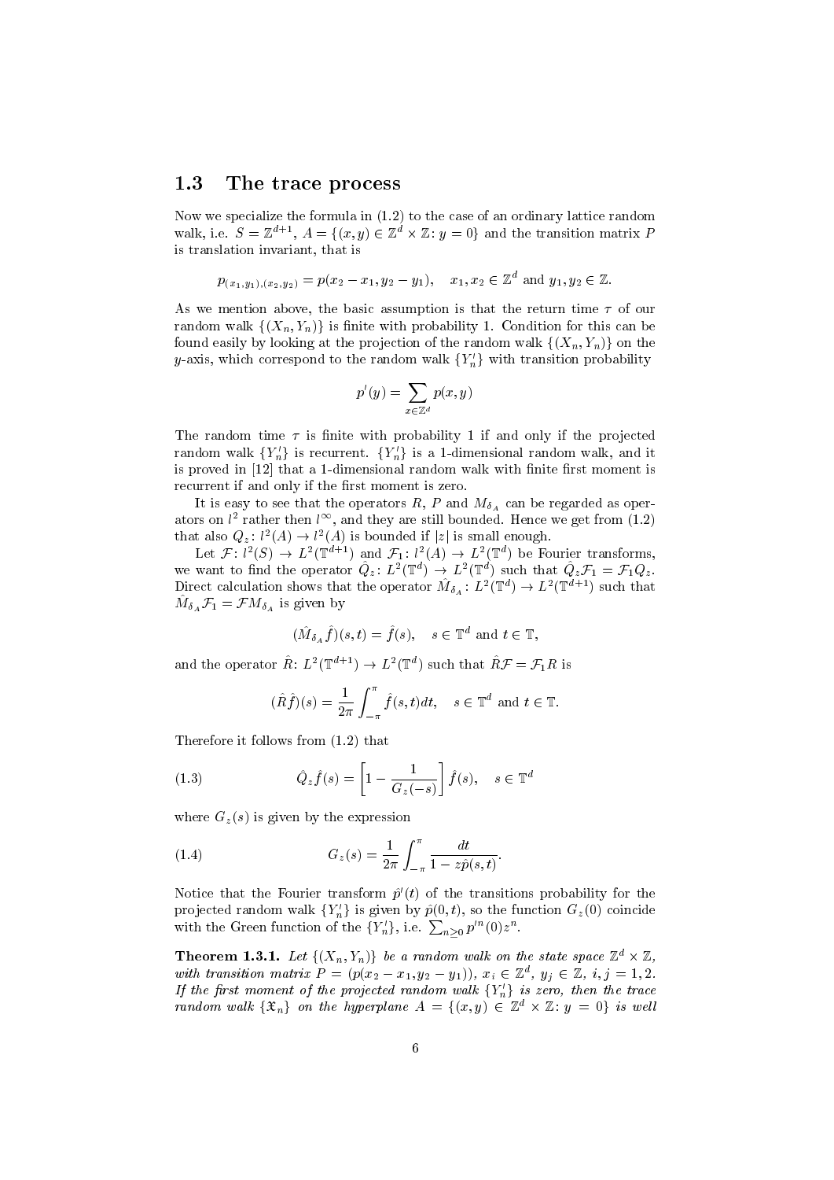## 1.3 The trace process

Now we specialize the formula in (1.2) to the case of an ordinary lattice random walk, i.e. $S = \mathbb{Z}^{d+1}$, $A = \{(x,y) \in \mathbb{Z}^d \times \mathbb{Z} \colon y = 0\}$ and the transition matrix $P$ is translation invariant, that is

$$p_{(x_1,y_1),(x_2,y_2)} = p(x_2 - x_1, y_2 - y_1), \quad x_1, x_2 \in \mathbb{Z}^d \text{ and } y_1, y_2 \in \mathbb{Z}.$$

As we mention above, the basic assumption is that the return time $\tau$ of our random walk $\{(X_n, Y_n)\}$ is finite with probability 1. Condition for this can be found easily by looking at the projection of the random walk $\{(X_n, Y_n)\}$ on the $y$-axis, which correspond to the random walk $\{Y_n'\}$ with transition probability

$$p'(y) = \sum_{x \in \mathbb{Z}^d} p(x, y)$$

The random time $\tau$ is finite with probability 1 if and only if the projected random walk $\{Y_n'\}$ is recurrent. $\{Y_n'\}$ is a 1-dimensional random walk, and it is proved in [12] that a 1-dimensional random walk with finite first moment is recurrent if and only if the first moment is zero.

It is easy to see that the operators $R$, $P$ and $M_{\delta_A}$ can be regarded as operators on $l^2$ rather then $l^\infty$, and they are still bounded. Hence we get from (1.2) that also $Q_z \colon l^2(A) \to l^2(A)$ is bounded if $|z|$ is small enough.

Let $\mathcal{F} \colon l^2(S) \to L^2(\mathbb{T}^{d+1})$ and $\mathcal{F}_1 \colon l^2(A) \to L^2(\mathbb{T}^d)$ be Fourier transforms, we want to find the operator $\hat{Q}_z \colon L^2(\mathbb{T}^d) \to L^2(\mathbb{T}^d)$ such that $\hat{Q}_z \mathcal{F}_1 = \mathcal{F}_1 Q_z$. Direct calculation shows that the operator $\hat{M}_{\delta_A} \colon L^2(\mathbb{T}^d) \to L^2(\mathbb{T}^{d+1})$ such that $\hat{M}_{\delta_A} \mathcal{F}_1 = \mathcal{F} M_{\delta_A}$ is given by

$$(\hat{M}_{\delta_A} \hat{f})(s,t) = \hat{f}(s), \quad s \in \mathbb{T}^d \text{ and } t \in \mathbb{T},$$

and the operator $\hat{R} \colon L^2(\mathbb{T}^{d+1}) \to L^2(\mathbb{T}^d)$ such that $\hat{R}\mathcal{F} = \mathcal{F}_1 R$ is

$$(\hat{R}\hat{f})(s) = \frac{1}{2\pi} \int_{-\pi}^{\pi} \hat{f}(s,t) dt, \quad s \in \mathbb{T}^d \text{ and } t \in \mathbb{T}.$$

Therefore it follows from (1.2) that

$$\hat{Q}_z \hat{f}(s) = \left[1 - \frac{1}{G_z(-s)}\right] \hat{f}(s), \quad s \in \mathbb{T}^d \tag{1.3}$$

where $G_z(s)$ is given by the expression

$$G_z(s) = \frac{1}{2\pi} \int_{-\pi}^{\pi} \frac{dt}{1 - z\hat{p}(s,t)}. \tag{1.4}$$

Notice that the Fourier transform $\hat{p}'(t)$ of the transitions probability for the projected random walk $\{Y_n'\}$ is given by $\hat{p}(0,t)$, so the function $G_z(0)$ coincide with the Green function of the $\{Y_n'\}$, i.e. $\sum_{n \geq 0} p'^n(0) z^n$.

**Theorem 1.3.1.** *Let $\{(X_n, Y_n)\}$ be a random walk on the state space $\mathbb{Z}^d \times \mathbb{Z}$, with transition matrix $P = (p(x_2 - x_1, y_2 - y_1))$, $x_i \in \mathbb{Z}^d$, $y_j \in \mathbb{Z}$, $i,j = 1,2$. If the first moment of the projected random walk $\{Y_n'\}$ is zero, then the trace random walk $\{\mathfrak{X}_n\}$ on the hyperplane $A = \{(x,y) \in \mathbb{Z}^d \times \mathbb{Z} \colon y = 0\}$ is well*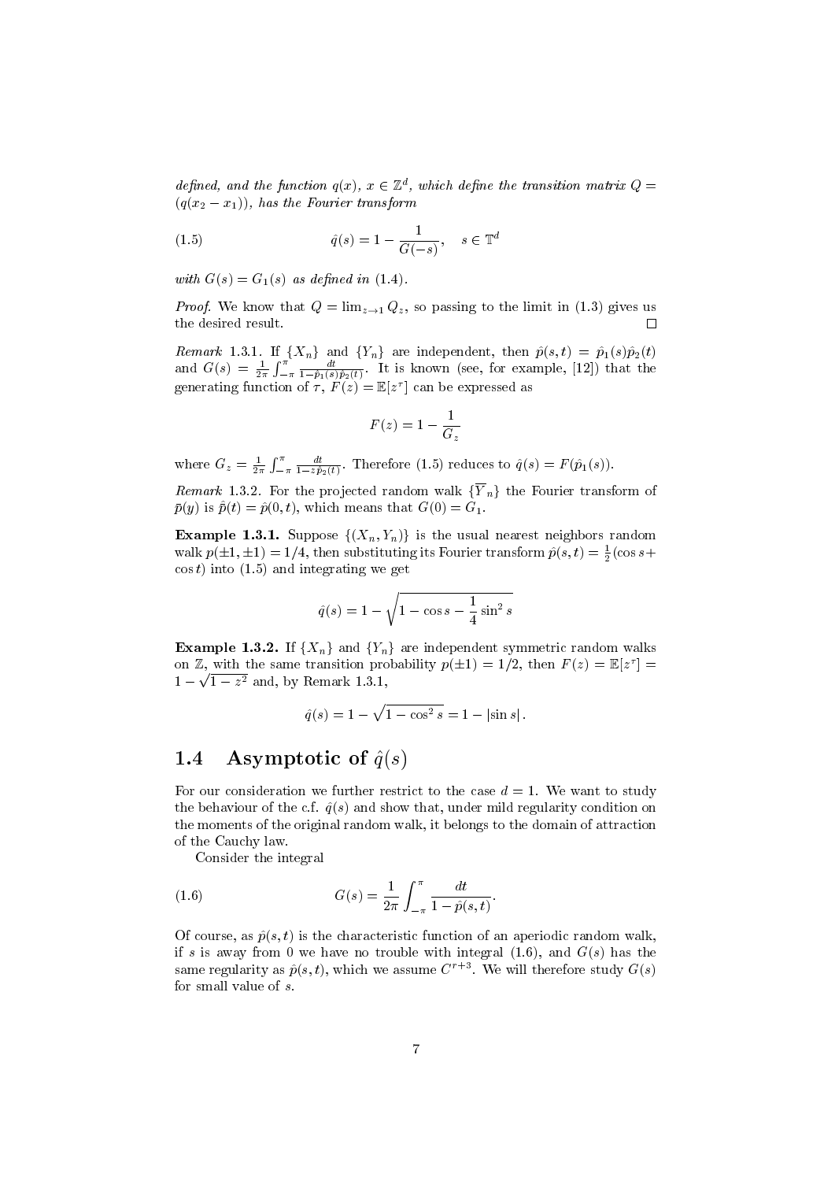*defined, and the function $q(x)$, $x \in \mathbb{Z}^d$, which define the transition matrix $Q = (q(x_2 - x_1))$, has the Fourier transform*

$$\hat{q}(s) = 1 - \frac{1}{G(-s)}, \quad s \in \mathbb{T}^d \tag{1.5}$$

*with $G(s) = G_1(s)$ as defined in (1.4).*

*Proof.* We know that $Q = \lim_{z \to 1} Q_z$, so passing to the limit in (1.3) gives us the desired result. □

*Remark* 1.3.1. If $\{X_n\}$ and $\{Y_n\}$ are independent, then $\hat{p}(s,t) = \hat{p}_1(s)\hat{p}_2(t)$ and $G(s) = \frac{1}{2\pi}\int_{-\pi}^{\pi} \frac{dt}{1 - \hat{p}_1(s)\hat{p}_2(t)}$. It is known (see, for example, [12]) that the generating function of $\tau$, $F(z) = \mathbb{E}[z^\tau]$ can be expressed as

$$F(z) = 1 - \frac{1}{G_z}$$

where $G_z = \frac{1}{2\pi}\int_{-\pi}^{\pi} \frac{dt}{1 - z\hat{p}_2(t)}$. Therefore (1.5) reduces to $\hat{q}(s) = F(\hat{p}_1(s))$.

*Remark* 1.3.2. For the projected random walk $\{\overline{Y}_n\}$ the Fourier transform of $\bar{p}(y)$ is $\hat{\bar{p}}(t) = \hat{p}(0,t)$, which means that $G(0) = G_1$.

**Example 1.3.1.** Suppose $\{(X_n, Y_n)\}$ is the usual nearest neighbors random walk $p(\pm 1, \pm 1) = 1/4$, then substituting its Fourier transform $\hat{p}(s,t) = \frac{1}{2}(\cos s + \cos t)$ into (1.5) and integrating we get

$$\hat{q}(s) = 1 - \sqrt{1 - \cos s - \frac{1}{4}\sin^2 s}$$

**Example 1.3.2.** If $\{X_n\}$ and $\{Y_n\}$ are independent symmetric random walks on $\mathbb{Z}$, with the same transition probability $p(\pm 1) = 1/2$, then $F(z) = \mathbb{E}[z^\tau] = 1 - \sqrt{1 - z^2}$ and, by Remark 1.3.1,

$$\hat{q}(s) = 1 - \sqrt{1 - \cos^2 s} = 1 - |\sin s|.$$

## 1.4 Asymptotic of $\hat{q}(s)$

For our consideration we further restrict to the case $d = 1$. We want to study the behaviour of the c.f. $\hat{q}(s)$ and show that, under mild regularity condition on the moments of the original random walk, it belongs to the domain of attraction of the Cauchy law.

Consider the integral

$$G(s) = \frac{1}{2\pi}\int_{-\pi}^{\pi} \frac{dt}{1 - \hat{p}(s,t)}. \tag{1.6}$$

Of course, as $\hat{p}(s,t)$ is the characteristic function of an aperiodic random walk, if $s$ is away from 0 we have no trouble with integral (1.6), and $G(s)$ has the same regularity as $\hat{p}(s,t)$, which we assume $C^{r+3}$. We will therefore study $G(s)$ for small value of $s$.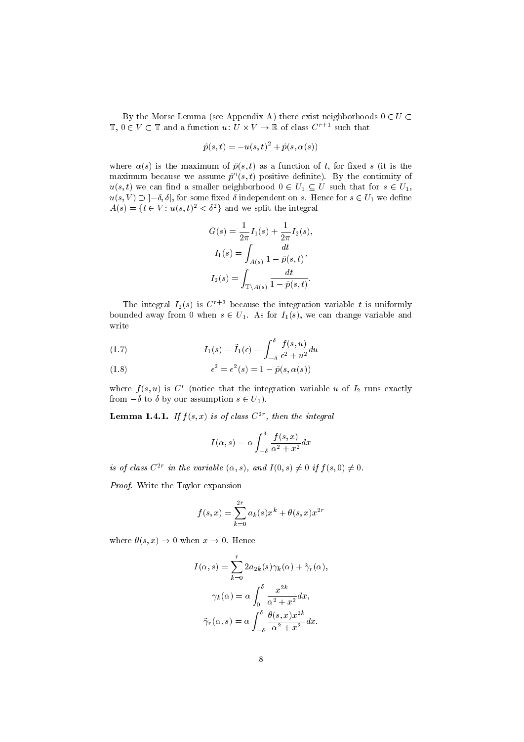By the Morse Lemma (see Appendix A) there exist neighborhoods $0 \in U \subset \mathbb{T}$, $0 \in V \subset \mathbb{T}$ and a function $u\colon U \times V \to \mathbb{R}$ of class $C^{r+1}$ such that

$$\hat{p}(s,t) = -u(s,t)^2 + \hat{p}(s,\alpha(s))$$

where $\alpha(s)$ is the maximum of $\hat{p}(s,t)$ as a function of $t$, for fixed $s$ (it is the maximum because we assume $\hat{p}''(s,t)$ positive definite). By the continuity of $u(s,t)$ we can find a smaller neighborhood $0 \in U_1 \subseteq U$ such that for $s \in U_1$, $u(s,V) \supset \,]-\delta,\delta[$, for some fixed $\delta$ independent on $s$. Hence for $s \in U_1$ we define $A(s) = \{t \in V\colon u(s,t)^2 < \delta^2\}$ and we split the integral

$$G(s) = \frac{1}{2\pi} I_1(s) + \frac{1}{2\pi} I_2(s),$$
$$I_1(s) = \int_{A(s)} \frac{dt}{1 - \hat{p}(s,t)},$$
$$I_2(s) = \int_{\mathbb{T}\setminus A(s)} \frac{dt}{1 - \hat{p}(s,t)}.$$

The integral $I_2(s)$ is $C^{r+3}$ because the integration variable $t$ is uniformly bounded away from 0 when $s \in U_1$. As for $I_1(s)$, we can change variable and write

$$I_1(s) = \tilde{I}_1(\epsilon) = \int_{-\delta}^{\delta} \frac{f(s,u)}{\epsilon^2 + u^2} du \tag{1.7}$$

$$\epsilon^2 = \epsilon^2(s) = 1 - \hat{p}(s,\alpha(s)) \tag{1.8}$$

where $f(s,u)$ is $C^r$ (notice that the integration variable $u$ of $I_2$ runs exactly from $-\delta$ to $\delta$ by our assumption $s \in U_1$).

**Lemma 1.4.1.** *If $f(s,x)$ is of class $C^{2r}$, then the integral*

$$I(\alpha,s) = \alpha \int_{-\delta}^{\delta} \frac{f(s,x)}{\alpha^2 + x^2} dx$$

*is of class $C^{2r}$ in the variable $(\alpha,s)$, and $I(0,s) \neq 0$ if $f(s,0) \neq 0$.*

*Proof.* Write the Taylor expansion

$$f(s,x) = \sum_{k=0}^{2r} a_k(s) x^k + \theta(s,x) x^{2r}$$

where $\theta(s,x) \to 0$ when $x \to 0$. Hence

$$I(\alpha,s) = \sum_{k=0}^{r} 2a_{2k}(s)\gamma_k(\alpha) + \tilde{\gamma}_r(\alpha),$$
$$\gamma_k(\alpha) = \alpha \int_0^{\delta} \frac{x^{2k}}{\alpha^2 + x^2} dx,$$
$$\tilde{\gamma}_r(\alpha,s) = \alpha \int_{-\delta}^{\delta} \frac{\theta(s,x)x^{2k}}{\alpha^2 + x^2} dx.$$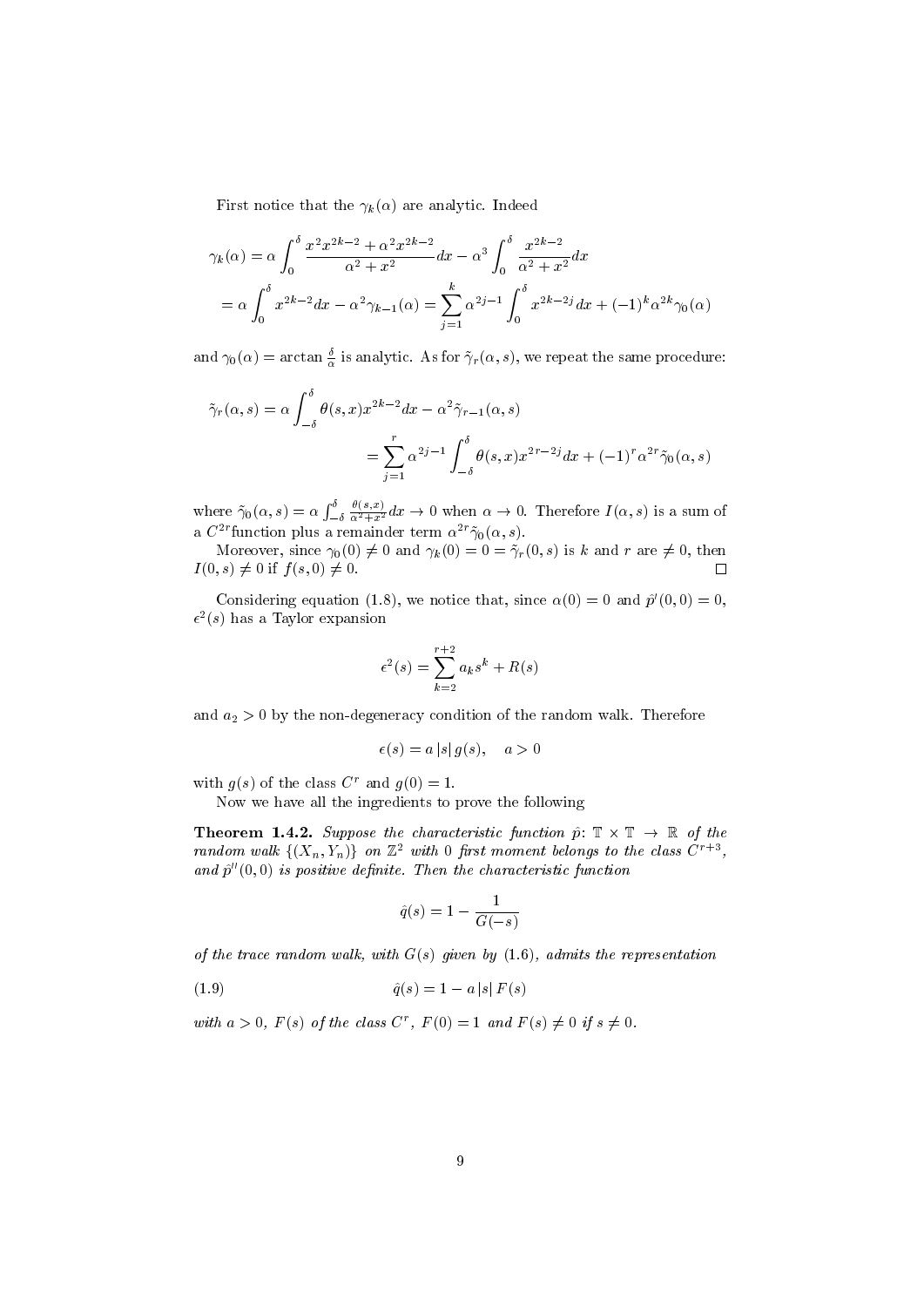First notice that the $\gamma_k(\alpha)$ are analytic. Indeed

$$
\begin{aligned}
\gamma_k(\alpha) &= \alpha \int_0^\delta \frac{x^2 x^{2k-2} + \alpha^2 x^{2k-2}}{\alpha^2 + x^2} dx - \alpha^3 \int_0^\delta \frac{x^{2k-2}}{\alpha^2 + x^2} dx \\
&= \alpha \int_0^\delta x^{2k-2} dx - \alpha^2 \gamma_{k-1}(\alpha) = \sum_{j=1}^{k} \alpha^{2j-1} \int_0^\delta x^{2k-2j} dx + (-1)^k \alpha^{2k} \gamma_0(\alpha)
\end{aligned}
$$

and $\gamma_0(\alpha) = \arctan \frac{\delta}{\alpha}$ is analytic. As for $\tilde{\gamma}_r(\alpha, s)$, we repeat the same procedure:

$$
\begin{aligned}
\tilde{\gamma}_r(\alpha, s) &= \alpha \int_{-\delta}^{\delta} \theta(s, x) x^{2k-2} dx - \alpha^2 \tilde{\gamma}_{r-1}(\alpha, s) \\
&= \sum_{j=1}^{r} \alpha^{2j-1} \int_{-\delta}^{\delta} \theta(s, x) x^{2r-2j} dx + (-1)^r \alpha^{2r} \tilde{\gamma}_0(\alpha, s)
\end{aligned}
$$

where $\tilde{\gamma}_0(\alpha, s) = \alpha \int_{-\delta}^{\delta} \frac{\theta(s,x)}{\alpha^2 + x^2} dx \to 0$ when $\alpha \to 0$. Therefore $I(\alpha, s)$ is a sum of a $C^{2r}$function plus a remainder term $\alpha^{2r} \tilde{\gamma}_0(\alpha, s)$.

Moreover, since $\gamma_0(0) \neq 0$ and $\gamma_k(0) = 0 = \tilde{\gamma}_r(0, s)$ is $k$ and $r$ are $\neq 0$, then $I(0, s) \neq 0$ if $f(s, 0) \neq 0$. $\square$

Considering equation (1.8), we notice that, since $\alpha(0) = 0$ and $\hat{p}'(0, 0) = 0$, $\epsilon^2(s)$ has a Taylor expansion

$$
\epsilon^2(s) = \sum_{k=2}^{r+2} a_k s^k + R(s)
$$

and $a_2 > 0$ by the non-degeneracy condition of the random walk. Therefore

$$
\epsilon(s) = a\,|s|\,g(s), \quad a > 0
$$

with $g(s)$ of the class $C^r$ and $g(0) = 1$.

Now we have all the ingredients to prove the following

**Theorem 1.4.2.** *Suppose the characteristic function $\hat{p}\colon \mathbb{T} \times \mathbb{T} \to \mathbb{R}$ of the random walk $\{(X_n, Y_n)\}$ on $\mathbb{Z}^2$ with 0 first moment belongs to the class $C^{r+3}$, and $\hat{p}''(0, 0)$ is positive definite. Then the characteristic function*

$$
\hat{q}(s) = 1 - \frac{1}{G(-s)}
$$

*of the trace random walk, with $G(s)$ given by (1.6), admits the representation*

$$
\hat{q}(s) = 1 - a\,|s|\,F(s) \tag{1.9}
$$

*with $a > 0$, $F(s)$ of the class $C^r$, $F(0) = 1$ and $F(s) \neq 0$ if $s \neq 0$.*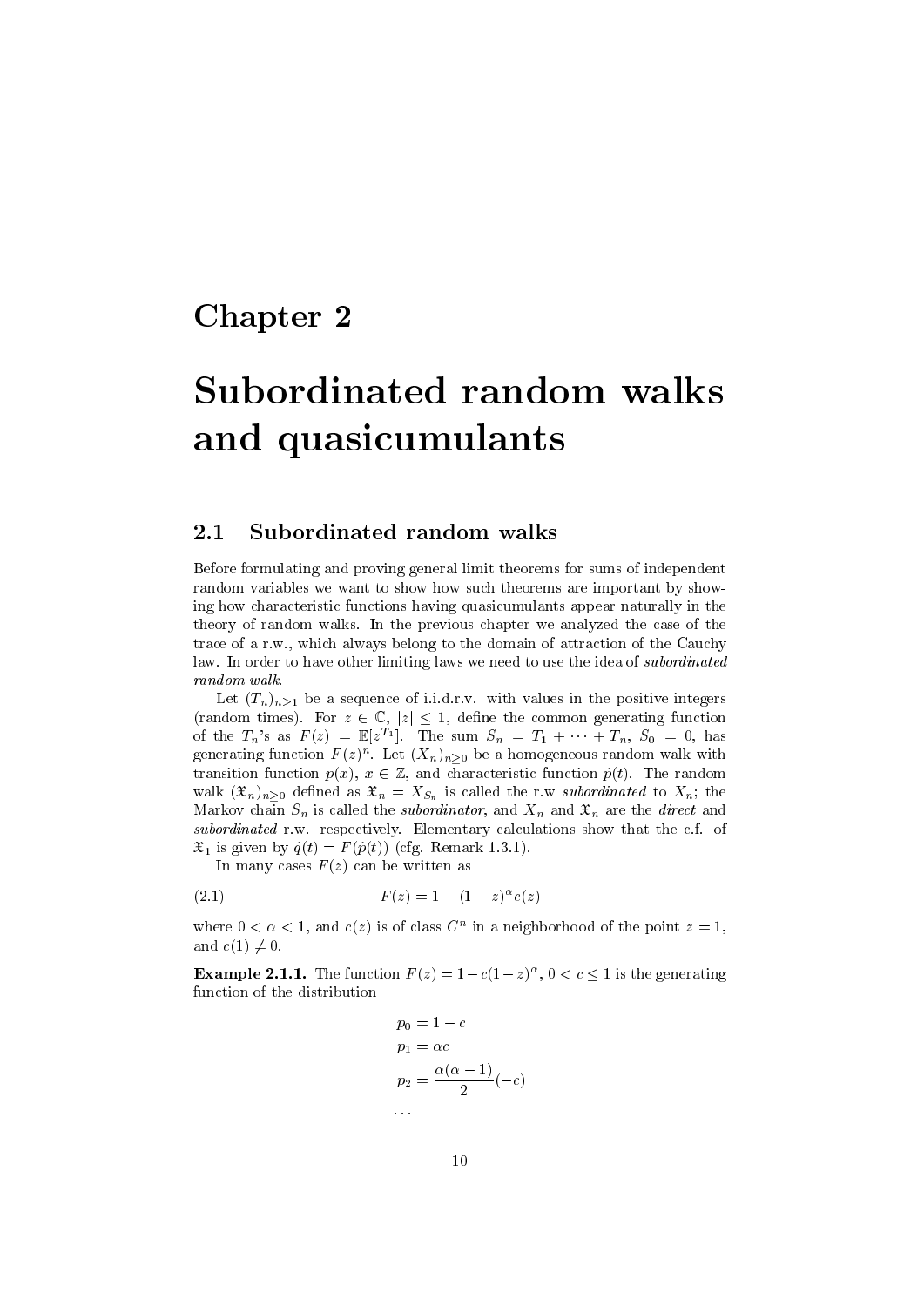# Chapter 2

# Subordinated random walks and quasicumulants

## 2.1 Subordinated random walks

Before formulating and proving general limit theorems for sums of independent random variables we want to show how such theorems are important by showing how characteristic functions having quasicumulants appear naturally in the theory of random walks. In the previous chapter we analyzed the case of the trace of a r.w., which always belong to the domain of attraction of the Cauchy law. In order to have other limiting laws we need to use the idea of *subordinated random walk*.

Let $(T_n)_{n\geq 1}$ be a sequence of i.i.d.r.v. with values in the positive integers (random times). For $z \in \mathbb{C}$, $|z| \leq 1$, define the common generating function of the $T_n$'s as $F(z) = \mathbb{E}[z^{T_1}]$. The sum $S_n = T_1 + \cdots + T_n$, $S_0 = 0$, has generating function $F(z)^n$. Let $(X_n)_{n\geq 0}$ be a homogeneous random walk with transition function $p(x)$, $x \in \mathbb{Z}$, and characteristic function $\hat{p}(t)$. The random walk $(\mathfrak{X}_n)_{n\geq 0}$ defined as $\mathfrak{X}_n = X_{S_n}$ is called the r.w *subordinated* to $X_n$; the Markov chain $S_n$ is called the *subordinator*, and $X_n$ and $\mathfrak{X}_n$ are the *direct* and *subordinated* r.w. respectively. Elementary calculations show that the c.f. of $\mathfrak{X}_1$ is given by $\hat{q}(t) = F(\hat{p}(t))$ (cfg. Remark 1.3.1).

In many cases $F(z)$ can be written as

$$F(z) = 1 - (1-z)^{\alpha} c(z) \tag{2.1}$$

where $0 < \alpha < 1$, and $c(z)$ is of class $C^n$ in a neighborhood of the point $z = 1$, and $c(1) \neq 0$.

**Example 2.1.1.** The function $F(z) = 1 - c(1-z)^{\alpha}$, $0 < c \leq 1$ is the generating function of the distribution

$$p_0 = 1 - c$$
$$p_1 = \alpha c$$
$$p_2 = \frac{\alpha(\alpha-1)}{2}(-c)$$
$$\ldots$$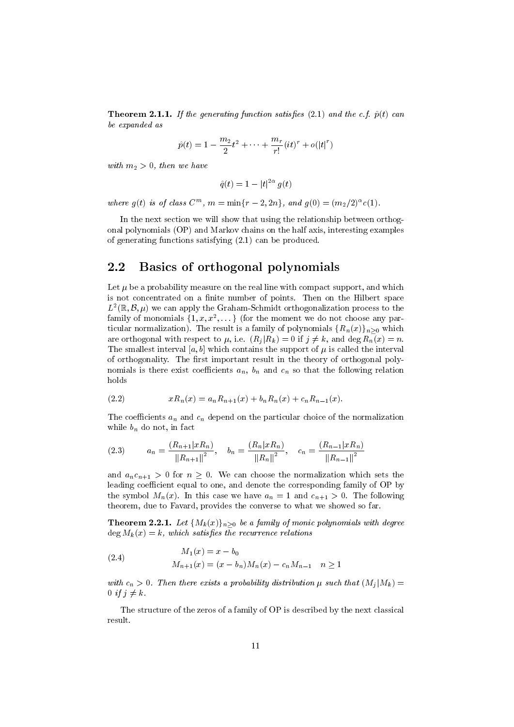**Theorem 2.1.1.** *If the generating function satisfies (2.1) and the c.f. $\hat{p}(t)$ can be expanded as*

$$\hat{p}(t) = 1 - \frac{m_2}{2}t^2 + \cdots + \frac{m_r}{r!}(it)^r + o(|t|^r)$$

*with $m_2 > 0$, then we have*

$$\hat{q}(t) = 1 - |t|^{2\alpha} g(t)$$

*where $g(t)$ is of class $C^m$, $m = \min\{r-2, 2n\}$, and $g(0) = (m_2/2)^\alpha c(1)$.*

In the next section we will show that using the relationship between orthogonal polynomials (OP) and Markov chains on the half axis, interesting examples of generating functions satisfying (2.1) can be produced.

## 2.2 Basics of orthogonal polynomials

Let $\mu$ be a probability measure on the real line with compact support, and which is not concentrated on a finite number of points. Then on the Hilbert space $L^2(\mathbb{R}, \mathcal{B}, \mu)$ we can apply the Graham-Schmidt orthogonalization process to the family of monomials $\{1, x, x^2, \dots\}$ (for the moment we do not choose any particular normalization). The result is a family of polynomials $\{R_n(x)\}_{n\geq 0}$ which are orthogonal with respect to $\mu$, i.e. $(R_j|R_k) = 0$ if $j \neq k$, and $\deg R_n(x) = n$. The smallest interval $[a, b]$ which contains the support of $\mu$ is called the interval of orthogonality. The first important result in the theory of orthogonal polynomials is there exist coefficients $a_n$, $b_n$ and $c_n$ so that the following relation holds

$$xR_n(x) = a_n R_{n+1}(x) + b_n R_n(x) + c_n R_{n-1}(x). \tag{2.2}$$

The coefficients $a_n$ and $c_n$ depend on the particular choice of the normalization while $b_n$ do not, in fact

$$a_n = \frac{(R_{n+1}|xR_n)}{\|R_{n+1}\|^2}, \quad b_n = \frac{(R_n|xR_n)}{\|R_n\|^2}, \quad c_n = \frac{(R_{n-1}|xR_n)}{\|R_{n-1}\|^2} \tag{2.3}$$

and $a_n c_{n+1} > 0$ for $n \geq 0$. We can choose the normalization which sets the leading coefficient equal to one, and denote the corresponding family of OP by the symbol $M_n(x)$. In this case we have $a_n = 1$ and $c_{n+1} > 0$. The following theorem, due to Favard, provides the converse to what we showed so far.

**Theorem 2.2.1.** *Let $\{M_k(x)\}_{n\geq 0}$ be a family of monic polynomials with degree $\deg M_k(x) = k$, which satisfies the recurrence relations*

$$\begin{aligned} M_1(x) &= x - b_0 \\ M_{n+1}(x) &= (x - b_n)M_n(x) - c_n M_{n-1} \quad n \geq 1 \end{aligned} \tag{2.4}$$

*with $c_n > 0$. Then there exists a probability distribution $\mu$ such that $(M_j|M_k) = 0$ if $j \neq k$.*

The structure of the zeros of a family of OP is described by the next classical result.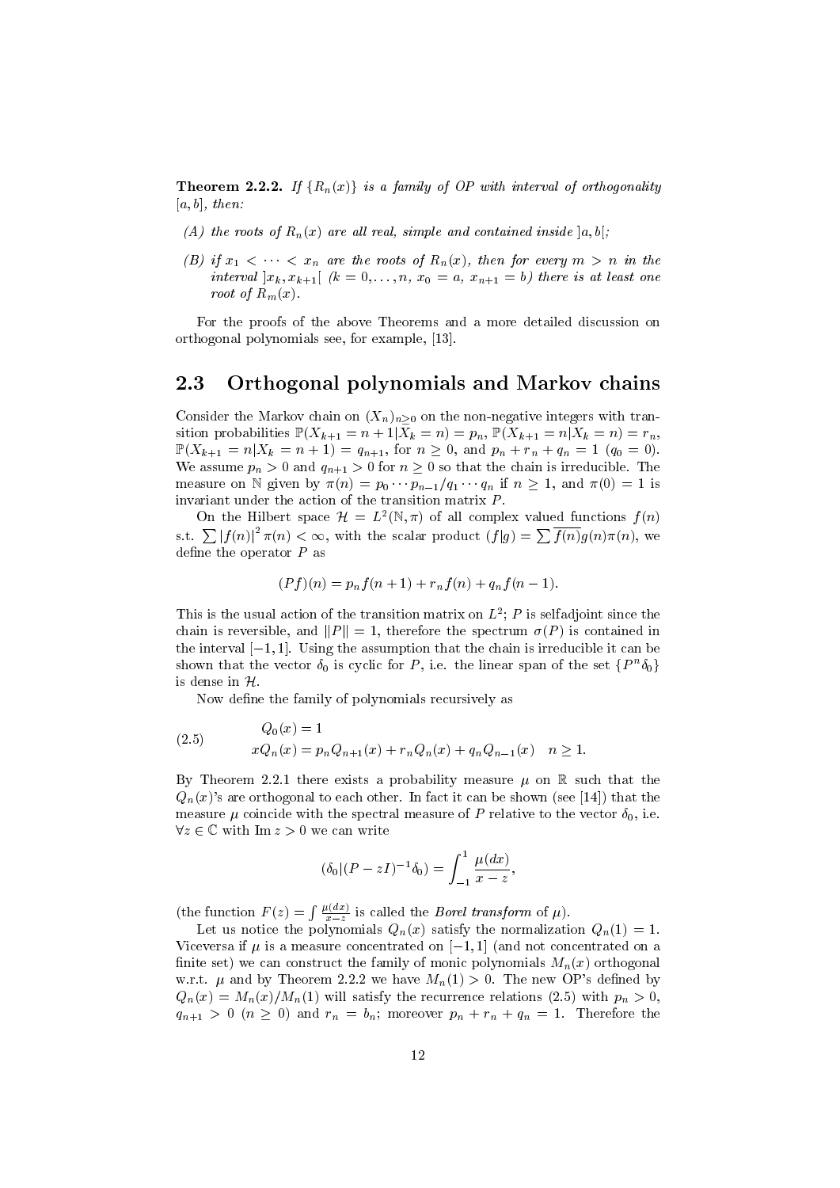**Theorem 2.2.2.** *If $\{R_n(x)\}$ is a family of OP with interval of orthogonality $[a,b]$, then:*

*(A) the roots of $R_n(x)$ are all real, simple and contained inside $]a,b[$;*

*(B) if $x_1 < \cdots < x_n$ are the roots of $R_n(x)$, then for every $m > n$ in the interval $]x_k, x_{k+1}[$ $(k = 0, \dots, n,\ x_0 = a,\ x_{n+1} = b)$ there is at least one root of $R_m(x)$.*

For the proofs of the above Theorems and a more detailed discussion on orthogonal polynomials see, for example, [13].

## 2.3 Orthogonal polynomials and Markov chains

Consider the Markov chain on $(X_n)_{n\geq 0}$ on the non-negative integers with transition probabilities $\mathbb{P}(X_{k+1} = n+1 | X_k = n) = p_n$, $\mathbb{P}(X_{k+1} = n | X_k = n) = r_n$, $\mathbb{P}(X_{k+1} = n | X_k = n+1) = q_{n+1}$, for $n \geq 0$, and $p_n + r_n + q_n = 1$ $(q_0 = 0)$. We assume $p_n > 0$ and $q_{n+1} > 0$ for $n \geq 0$ so that the chain is irreducible. The measure on $\mathbb{N}$ given by $\pi(n) = p_0 \cdots p_{n-1}/q_1 \cdots q_n$ if $n \geq 1$, and $\pi(0) = 1$ is invariant under the action of the transition matrix $P$.

On the Hilbert space $\mathcal{H} = L^2(\mathbb{N}, \pi)$ of all complex valued functions $f(n)$ s.t. $\sum |f(n)|^2 \pi(n) < \infty$, with the scalar product $(f|g) = \sum \overline{f(n)} g(n) \pi(n)$, we define the operator $P$ as

$$(Pf)(n) = p_n f(n+1) + r_n f(n) + q_n f(n-1).$$

This is the usual action of the transition matrix on $L^2$; $P$ is selfadjoint since the chain is reversible, and $\|P\| = 1$, therefore the spectrum $\sigma(P)$ is contained in the interval $[-1,1]$. Using the assumption that the chain is irreducible it can be shown that the vector $\delta_0$ is cyclic for $P$, i.e. the linear span of the set $\{P^n \delta_0\}$ is dense in $\mathcal{H}$.

Now define the family of polynomials recursively as

$$\begin{aligned} &Q_0(x) = 1 \\ &xQ_n(x) = p_n Q_{n+1}(x) + r_n Q_n(x) + q_n Q_{n-1}(x) \quad n \geq 1. \end{aligned} \tag{2.5}$$

By Theorem 2.2.1 there exists a probability measure $\mu$ on $\mathbb{R}$ such that the $Q_n(x)$'s are orthogonal to each other. In fact it can be shown (see [14]) that the measure $\mu$ coincide with the spectral measure of $P$ relative to the vector $\delta_0$, i.e. $\forall z \in \mathbb{C}$ with $\operatorname{Im} z > 0$ we can write

$$(\delta_0 | (P - zI)^{-1} \delta_0) = \int_{-1}^{1} \frac{\mu(dx)}{x - z},$$

(the function $F(z) = \int \frac{\mu(dx)}{x-z}$ is called the *Borel transform* of $\mu$).

Let us notice the polynomials $Q_n(x)$ satisfy the normalization $Q_n(1) = 1$. Viceversa if $\mu$ is a measure concentrated on $[-1,1]$ (and not concentrated on a finite set) we can construct the family of monic polynomials $M_n(x)$ orthogonal w.r.t. $\mu$ and by Theorem 2.2.2 we have $M_n(1) > 0$. The new OP's defined by $Q_n(x) = M_n(x)/M_n(1)$ will satisfy the recurrence relations (2.5) with $p_n > 0$, $q_{n+1} > 0$ $(n \geq 0)$ and $r_n = b_n$; moreover $p_n + r_n + q_n = 1$. Therefore the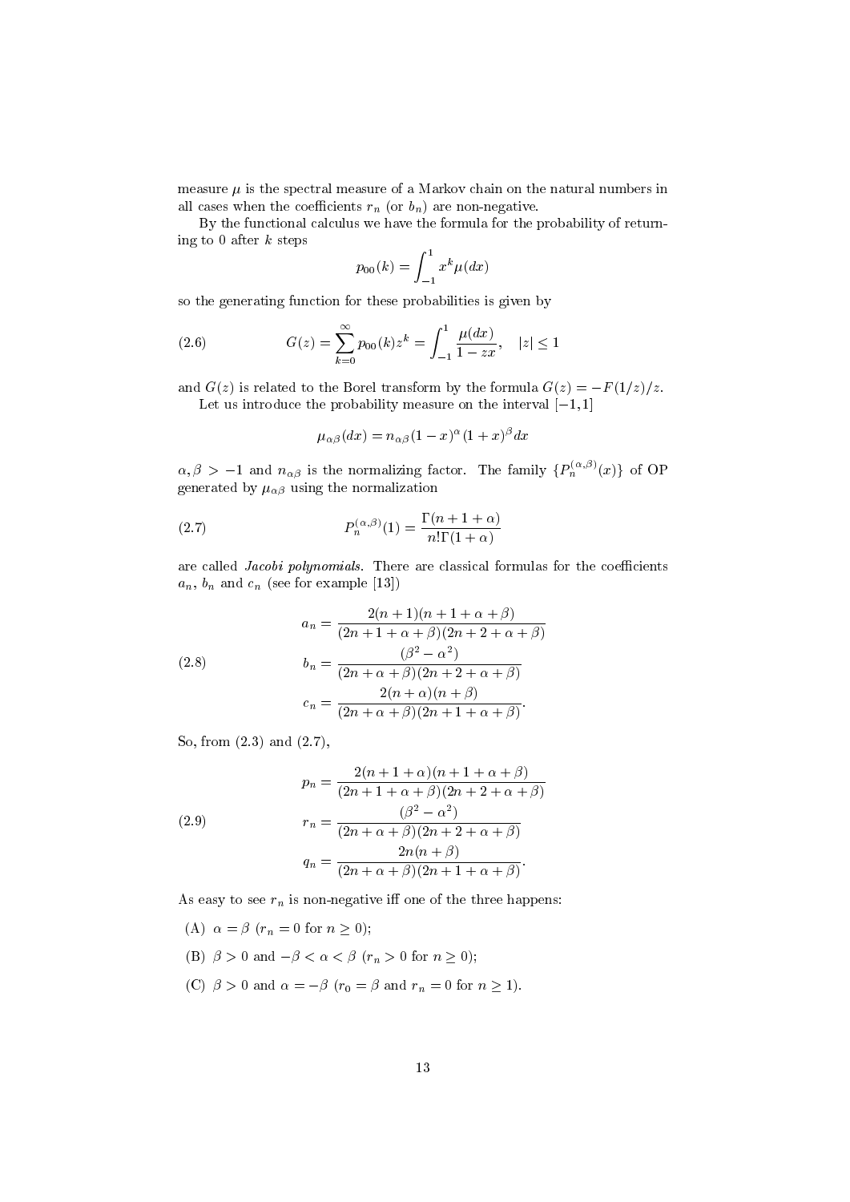measure $\mu$ is the spectral measure of a Markov chain on the natural numbers in all cases when the coefficients $r_n$ (or $b_n$) are non-negative.

By the functional calculus we have the formula for the probability of returning to 0 after $k$ steps

$$p_{00}(k) = \int_{-1}^{1} x^k \mu(dx)$$

so the generating function for these probabilities is given by

$$G(z) = \sum_{k=0}^{\infty} p_{00}(k) z^k = \int_{-1}^{1} \frac{\mu(dx)}{1 - zx}, \quad |z| \leq 1 \tag{2.6}$$

and $G(z)$ is related to the Borel transform by the formula $G(z) = -F(1/z)/z$.

Let us introduce the probability measure on the interval $[-1,1]$

$$\mu_{\alpha\beta}(dx) = n_{\alpha\beta}(1-x)^{\alpha}(1+x)^{\beta} dx$$

$\alpha, \beta > -1$ and $n_{\alpha\beta}$ is the normalizing factor. The family $\{P_n^{(\alpha,\beta)}(x)\}$ of OP generated by $\mu_{\alpha\beta}$ using the normalization

$$P_n^{(\alpha,\beta)}(1) = \frac{\Gamma(n+1+\alpha)}{n!\Gamma(1+\alpha)} \tag{2.7}$$

are called *Jacobi polynomials*. There are classical formulas for the coefficients $a_n$, $b_n$ and $c_n$ (see for example [13])

$$\begin{aligned} a_n &= \frac{2(n+1)(n+1+\alpha+\beta)}{(2n+1+\alpha+\beta)(2n+2+\alpha+\beta)} \\ b_n &= \frac{(\beta^2-\alpha^2)}{(2n+\alpha+\beta)(2n+2+\alpha+\beta)} \\ c_n &= \frac{2(n+\alpha)(n+\beta)}{(2n+\alpha+\beta)(2n+1+\alpha+\beta)}. \end{aligned} \tag{2.8}$$

So, from (2.3) and (2.7),

$$\begin{aligned} p_n &= \frac{2(n+1+\alpha)(n+1+\alpha+\beta)}{(2n+1+\alpha+\beta)(2n+2+\alpha+\beta)} \\ r_n &= \frac{(\beta^2-\alpha^2)}{(2n+\alpha+\beta)(2n+2+\alpha+\beta)} \\ q_n &= \frac{2n(n+\beta)}{(2n+\alpha+\beta)(2n+1+\alpha+\beta)}. \end{aligned} \tag{2.9}$$

As easy to see $r_n$ is non-negative iff one of the three happens:

(A) $\alpha = \beta$ ($r_n = 0$ for $n \geq 0$);

(B) $\beta > 0$ and $-\beta < \alpha < \beta$ ($r_n > 0$ for $n \geq 0$);

(C) $\beta > 0$ and $\alpha = -\beta$ ($r_0 = \beta$ and $r_n = 0$ for $n \geq 1$).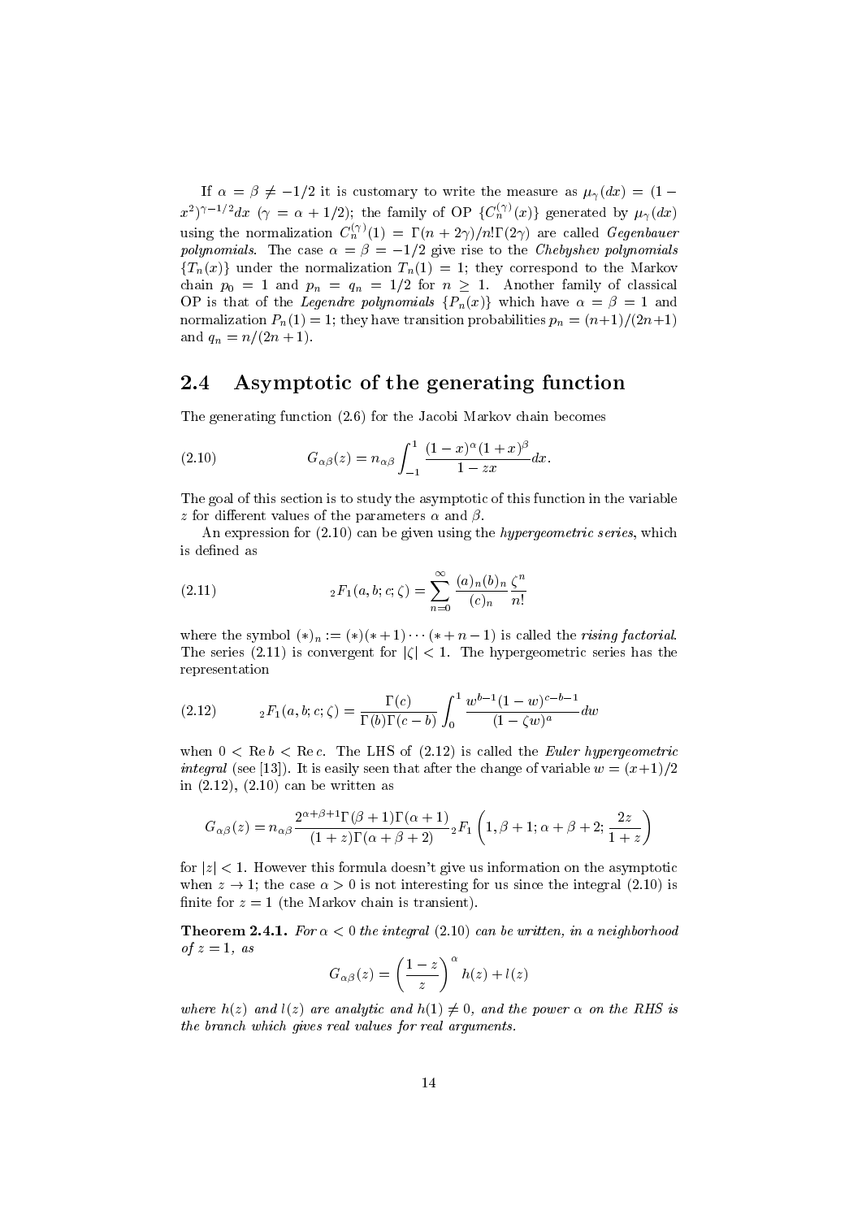If $\alpha = \beta \neq -1/2$ it is customary to write the measure as $\mu_\gamma(dx) = (1 - x^2)^{\gamma - 1/2} dx$ ($\gamma = \alpha + 1/2$); the family of OP $\{C_n^{(\gamma)}(x)\}$ generated by $\mu_\gamma(dx)$ using the normalization $C_n^{(\gamma)}(1) = \Gamma(n + 2\gamma)/n!\Gamma(2\gamma)$ are called *Gegenbauer polynomials*. The case $\alpha = \beta = -1/2$ give rise to the *Chebyshev polynomials* $\{T_n(x)\}$ under the normalization $T_n(1) = 1$; they correspond to the Markov chain $p_0 = 1$ and $p_n = q_n = 1/2$ for $n \geq 1$. Another family of classical OP is that of the *Legendre polynomials* $\{P_n(x)\}$ which have $\alpha = \beta = 1$ and normalization $P_n(1) = 1$; they have transition probabilities $p_n = (n+1)/(2n+1)$ and $q_n = n/(2n+1)$.

## 2.4 Asymptotic of the generating function

The generating function (2.6) for the Jacobi Markov chain becomes

$$G_{\alpha\beta}(z) = n_{\alpha\beta} \int_{-1}^{1} \frac{(1-x)^\alpha (1+x)^\beta}{1 - zx} dx. \tag{2.10}$$

The goal of this section is to study the asymptotic of this function in the variable $z$ for different values of the parameters $\alpha$ and $\beta$.

An expression for (2.10) can be given using the *hypergeometric series*, which is defined as

$${}_2F_1(a, b; c; \zeta) = \sum_{n=0}^{\infty} \frac{(a)_n (b)_n}{(c)_n} \frac{\zeta^n}{n!} \tag{2.11}$$

where the symbol $(*)_n := (*)(* + 1) \cdots (* + n - 1)$ is called the *rising factorial*. The series (2.11) is convergent for $|\zeta| < 1$. The hypergeometric series has the representation

$${}_2F_1(a, b; c; \zeta) = \frac{\Gamma(c)}{\Gamma(b)\Gamma(c-b)} \int_0^1 \frac{w^{b-1}(1-w)^{c-b-1}}{(1-\zeta w)^a} dw \tag{2.12}$$

when $0 < \operatorname{Re} b < \operatorname{Re} c$. The LHS of (2.12) is called the *Euler hypergeometric integral* (see [13]). It is easily seen that after the change of variable $w = (x+1)/2$ in (2.12), (2.10) can be written as

$$G_{\alpha\beta}(z) = n_{\alpha\beta} \frac{2^{\alpha+\beta+1}\Gamma(\beta+1)\Gamma(\alpha+1)}{(1+z)\Gamma(\alpha+\beta+2)} {}_2F_1\left(1, \beta+1; \alpha+\beta+2; \frac{2z}{1+z}\right)$$

for $|z| < 1$. However this formula doesn't give us information on the asymptotic when $z \to 1$; the case $\alpha > 0$ is not interesting for us since the integral (2.10) is finite for $z = 1$ (the Markov chain is transient).

**Theorem 2.4.1.** *For $\alpha < 0$ the integral* (2.10) *can be written, in a neighborhood of $z = 1$, as*

$$G_{\alpha\beta}(z) = \left(\frac{1-z}{z}\right)^\alpha h(z) + l(z)$$

*where $h(z)$ and $l(z)$ are analytic and $h(1) \neq 0$, and the power $\alpha$ on the RHS is the branch which gives real values for real arguments.*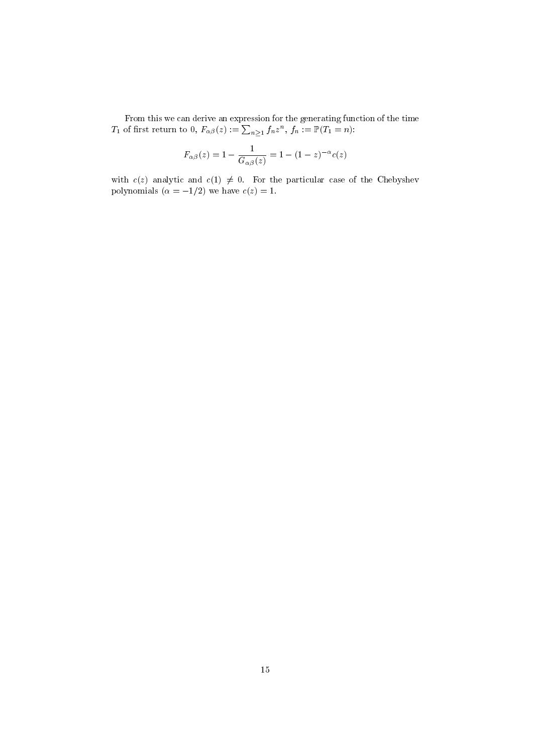From this we can derive an expression for the generating function of the time $T_1$ of first return to 0, $F_{\alpha\beta}(z) := \sum_{n\geq 1} f_n z^n$, $f_n := \mathbb{P}(T_1 = n)$:

$$F_{\alpha\beta}(z) = 1 - \frac{1}{G_{\alpha\beta}(z)} = 1 - (1-z)^{-\alpha} c(z)$$

with $c(z)$ analytic and $c(1) \neq 0$. For the particular case of the Chebyshev polynomials ($\alpha = -1/2$) we have $c(z) = 1$.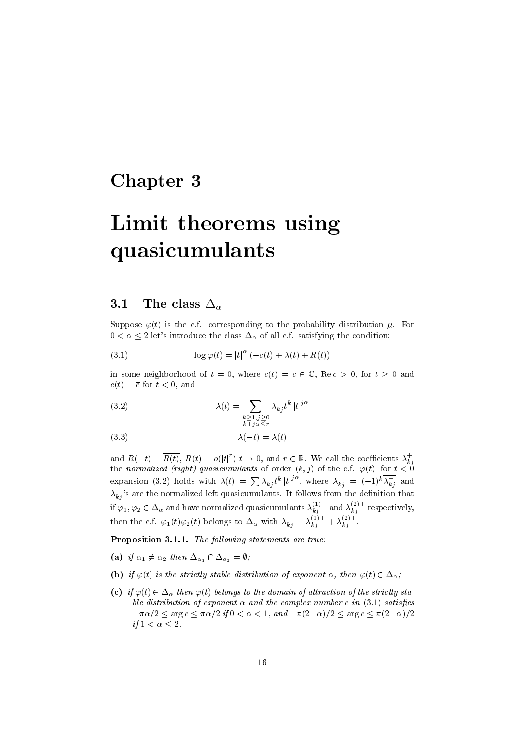# Chapter 3

# Limit theorems using quasicumulants

## 3.1 The class $\Delta_\alpha$

Suppose $\varphi(t)$ is the c.f. corresponding to the probability distribution $\mu$. For $0 < \alpha \leq 2$ let's introduce the class $\Delta_\alpha$ of all c.f. satisfying the condition:

$$\log \varphi(t) = |t|^\alpha \left(-c(t) + \lambda(t) + R(t)\right) \tag{3.1}$$

in some neighborhood of $t = 0$, where $c(t) = c \in \mathbb{C}$, $\operatorname{Re} c > 0$, for $t \geq 0$ and $c(t) = \overline{c}$ for $t < 0$, and

$$\lambda(t) = \sum_{\substack{k \geq 1, j \geq 0 \\ k + j\alpha \leq r}} \lambda_{kj}^{+} t^k |t|^{j\alpha} \tag{3.2}$$

$$\lambda(-t) = \overline{\lambda(t)} \tag{3.3}$$

and $R(-t) = \overline{R(t)}$, $R(t) = o(|t|^r)$ $t \to 0$, and $r \in \mathbb{R}$. We call the coefficients $\lambda_{kj}^{+}$ the *normalized (right) quasicumulants* of order $(k, j)$ of the c.f. $\varphi(t)$; for $t < 0$ expansion (3.2) holds with $\lambda(t) = \sum \lambda_{kj}^{-} t^k |t|^{j\alpha}$, where $\lambda_{kj}^{-} = (-1)^k \overline{\lambda_{kj}^{+}}$ and $\lambda_{kj}^{-}$'s are the normalized left quasicumulants. It follows from the definition that if $\varphi_1, \varphi_2 \in \Delta_\alpha$ and have normalized quasicumulants $\lambda_{kj}^{(1)+}$ and $\lambda_{kj}^{(2)+}$ respectively, then the c.f. $\varphi_1(t)\varphi_2(t)$ belongs to $\Delta_\alpha$ with $\lambda_{kj}^{+} = \lambda_{kj}^{(1)+} + \lambda_{kj}^{(2)+}$.

**Proposition 3.1.1.** *The following statements are true:*

**(a)** *if $\alpha_1 \neq \alpha_2$ then $\Delta_{\alpha_1} \cap \Delta_{\alpha_2} = \emptyset$;*

**(b)** *if $\varphi(t)$ is the strictly stable distribution of exponent $\alpha$, then $\varphi(t) \in \Delta_\alpha$;*

**(c)** *if $\varphi(t) \in \Delta_\alpha$ then $\varphi(t)$ belongs to the domain of attraction of the strictly stable distribution of exponent $\alpha$ and the complex number $c$ in (3.1) satisfies $-\pi\alpha/2 \leq \arg c \leq \pi\alpha/2$ if $0 < \alpha < 1$, and $-\pi(2-\alpha)/2 \leq \arg c \leq \pi(2-\alpha)/2$ if $1 < \alpha \leq 2$.*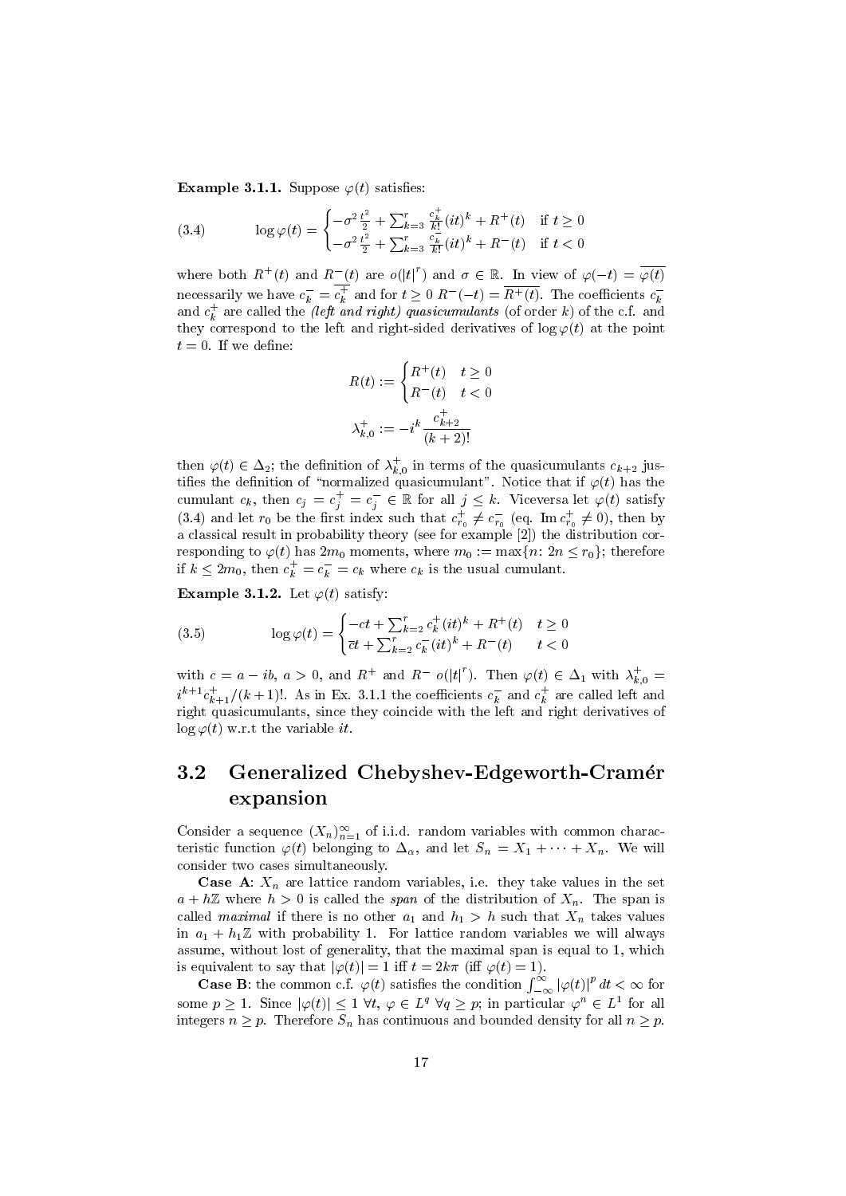**Example 3.1.1.** Suppose $\varphi(t)$ satisfies:

$$\log \varphi(t) = \begin{cases} -\sigma^2 \frac{t^2}{2} + \sum_{k=3}^{r} \frac{c_k^+}{k!}(it)^k + R^+(t) & \text{if } t \geq 0 \\ -\sigma^2 \frac{t^2}{2} + \sum_{k=3}^{r} \frac{c_k^-}{k!}(it)^k + R^-(t) & \text{if } t < 0 \end{cases} \tag{3.4}$$

where both $R^+(t)$ and $R^-(t)$ are $o(|t|^r)$ and $\sigma \in \mathbb{R}$. In view of $\varphi(-t) = \overline{\varphi(t)}$ necessarily we have $c_k^- = \overline{c_k^+}$ and for $t \geq 0$ $R^-(-t) = \overline{R^+(t)}$. The coefficients $c_k^-$ and $c_k^+$ are called the *(left and right) quasicumulants* (of order $k$) of the c.f. and they correspond to the left and right-sided derivatives of $\log \varphi(t)$ at the point $t = 0$. If we define:

$$R(t) := \begin{cases} R^+(t) & t \geq 0 \\ R^-(t) & t < 0 \end{cases}$$

$$\lambda_{k,0}^+ := -i^k \frac{c_{k+2}^+}{(k+2)!}$$

then $\varphi(t) \in \Delta_2$; the definition of $\lambda_{k,0}^+$ in terms of the quasicumulants $c_{k+2}$ justifies the definition of "normalized quasicumulant". Notice that if $\varphi(t)$ has the cumulant $c_k$, then $c_j = c_j^+ = c_j^- \in \mathbb{R}$ for all $j \leq k$. Viceversa let $\varphi(t)$ satisfy (3.4) and let $r_0$ be the first index such that $c_{r_0}^+ \neq c_{r_0}^-$ (eq. $\operatorname{Im} c_{r_0}^+ \neq 0$), then by a classical result in probability theory (see for example [2]) the distribution corresponding to $\varphi(t)$ has $2m_0$ moments, where $m_0 := \max\{n \colon 2n \leq r_0\}$; therefore if $k \leq 2m_0$, then $c_k^+ = c_k^- = c_k$ where $c_k$ is the usual cumulant.

**Example 3.1.2.** Let $\varphi(t)$ satisfy:

$$\log \varphi(t) = \begin{cases} -ct + \sum_{k=2}^{r} c_k^+(it)^k + R^+(t) & t \geq 0 \\ \overline{c}t + \sum_{k=2}^{r} c_k^-(it)^k + R^-(t) & t < 0 \end{cases} \tag{3.5}$$

with $c = a - ib$, $a > 0$, and $R^+$ and $R^-$ $o(|t|^r)$. Then $\varphi(t) \in \Delta_1$ with $\lambda_{k,0}^+ = i^{k+1} c_{k+1}^+ / (k+1)!$. As in Ex. 3.1.1 the coefficients $c_k^-$ and $c_k^+$ are called left and right quasicumulants, since they coincide with the left and right derivatives of $\log \varphi(t)$ w.r.t the variable $it$.

## 3.2 Generalized Chebyshev-Edgeworth-Cramér expansion

Consider a sequence $(X_n)_{n=1}^{\infty}$ of i.i.d. random variables with common characteristic function $\varphi(t)$ belonging to $\Delta_\alpha$, and let $S_n = X_1 + \cdots + X_n$. We will consider two cases simultaneously.

**Case A**: $X_n$ are lattice random variables, i.e. they take values in the set $a + h\mathbb{Z}$ where $h > 0$ is called the *span* of the distribution of $X_n$. The span is called *maximal* if there is no other $a_1$ and $h_1 > h$ such that $X_n$ takes values in $a_1 + h_1\mathbb{Z}$ with probability 1. For lattice random variables we will always assume, without lost of generality, that the maximal span is equal to 1, which is equivalent to say that $|\varphi(t)| = 1$ iff $t = 2k\pi$ (iff $\varphi(t) = 1$).

**Case B**: the common c.f. $\varphi(t)$ satisfies the condition $\int_{-\infty}^{\infty} |\varphi(t)|^p \, dt < \infty$ for some $p \geq 1$. Since $|\varphi(t)| \leq 1$ $\forall t$, $\varphi \in L^q$ $\forall q \geq p$; in particular $\varphi^n \in L^1$ for all integers $n \geq p$. Therefore $S_n$ has continuous and bounded density for all $n \geq p$.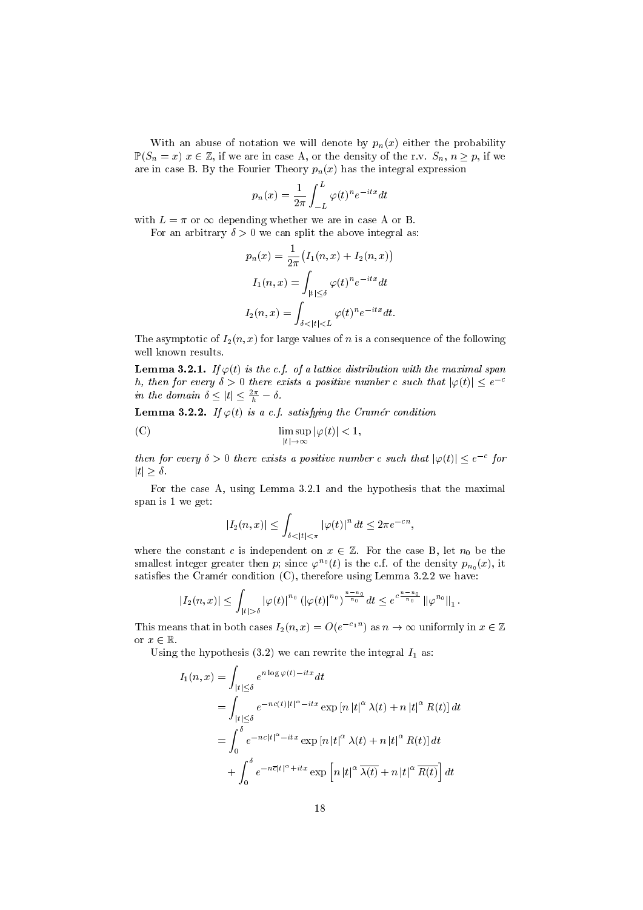With an abuse of notation we will denote by $p_n(x)$ either the probability $\mathbb{P}(S_n = x)$ $x \in \mathbb{Z}$, if we are in case A, or the density of the r.v. $S_n$, $n \geq p$, if we are in case B. By the Fourier Theory $p_n(x)$ has the integral expression

$$p_n(x) = \frac{1}{2\pi} \int_{-L}^{L} \varphi(t)^n e^{-itx} dt$$

with $L = \pi$ or $\infty$ depending whether we are in case A or B.

For an arbitrary $\delta > 0$ we can split the above integral as:

$$p_n(x) = \frac{1}{2\pi} \big( I_1(n,x) + I_2(n,x) \big)$$

$$I_1(n,x) = \int_{|t| \leq \delta} \varphi(t)^n e^{-itx} dt$$

$$I_2(n,x) = \int_{\delta < |t| < L} \varphi(t)^n e^{-itx} dt.$$

The asymptotic of $I_2(n,x)$ for large values of $n$ is a consequence of the following well known results.

**Lemma 3.2.1.** *If $\varphi(t)$ is the c.f. of a lattice distribution with the maximal span $h$, then for every $\delta > 0$ there exists a positive number $c$ such that $|\varphi(t)| \leq e^{-c}$ in the domain $\delta \leq |t| \leq \frac{2\pi}{h} - \delta$.*

**Lemma 3.2.2.** *If $\varphi(t)$ is a c.f. satisfying the Cramér condition*

$$\text{(C)} \qquad \limsup_{|t| \to \infty} |\varphi(t)| < 1,$$

*then for every $\delta > 0$ there exists a positive number $c$ such that $|\varphi(t)| \leq e^{-c}$ for $|t| \geq \delta$.*

For the case A, using Lemma 3.2.1 and the hypothesis that the maximal span is 1 we get:

$$|I_2(n,x)| \leq \int_{\delta < |t| < \pi} |\varphi(t)|^n \, dt \leq 2\pi e^{-cn},$$

where the constant $c$ is independent on $x \in \mathbb{Z}$. For the case B, let $n_0$ be the smallest integer greater then $p$; since $\varphi^{n_0}(t)$ is the c.f. of the density $p_{n_0}(x)$, it satisfies the Cramér condition (C), therefore using Lemma 3.2.2 we have:

$$|I_2(n,x)| \leq \int_{|t| > \delta} |\varphi(t)|^{n_0} \left( |\varphi(t)|^{n_0} \right)^{\frac{n-n_0}{n_0}} dt \leq e^{c\frac{n-n_0}{n_0}} \left\| \varphi^{n_0} \right\|_1.$$

This means that in both cases $I_2(n,x) = O(e^{-c_1 n})$ as $n \to \infty$ uniformly in $x \in \mathbb{Z}$ or $x \in \mathbb{R}$.

Using the hypothesis (3.2) we can rewrite the integral $I_1$ as:

$$\begin{aligned}
I_1(n,x) &= \int_{|t| \leq \delta} e^{n \log \varphi(t) - itx} dt \\
&= \int_{|t| \leq \delta} e^{-nc(t)|t|^\alpha - itx} \exp\left[ n |t|^\alpha \lambda(t) + n |t|^\alpha R(t) \right] dt \\
&= \int_0^\delta e^{-nc|t|^\alpha - itx} \exp\left[ n |t|^\alpha \lambda(t) + n |t|^\alpha R(t) \right] dt \\
&\quad + \int_0^\delta e^{-n\overline{c}|t|^\alpha + itx} \exp\left[ n |t|^\alpha \overline{\lambda(t)} + n |t|^\alpha \overline{R(t)} \right] dt
\end{aligned}$$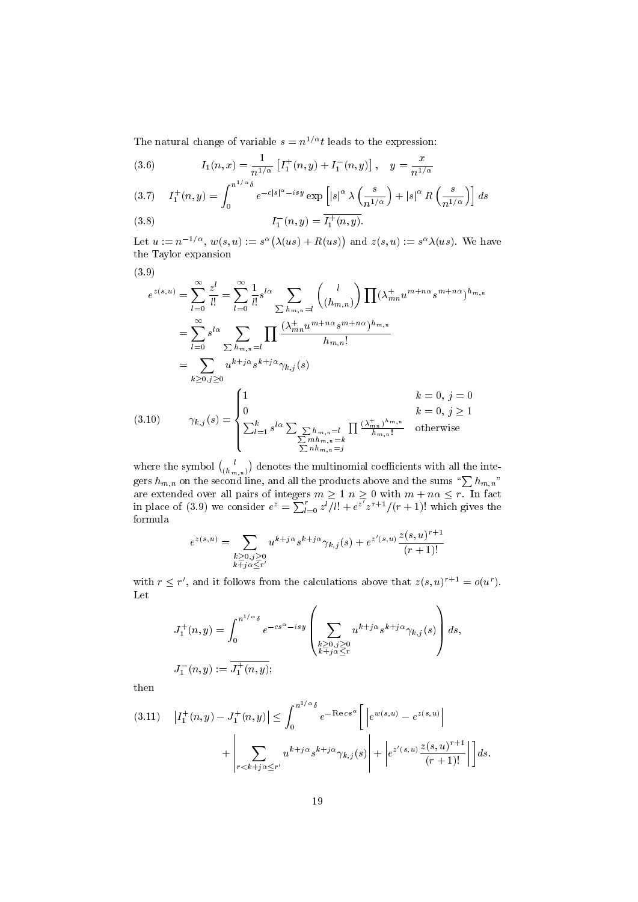The natural change of variable $s = n^{1/\alpha} t$ leads to the expression:

$$I_1(n,x) = \frac{1}{n^{1/\alpha}} \left[ I_1^+(n,y) + I_1^-(n,y) \right], \quad y = \frac{x}{n^{1/\alpha}} \tag{3.6}$$

$$I_1^+(n,y) = \int_0^{n^{1/\alpha}\delta} e^{-c|s|^\alpha - isy} \exp\left[ |s|^\alpha \lambda\left(\frac{s}{n^{1/\alpha}}\right) + |s|^\alpha R\left(\frac{s}{n^{1/\alpha}}\right) \right] ds \tag{3.7}$$

$$I_1^-(n,y) = \overline{I_1^+(n,y)}. \tag{3.8}$$

Let $u := n^{-1/\alpha}$, $w(s,u) := s^\alpha\big(\lambda(us) + R(us)\big)$ and $z(s,u) := s^\alpha \lambda(us)$. We have the Taylor expansion

(3.9)

$$\begin{aligned}
e^{z(s,u)} &= \sum_{l=0}^\infty \frac{z^l}{l!} = \sum_{l=0}^\infty \frac{1}{l!} s^{l\alpha} \sum_{\sum h_{m,n}=l} \binom{l}{(h_{m,n})} \prod (\lambda_{mn}^+ u^{m+n\alpha} s^{m+n\alpha})^{h_{m,n}} \\
&= \sum_{l=0}^\infty s^{l\alpha} \sum_{\sum h_{m,n}=l} \prod \frac{(\lambda_{mn}^+ u^{m+n\alpha} s^{m+n\alpha})^{h_{m,n}}}{h_{m,n}!} \\
&= \sum_{k\ge 0, j\ge 0} u^{k+j\alpha} s^{k+j\alpha} \gamma_{k,j}(s)
\end{aligned}$$

$$\gamma_{k,j}(s) = \begin{cases} 1 & k=0,\ j=0 \\ 0 & k=0,\ j\ge 1 \\ \sum_{l=1}^k s^{l\alpha} \sum_{\substack{\sum h_{m,n}=l \\ \sum m h_{m,n}=k \\ \sum n h_{m,n}=j}} \prod \frac{(\lambda_{mn}^+)^{h_{m,n}}}{h_{m,n}!} & \text{otherwise} \end{cases} \tag{3.10}$$

where the symbol $\binom{l}{(h_{m,n})}$ denotes the multinomial coefficients with all the integers $h_{m,n}$ on the second line, and all the products above and the sums "$\sum h_{m,n}$" are extended over all pairs of integers $m \ge 1$ $n \ge 0$ with $m + n\alpha \le r$. In fact in place of (3.9) we consider $e^z = \sum_{l=0}^r z^l/l! + e^{z'} z^{r+1}/(r+1)!$ which gives the formula

$$e^{z(s,u)} = \sum_{\substack{k\ge 0, j\ge 0 \\ k+j\alpha \le r'}} u^{k+j\alpha} s^{k+j\alpha} \gamma_{k,j}(s) + e^{z'(s,u)} \frac{z(s,u)^{r+1}}{(r+1)!}$$

with $r \le r'$, and it follows from the calculations above that $z(s,u)^{r+1} = o(u^r)$. Let

$$J_1^+(n,y) = \int_0^{n^{1/\alpha}\delta} e^{-cs^\alpha - isy} \left( \sum_{\substack{k\ge 0, j\ge 0 \\ k+j\alpha \le r}} u^{k+j\alpha} s^{k+j\alpha} \gamma_{k,j}(s) \right) ds,$$

$$J_1^-(n,y) := \overline{J_1^+(n,y)};$$

then

$$\begin{aligned}
\left| I_1^+(n,y) - J_1^+(n,y) \right| \le \int_0^{n^{1/\alpha}\delta} e^{-\mathrm{Re}\, cs^\alpha} \Bigg[ &\left| e^{w(s,u)} - e^{z(s,u)} \right| \\
&+ \left| \sum_{r<k+j\alpha\le r'} u^{k+j\alpha} s^{k+j\alpha} \gamma_{k,j}(s) \right| + \left| e^{z'(s,u)} \frac{z(s,u)^{r+1}}{(r+1)!} \right| \Bigg] ds.
\end{aligned} \tag{3.11}$$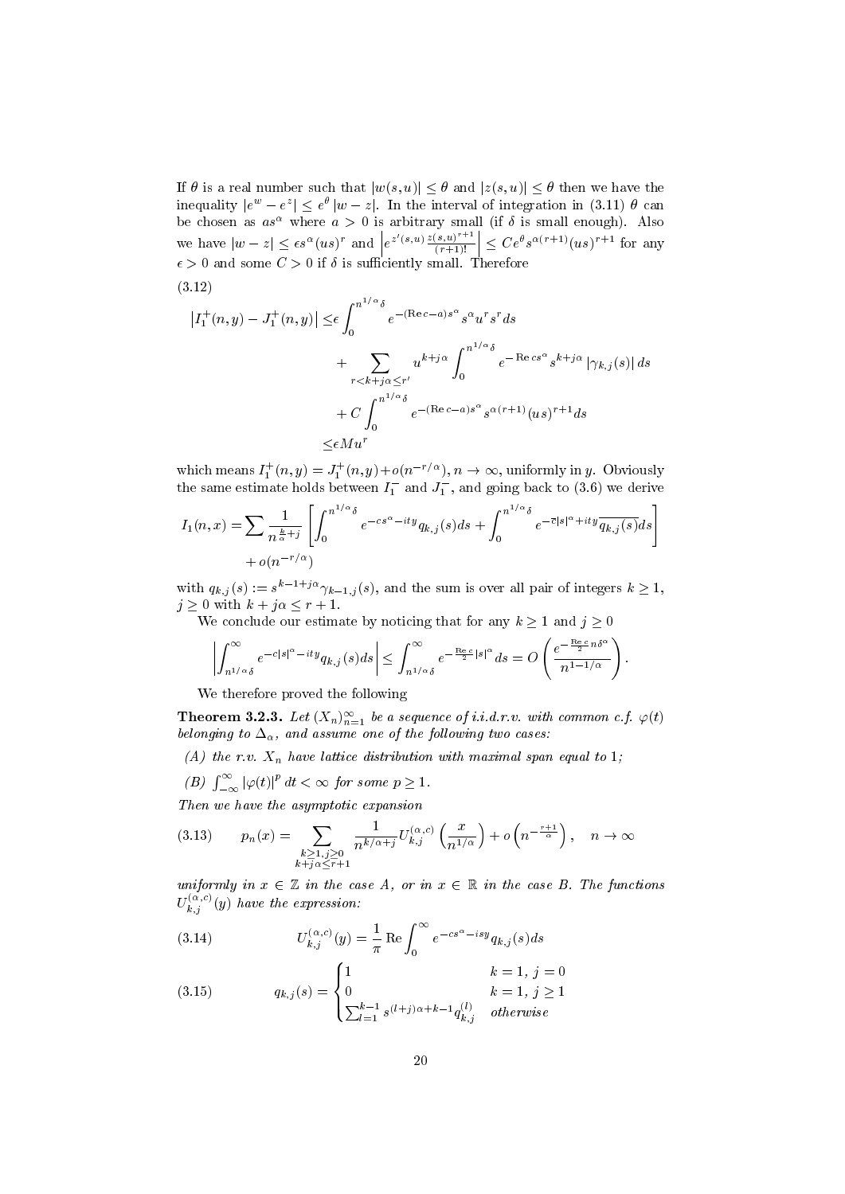If $\theta$ is a real number such that $|w(s,u)| \le \theta$ and $|z(s,u)| \le \theta$ then we have the inequality $|e^w - e^z| \le e^\theta |w - z|$. In the interval of integration in (3.11) $\theta$ can be chosen as $as^\alpha$ where $a > 0$ is arbitrary small (if $\delta$ is small enough). Also we have $|w - z| \le \epsilon s^\alpha (us)^r$ and $\left| e^{z'(s,u)} \frac{z(s,u)^{r+1}}{(r+1)!} \right| \le C e^\theta s^{\alpha(r+1)} (us)^{r+1}$ for any $\epsilon > 0$ and some $C > 0$ if $\delta$ is sufficiently small. Therefore

(3.12)

$$
\begin{aligned}
\left| I_1^+(n,y) - J_1^+(n,y) \right| \le & \epsilon \int_0^{n^{1/\alpha}\delta} e^{-(\operatorname{Re} c - a)s^\alpha} s^\alpha u^r s^r ds \\
& + \sum_{r < k + j\alpha \le r'} u^{k+j\alpha} \int_0^{n^{1/\alpha}\delta} e^{-\operatorname{Re} c s^\alpha} s^{k+j\alpha} \left| \gamma_{k,j}(s) \right| ds \\
& + C \int_0^{n^{1/\alpha}\delta} e^{-(\operatorname{Re} c - a)s^\alpha} s^{\alpha(r+1)} (us)^{r+1} ds \\
\le & \epsilon M u^r
\end{aligned}
$$

which means $I_1^+(n,y) = J_1^+(n,y) + o(n^{-r/\alpha})$, $n \to \infty$, uniformly in $y$. Obviously the same estimate holds between $I_1^-$ and $J_1^-$, and going back to (3.6) we derive

$$
\begin{aligned}
I_1(n,x) = & \sum \frac{1}{n^{\frac{k}{\alpha} + j}} \left[ \int_0^{n^{1/\alpha}\delta} e^{-cs^\alpha - ity} q_{k,j}(s) ds + \int_0^{n^{1/\alpha}\delta} e^{-\overline{c}|s|^\alpha + ity} \overline{q_{k,j}(s)} ds \right] \\
& + o(n^{-r/\alpha})
\end{aligned}
$$

with $q_{k,j}(s) := s^{k-1+j\alpha} \gamma_{k-1,j}(s)$, and the sum is over all pair of integers $k \ge 1$, $j \ge 0$ with $k + j\alpha \le r + 1$.

We conclude our estimate by noticing that for any $k \ge 1$ and $j \ge 0$

$$
\left| \int_{n^{1/\alpha}\delta}^{\infty} e^{-c|s|^\alpha - ity} q_{k,j}(s) ds \right| \le \int_{n^{1/\alpha}\delta}^{\infty} e^{-\frac{\operatorname{Re} c}{2}|s|^\alpha} ds = O\left( \frac{e^{-\frac{\operatorname{Re} c}{2} n \delta^\alpha}}{n^{1-1/\alpha}} \right).
$$

We therefore proved the following

**Theorem 3.2.3.** *Let $(X_n)_{n=1}^\infty$ be a sequence of i.i.d.r.v. with common c.f. $\varphi(t)$ belonging to $\Delta_\alpha$, and assume one of the following two cases:*

*(A) the r.v. $X_n$ have lattice distribution with maximal span equal to $1$;*

*(B) $\int_{-\infty}^{\infty} |\varphi(t)|^p dt < \infty$ for some $p \ge 1$.*

*Then we have the asymptotic expansion*

$$
p_n(x) = \sum_{\substack{k \ge 1, j \ge 0 \\ k + j\alpha \le r+1}} \frac{1}{n^{k/\alpha + j}} U_{k,j}^{(\alpha,c)}\left( \frac{x}{n^{1/\alpha}} \right) + o\left( n^{-\frac{r+1}{\alpha}} \right), \quad n \to \infty \tag{3.13}
$$

*uniformly in $x \in \mathbb{Z}$ in the case A, or in $x \in \mathbb{R}$ in the case B. The functions $U_{k,j}^{(\alpha,c)}(y)$ have the expression:*

$$
U_{k,j}^{(\alpha,c)}(y) = \frac{1}{\pi} \operatorname{Re} \int_0^\infty e^{-cs^\alpha - isy} q_{k,j}(s) ds \tag{3.14}
$$

$$
q_{k,j}(s) = \begin{cases} 1 & k = 1,\ j = 0 \\ 0 & k = 1,\ j \ge 1 \\ \sum_{l=1}^{k-1} s^{(l+j)\alpha + k - 1} q_{k,j}^{(l)} & \textit{otherwise} \end{cases} \tag{3.15}
$$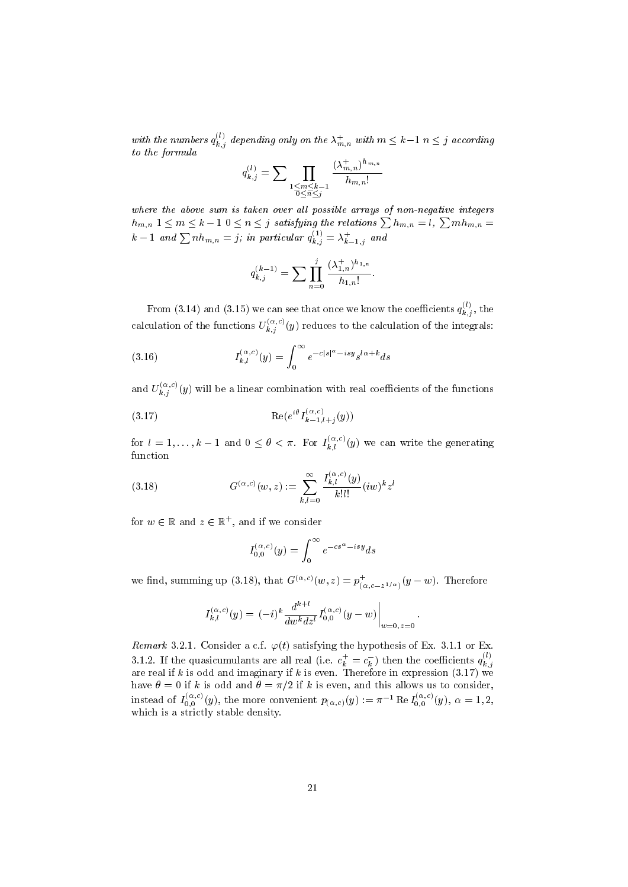*with the numbers $q^{(l)}_{k,j}$ depending only on the $\lambda^+_{m,n}$ with $m \le k-1$ $n \le j$ according to the formula*

$$q^{(l)}_{k,j} = \sum \prod_{\substack{1\le m\le k-1\\ 0\le n\le j}} \frac{(\lambda^+_{m,n})^{h_{m,n}}}{h_{m,n}!}$$

*where the above sum is taken over all possible arrays of non-negative integers $h_{m,n}$ $1 \le m \le k-1$ $0 \le n \le j$ satisfying the relations $\sum h_{m,n} = l$, $\sum m h_{m,n} = k-1$ and $\sum n h_{m,n} = j$; in particular $q^{(1)}_{k,j} = \lambda^+_{k-1,j}$ and*

$$q^{(k-1)}_{k,j} = \sum \prod_{n=0}^{j} \frac{(\lambda^+_{1,n})^{h_{1,n}}}{h_{1,n}!}.$$

From (3.14) and (3.15) we can see that once we know the coefficients $q^{(l)}_{k,j}$, the calculation of the functions $U^{(\alpha,c)}_{k,j}(y)$ reduces to the calculation of the integrals:

$$I^{(\alpha,c)}_{k,l}(y) = \int_0^\infty e^{-c|s|^\alpha - isy} s^{l\alpha+k} ds \tag{3.16}$$

and $U^{(\alpha,c)}_{k,j}(y)$ will be a linear combination with real coefficients of the functions

$$\mathrm{Re}(e^{i\theta} I^{(\alpha,c)}_{k-1,l+j}(y)) \tag{3.17}$$

for $l = 1, \dots, k-1$ and $0 \le \theta < \pi$. For $I^{(\alpha,c)}_{k,l}(y)$ we can write the generating function

$$G^{(\alpha,c)}(w,z) := \sum_{k,l=0}^{\infty} \frac{I^{(\alpha,c)}_{k,l}(y)}{k!l!} (iw)^k z^l \tag{3.18}$$

for $w \in \mathbb{R}$ and $z \in \mathbb{R}^+$, and if we consider

$$I^{(\alpha,c)}_{0,0}(y) = \int_0^\infty e^{-cs^\alpha - isy} ds$$

we find, summing up (3.18), that $G^{(\alpha,c)}(w,z) = p^+_{(\alpha, c - z^{1/\alpha})}(y - w)$. Therefore

$$I^{(\alpha,c)}_{k,l}(y) = (-i)^k \frac{d^{k+l}}{dw^k dz^l} I^{(\alpha,c)}_{0,0}(y-w)\Big|_{w=0,\, z=0}.$$

*Remark* 3.2.1. Consider a c.f. $\varphi(t)$ satisfying the hypothesis of Ex. 3.1.1 or Ex. 3.1.2. If the quasicumulants are all real (i.e. $c^+_k = c^-_k$) then the coefficients $q^{(l)}_{k,j}$ are real if $k$ is odd and imaginary if $k$ is even. Therefore in expression (3.17) we have $\theta = 0$ if $k$ is odd and $\theta = \pi/2$ if $k$ is even, and this allows us to consider, instead of $I^{(\alpha,c)}_{0,0}(y)$, the more convenient $p_{(\alpha,c)}(y) := \pi^{-1}\,\mathrm{Re}\, I^{(\alpha,c)}_{0,0}(y)$, $\alpha = 1, 2$, which is a strictly stable density.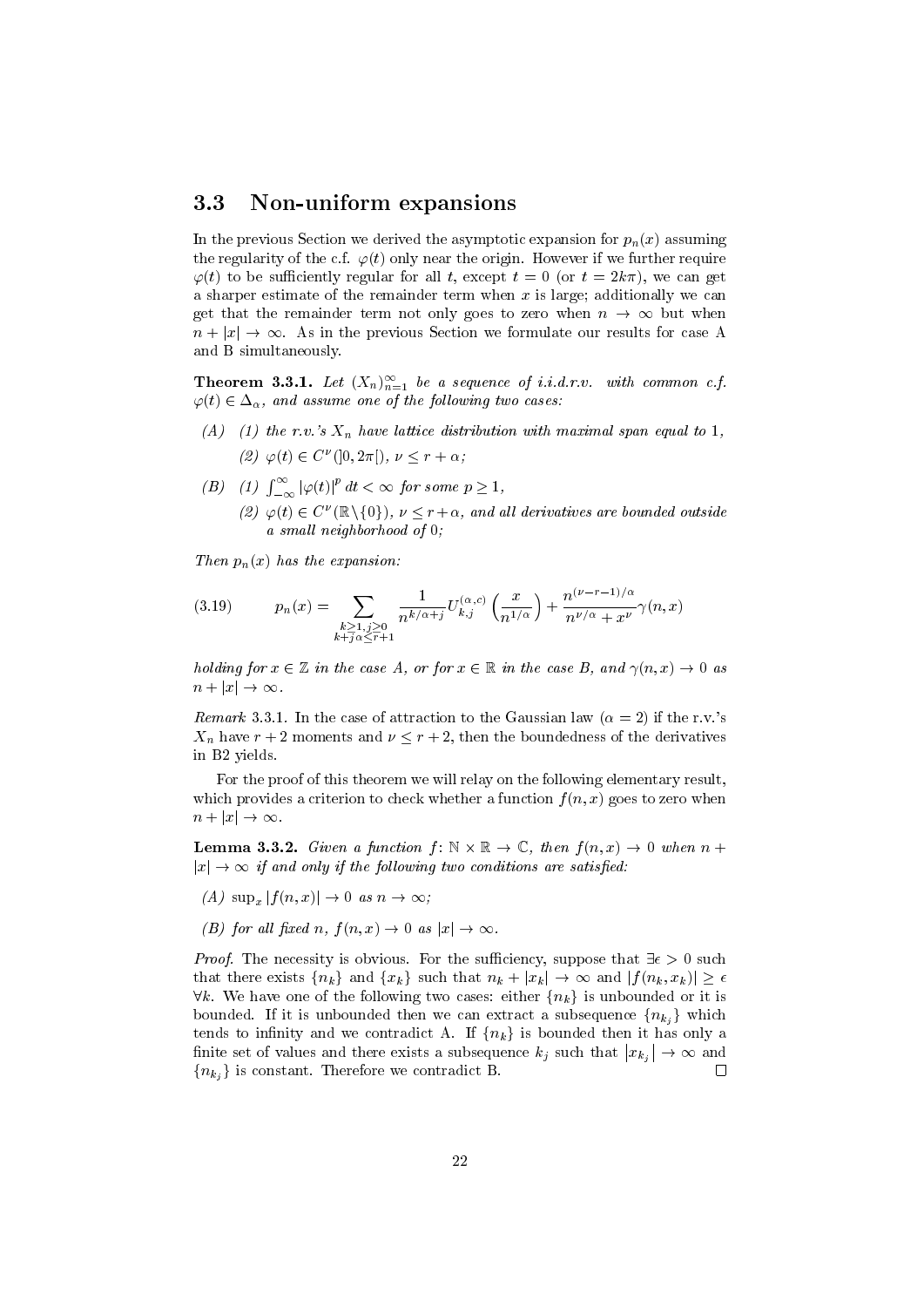## 3.3 Non-uniform expansions

In the previous Section we derived the asymptotic expansion for $p_n(x)$ assuming the regularity of the c.f. $\varphi(t)$ only near the origin. However if we further require $\varphi(t)$ to be sufficiently regular for all $t$, except $t = 0$ (or $t = 2k\pi$), we can get a sharper estimate of the remainder term when $x$ is large; additionally we can get that the remainder term not only goes to zero when $n \to \infty$ but when $n + |x| \to \infty$. As in the previous Section we formulate our results for case A and B simultaneously.

**Theorem 3.3.1.** *Let $(X_n)_{n=1}^{\infty}$ be a sequence of i.i.d.r.v. with common c.f. $\varphi(t) \in \Delta_\alpha$, and assume one of the following two cases:*

*(A) (1) the r.v.'s $X_n$ have lattice distribution with maximal span equal to 1,*

*(2) $\varphi(t) \in C^\nu(]0, 2\pi[)$, $\nu \le r + \alpha$;*

*(B) (1) $\int_{-\infty}^{\infty} |\varphi(t)|^p \, dt < \infty$ for some $p \ge 1$,*

*(2) $\varphi(t) \in C^\nu(\mathbb{R}\backslash\{0\})$, $\nu \le r + \alpha$, and all derivatives are bounded outside a small neighborhood of 0;*

*Then $p_n(x)$ has the expansion:*

$$p_n(x) = \sum_{\substack{k \ge 1, j \ge 0 \\ k + j\alpha \le r+1}} \frac{1}{n^{k/\alpha + j}} U_{k,j}^{(\alpha,c)}\left(\frac{x}{n^{1/\alpha}}\right) + \frac{n^{(\nu - r - 1)/\alpha}}{n^{\nu/\alpha} + x^\nu} \gamma(n, x) \tag{3.19}$$

*holding for $x \in \mathbb{Z}$ in the case A, or for $x \in \mathbb{R}$ in the case B, and $\gamma(n, x) \to 0$ as $n + |x| \to \infty$.*

*Remark* 3.3.1. In the case of attraction to the Gaussian law ($\alpha = 2$) if the r.v.'s $X_n$ have $r + 2$ moments and $\nu \le r + 2$, then the boundedness of the derivatives in B2 yields.

For the proof of this theorem we will relay on the following elementary result, which provides a criterion to check whether a function $f(n, x)$ goes to zero when $n + |x| \to \infty$.

**Lemma 3.3.2.** *Given a function $f \colon \mathbb{N} \times \mathbb{R} \to \mathbb{C}$, then $f(n, x) \to 0$ when $n + |x| \to \infty$ if and only if the following two conditions are satisfied:*

*(A) $\sup_x |f(n, x)| \to 0$ as $n \to \infty$;*

*(B) for all fixed $n$, $f(n, x) \to 0$ as $|x| \to \infty$.*

*Proof.* The necessity is obvious. For the sufficiency, suppose that $\exists \epsilon > 0$ such that there exists $\{n_k\}$ and $\{x_k\}$ such that $n_k + |x_k| \to \infty$ and $|f(n_k, x_k)| \ge \epsilon$ $\forall k$. We have one of the following two cases: either $\{n_k\}$ is unbounded or it is bounded. If it is unbounded then we can extract a subsequence $\{n_{k_j}\}$ which tends to infinity and we contradict A. If $\{n_k\}$ is bounded then it has only a finite set of values and there exists a subsequence $k_j$ such that $|x_{k_j}| \to \infty$ and $\{n_{k_j}\}$ is constant. Therefore we contradict B. $\square$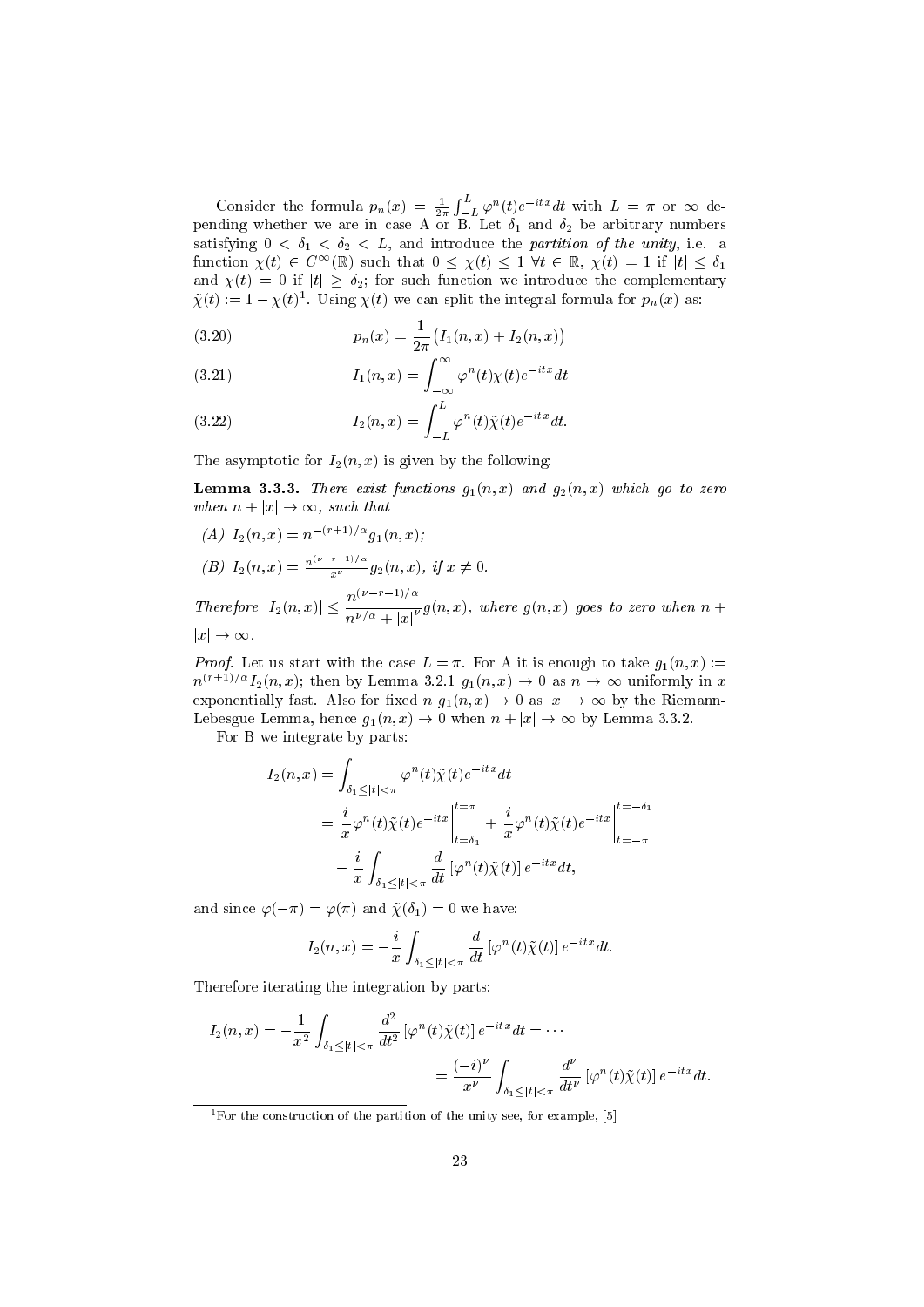Consider the formula $p_n(x) = \frac{1}{2\pi}\int_{-L}^{L} \varphi^n(t) e^{-itx} dt$ with $L = \pi$ or $\infty$ depending whether we are in case A or B. Let $\delta_1$ and $\delta_2$ be arbitrary numbers satisfying $0 < \delta_1 < \delta_2 < L$, and introduce the *partition of the unity*, i.e. a function $\chi(t) \in C^\infty(\mathbb{R})$ such that $0 \le \chi(t) \le 1$ $\forall t \in \mathbb{R}$, $\chi(t) = 1$ if $|t| \le \delta_1$ and $\chi(t) = 0$ if $|t| \ge \delta_2$; for such function we introduce the complementary $\tilde{\chi}(t) := 1 - \chi(t)$[1]. Using $\chi(t)$ we can split the integral formula for $p_n(x)$ as:

$$p_n(x) = \frac{1}{2\pi}\big(I_1(n,x) + I_2(n,x)\big) \tag{3.20}$$

$$I_1(n,x) = \int_{-\infty}^{\infty} \varphi^n(t)\chi(t) e^{-itx} dt \tag{3.21}$$

$$I_2(n,x) = \int_{-L}^{L} \varphi^n(t)\tilde{\chi}(t) e^{-itx} dt. \tag{3.22}$$

The asymptotic for $I_2(n,x)$ is given by the following:

**Lemma 3.3.3.** *There exist functions $g_1(n,x)$ and $g_2(n,x)$ which go to zero when $n + |x| \to \infty$, such that*

*(A) $I_2(n,x) = n^{-(r+1)/\alpha} g_1(n,x)$;*

*(B) $I_2(n,x) = \frac{n^{(\nu-r-1)/\alpha}}{x^\nu} g_2(n,x)$, if $x \neq 0$.*

*Therefore $|I_2(n,x)| \le \dfrac{n^{(\nu-r-1)/\alpha}}{n^{\nu/\alpha} + |x|^\nu} g(n,x)$, where $g(n,x)$ goes to zero when $n + |x| \to \infty$.*

*Proof.* Let us start with the case $L = \pi$. For A it is enough to take $g_1(n,x) := n^{(r+1)/\alpha} I_2(n,x)$; then by Lemma 3.2.1 $g_1(n,x) \to 0$ as $n \to \infty$ uniformly in $x$ exponentially fast. Also for fixed $n$ $g_1(n,x) \to 0$ as $|x| \to \infty$ by the Riemann-Lebesgue Lemma, hence $g_1(n,x) \to 0$ when $n + |x| \to \infty$ by Lemma 3.3.2.

For B we integrate by parts:

$$\begin{aligned}
I_2(n,x) &= \int_{\delta_1 \le |t| < \pi} \varphi^n(t)\tilde{\chi}(t) e^{-itx} dt \\
&= \frac{i}{x}\varphi^n(t)\tilde{\chi}(t) e^{-itx}\Big|_{t=\delta_1}^{t=\pi} + \frac{i}{x}\varphi^n(t)\tilde{\chi}(t) e^{-itx}\Big|_{t=-\pi}^{t=-\delta_1} \\
&\quad - \frac{i}{x}\int_{\delta_1 \le |t| < \pi} \frac{d}{dt}\left[\varphi^n(t)\tilde{\chi}(t)\right] e^{-itx} dt,
\end{aligned}$$

and since $\varphi(-\pi) = \varphi(\pi)$ and $\tilde{\chi}(\delta_1) = 0$ we have:

$$I_2(n,x) = -\frac{i}{x}\int_{\delta_1 \le |t| < \pi} \frac{d}{dt}\left[\varphi^n(t)\tilde{\chi}(t)\right] e^{-itx} dt.$$

Therefore iterating the integration by parts:

$$\begin{aligned}
I_2(n,x) = -\frac{1}{x^2}\int_{\delta_1 \le |t| < \pi} \frac{d^2}{dt^2}\left[\varphi^n(t)\tilde{\chi}(t)\right] e^{-itx} dt = \cdots \\
= \frac{(-i)^\nu}{x^\nu}\int_{\delta_1 \le |t| < \pi} \frac{d^\nu}{dt^\nu}\left[\varphi^n(t)\tilde{\chi}(t)\right] e^{-itx} dt.
\end{aligned}$$

---

[1] For the construction of the partition of the unity see, for example, [5]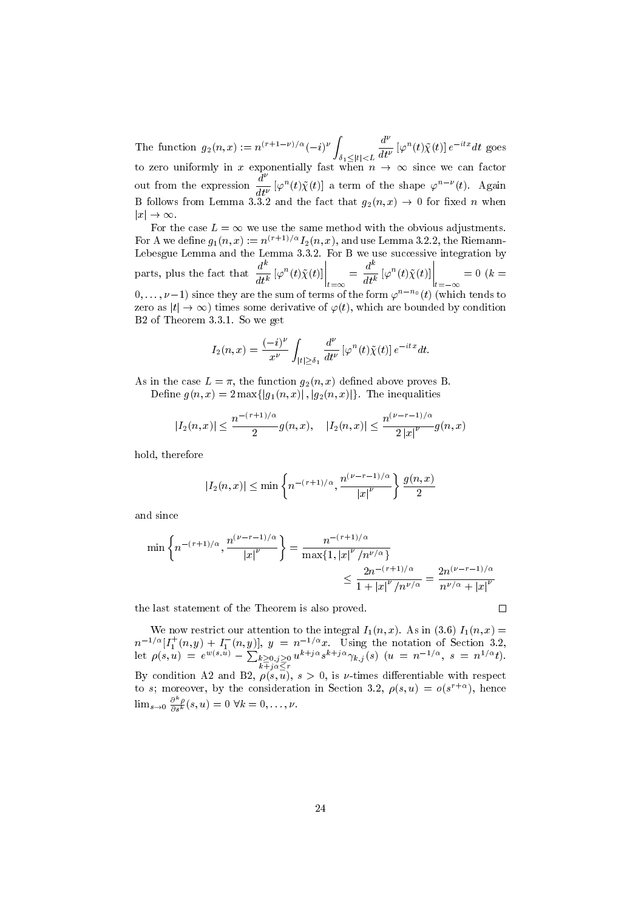The function $g_2(n,x) := n^{(r+1-\nu)/\alpha}(-i)^\nu \int_{\delta_1 \leq |t| < L} \frac{d^\nu}{dt^\nu}\left[\varphi^n(t)\tilde{\chi}(t)\right] e^{-itx} dt$ goes to zero uniformly in $x$ exponentially fast when $n \to \infty$ since we can factor out from the expression $\frac{d^\nu}{dt^\nu}\left[\varphi^n(t)\tilde{\chi}(t)\right]$ a term of the shape $\varphi^{n-\nu}(t)$. Again B follows from Lemma 3.3.2 and the fact that $g_2(n,x) \to 0$ for fixed $n$ when $|x| \to \infty$.

For the case $L = \infty$ we use the same method with the obvious adjustments. For A we define $g_1(n,x) := n^{(r+1)/\alpha} I_2(n,x)$, and use Lemma 3.2.2, the Riemann-Lebesgue Lemma and the Lemma 3.3.2. For B we use successive integration by parts, plus the fact that $\left.\frac{d^k}{dt^k}\left[\varphi^n(t)\tilde{\chi}(t)\right]\right|_{t=\infty} = \left.\frac{d^k}{dt^k}\left[\varphi^n(t)\tilde{\chi}(t)\right]\right|_{t=-\infty} = 0$ ($k = 0, \ldots, \nu-1$) since they are the sum of terms of the form $\varphi^{n-n_0}(t)$ (which tends to zero as $|t| \to \infty$) times some derivative of $\varphi(t)$, which are bounded by condition B2 of Theorem 3.3.1. So we get

$$I_2(n,x) = \frac{(-i)^\nu}{x^\nu} \int_{|t| \geq \delta_1} \frac{d^\nu}{dt^\nu}\left[\varphi^n(t)\tilde{\chi}(t)\right] e^{-itx} dt.$$

As in the case $L = \pi$, the function $g_2(n,x)$ defined above proves B.

Define $g(n,x) = 2\max\{|g_1(n,x)|, |g_2(n,x)|\}$. The inequalities

$$|I_2(n,x)| \leq \frac{n^{-(r+1)/\alpha}}{2} g(n,x), \quad |I_2(n,x)| \leq \frac{n^{(\nu-r-1)/\alpha}}{2\,|x|^\nu} g(n,x)$$

hold, therefore

$$|I_2(n,x)| \leq \min\left\{n^{-(r+1)/\alpha}, \frac{n^{(\nu-r-1)/\alpha}}{|x|^\nu}\right\} \frac{g(n,x)}{2}$$

and since

$$\min\left\{n^{-(r+1)/\alpha}, \frac{n^{(\nu-r-1)/\alpha}}{|x|^\nu}\right\} = \frac{n^{-(r+1)/\alpha}}{\max\{1, |x|^\nu / n^{\nu/\alpha}\}} \leq \frac{2n^{-(r+1)/\alpha}}{1 + |x|^\nu / n^{\nu/\alpha}} = \frac{2n^{(\nu-r-1)/\alpha}}{n^{\nu/\alpha} + |x|^\nu}$$

the last statement of the Theorem is also proved. □

We now restrict our attention to the integral $I_1(n,x)$. As in (3.6) $I_1(n,x) = n^{-1/\alpha}[I_1^+(n,y) + I_1^-(n,y)]$, $y = n^{-1/\alpha}x$. Using the notation of Section 3.2, let $\rho(s,u) = e^{w(s,u)} - \sum_{\substack{k \geq 0, j \geq 0 \\ k+j\alpha \leq r}} u^{k+j\alpha} s^{k+j\alpha} \gamma_{k,j}(s)$ ($u = n^{-1/\alpha}$, $s = n^{1/\alpha}t$). By condition A2 and B2, $\rho(s,u)$, $s > 0$, is $\nu$-times differentiable with respect to $s$; moreover, by the consideration in Section 3.2, $\rho(s,u) = o(s^{r+\alpha})$, hence $\lim_{s \to 0} \frac{\partial^k \rho}{\partial s^k}(s,u) = 0$ $\forall k = 0, \ldots, \nu$.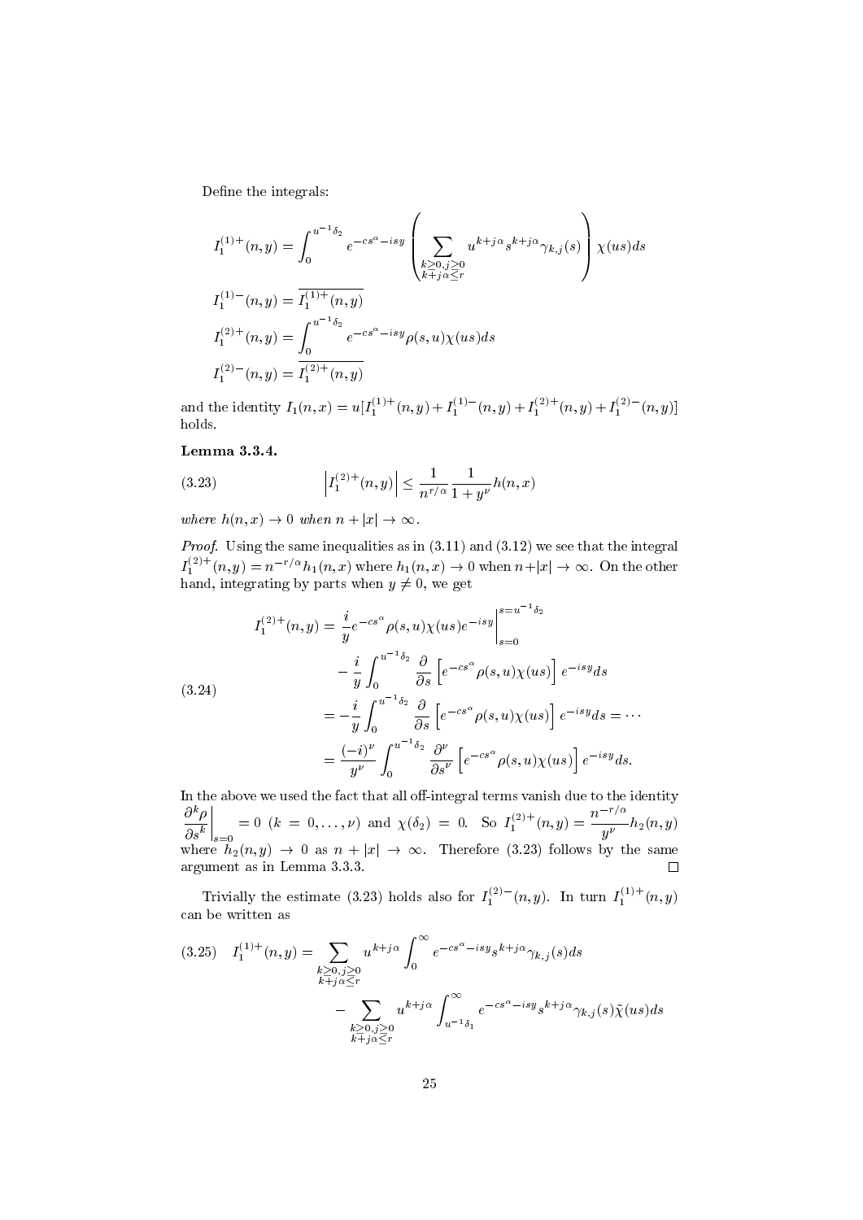Define the integrals:

$$
\begin{aligned}
I_1^{(1)+}(n,y) &= \int_0^{u^{-1}\delta_2} e^{-cs^\alpha - isy} \left( \sum_{\substack{k\geq 0, j\geq 0 \\ k+j\alpha \leq r}} u^{k+j\alpha} s^{k+j\alpha} \gamma_{k,j}(s) \right) \chi(us) ds \\
I_1^{(1)-}(n,y) &= \overline{I_1^{(1)+}(n,y)} \\
I_1^{(2)+}(n,y) &= \int_0^{u^{-1}\delta_2} e^{-cs^\alpha - isy} \rho(s,u) \chi(us) ds \\
I_1^{(2)-}(n,y) &= \overline{I_1^{(2)+}(n,y)}
\end{aligned}
$$

and the identity $I_1(n,x) = u[I_1^{(1)+}(n,y) + I_1^{(1)-}(n,y) + I_1^{(2)+}(n,y) + I_1^{(2)-}(n,y)]$ holds.

**Lemma 3.3.4.**

$$
\left| I_1^{(2)+}(n,y) \right| \leq \frac{1}{n^{r/\alpha}} \frac{1}{1+y^\nu} h(n,x) \tag{3.23}
$$

*where $h(n,x) \to 0$ when $n + |x| \to \infty$.*

*Proof.* Using the same inequalities as in (3.11) and (3.12) we see that the integral $I_1^{(2)+}(n,y) = n^{-r/\alpha} h_1(n,x)$ where $h_1(n,x) \to 0$ when $n+|x| \to \infty$. On the other hand, integrating by parts when $y \neq 0$, we get

$$
\begin{aligned}
I_1^{(2)+}(n,y) &= \frac{i}{y} e^{-cs^\alpha} \rho(s,u) \chi(us) e^{-isy} \Big|_{s=0}^{s=u^{-1}\delta_2} \\
&\quad - \frac{i}{y} \int_0^{u^{-1}\delta_2} \frac{\partial}{\partial s} \left[ e^{-cs^\alpha} \rho(s,u) \chi(us) \right] e^{-isy} ds \\
&= -\frac{i}{y} \int_0^{u^{-1}\delta_2} \frac{\partial}{\partial s} \left[ e^{-cs^\alpha} \rho(s,u) \chi(us) \right] e^{-isy} ds = \cdots \\
&= \frac{(-i)^\nu}{y^\nu} \int_0^{u^{-1}\delta_2} \frac{\partial^\nu}{\partial s^\nu} \left[ e^{-cs^\alpha} \rho(s,u) \chi(us) \right] e^{-isy} ds.
\end{aligned} \tag{3.24}
$$

In the above we used the fact that all off-integral terms vanish due to the identity $\left.\frac{\partial^k \rho}{\partial s^k}\right|_{s=0} = 0$ $(k = 0, \ldots, \nu)$ and $\chi(\delta_2) = 0$. So $I_1^{(2)+}(n,y) = \frac{n^{-r/\alpha}}{y^\nu} h_2(n,y)$ where $h_2(n,y) \to 0$ as $n + |x| \to \infty$. Therefore (3.23) follows by the same argument as in Lemma 3.3.3. $\square$

Trivially the estimate (3.23) holds also for $I_1^{(2)-}(n,y)$. In turn $I_1^{(1)+}(n,y)$ can be written as

$$
\begin{aligned}
I_1^{(1)+}(n,y) &= \sum_{\substack{k\geq 0, j\geq 0 \\ k+j\alpha \leq r}} u^{k+j\alpha} \int_0^\infty e^{-cs^\alpha - isy} s^{k+j\alpha} \gamma_{k,j}(s) ds \\
&\quad - \sum_{\substack{k\geq 0, j\geq 0 \\ k+j\alpha \leq r}} u^{k+j\alpha} \int_{u^{-1}\delta_1}^\infty e^{-cs^\alpha - isy} s^{k+j\alpha} \gamma_{k,j}(s) \tilde{\chi}(us) ds
\end{aligned} \tag{3.25}
$$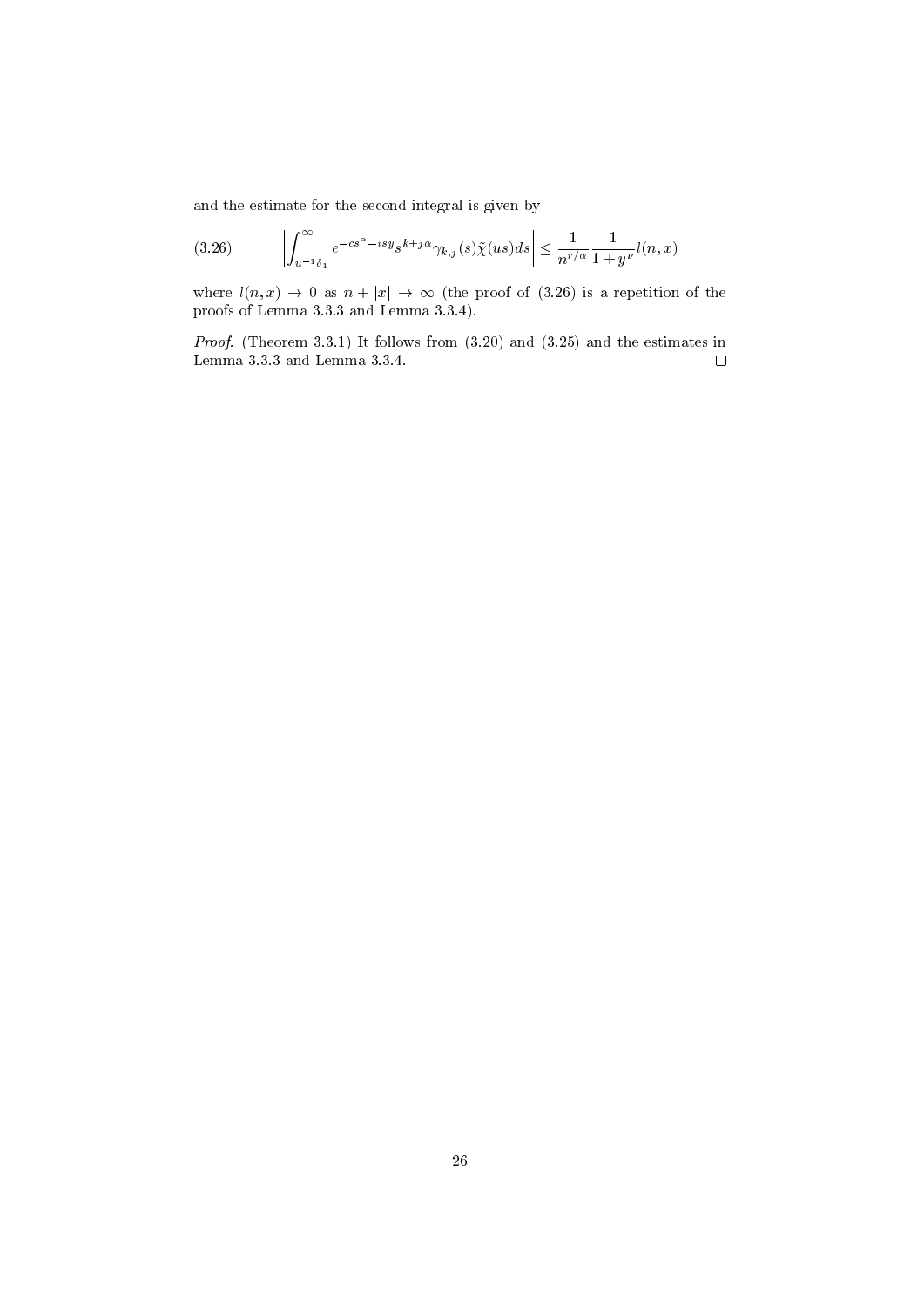and the estimate for the second integral is given by

$$\left| \int_{u^{-1}\delta_1}^{\infty} e^{-cs^{\alpha} - isy} s^{k+j\alpha} \gamma_{k,j}(s) \tilde{\chi}(us) ds \right| \leq \frac{1}{n^{r/\alpha}} \frac{1}{1+y^{\nu}} l(n,x) \tag{3.26}$$

where $l(n,x) \to 0$ as $n + |x| \to \infty$ (the proof of (3.26) is a repetition of the proofs of Lemma 3.3.3 and Lemma 3.3.4).

*Proof.* (Theorem 3.3.1) It follows from (3.20) and (3.25) and the estimates in Lemma 3.3.3 and Lemma 3.3.4. □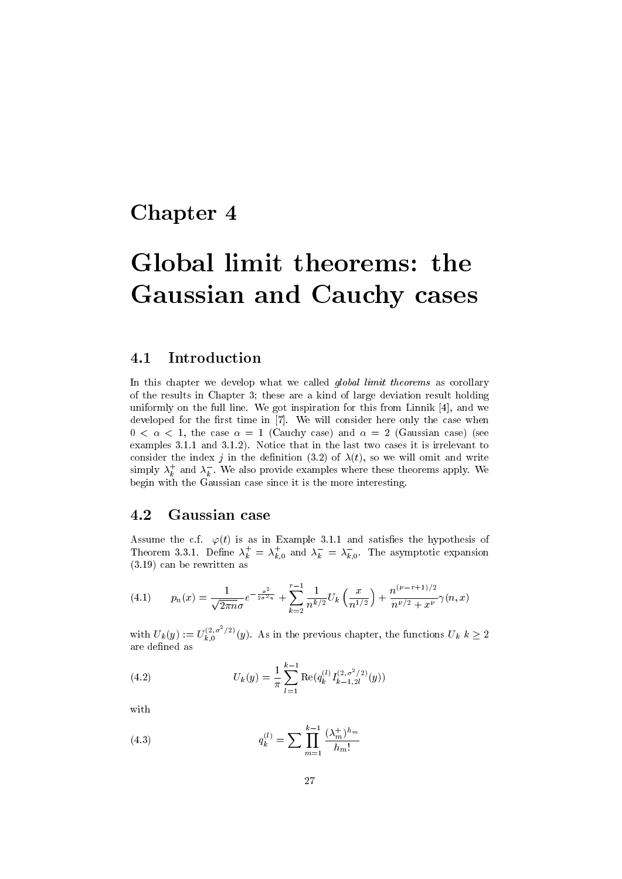# Chapter 4

# Global limit theorems: the Gaussian and Cauchy cases

## 4.1 Introduction

In this chapter we develop what we called *global limit theorems* as corollary of the results in Chapter 3; these are a kind of large deviation result holding uniformly on the full line. We got inspiration for this from Linnik [4], and we developed for the first time in [7]. We will consider here only the case when $0 < \alpha < 1$, the case $\alpha = 1$ (Cauchy case) and $\alpha = 2$ (Gaussian case) (see examples 3.1.1 and 3.1.2). Notice that in the last two cases it is irrelevant to consider the index $j$ in the definition (3.2) of $\lambda(t)$, so we will omit and write simply $\lambda_k^+$ and $\lambda_k^-$. We also provide examples where these theorems apply. We begin with the Gaussian case since it is the more interesting.

## 4.2 Gaussian case

Assume the c.f. $\varphi(t)$ is as in Example 3.1.1 and satisfies the hypothesis of Theorem 3.3.1. Define $\lambda_k^+ = \lambda_{k,0}^+$ and $\lambda_k^- = \lambda_{k,0}^-$. The asymptotic expansion (3.19) can be rewritten as

$$p_n(x) = \frac{1}{\sqrt{2\pi n}\sigma} e^{-\frac{x^2}{2\sigma^2 n}} + \sum_{k=2}^{r-1} \frac{1}{n^{k/2}} U_k\left(\frac{x}{n^{1/2}}\right) + \frac{n^{(\nu-r+1)/2}}{n^{\nu/2} + x^\nu} \gamma(n,x) \tag{4.1}$$

with $U_k(y) := U_{k,0}^{(2,\sigma^2/2)}(y)$. As in the previous chapter, the functions $U_k$ $k \geq 2$ are defined as

$$U_k(y) = \frac{1}{\pi} \sum_{l=1}^{k-1} \mathrm{Re}(q_k^{(l)} I_{k-1,2l}^{(2,\sigma^2/2)}(y)) \tag{4.2}$$

with

$$q_k^{(l)} = \sum \prod_{m=1}^{k-1} \frac{(\lambda_m^+)^{h_m}}{h_m!} \tag{4.3}$$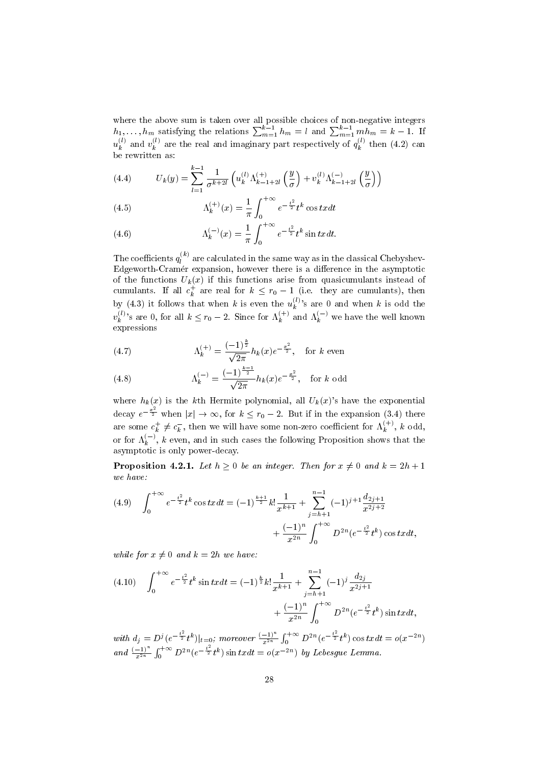where the above sum is taken over all possible choices of non-negative integers $h_1, \ldots, h_m$ satisfying the relations $\sum_{m=1}^{k-1} h_m = l$ and $\sum_{m=1}^{k-1} m h_m = k-1$. If $u_k^{(l)}$ and $v_k^{(l)}$ are the real and imaginary part respectively of $q_k^{(l)}$ then (4.2) can be rewritten as:

$$U_k(y) = \sum_{l=1}^{k-1} \frac{1}{\sigma^{k+2l}} \left( u_k^{(l)} \Lambda_{k-1+2l}^{(+)} \left( \frac{y}{\sigma} \right) + v_k^{(l)} \Lambda_{k-1+2l}^{(-)} \left( \frac{y}{\sigma} \right) \right) \tag{4.4}$$

$$\Lambda_k^{(+)}(x) = \frac{1}{\pi} \int_0^{+\infty} e^{-\frac{t^2}{2}} t^k \cos txdt \tag{4.5}$$

$$\Lambda_k^{(-)}(x) = \frac{1}{\pi} \int_0^{+\infty} e^{-\frac{t^2}{2}} t^k \sin txdt. \tag{4.6}$$

The coefficients $q_l^{(k)}$ are calculated in the same way as in the classical Chebyshev-Edgeworth-Cramér expansion, however there is a difference in the asymptotic of the functions $U_k(x)$ if this functions arise from quasicumulants instead of cumulants. If all $c_k^+$ are real for $k \leq r_0 - 1$ (i.e. they are cumulants), then by (4.3) it follows that when $k$ is even the $u_k^{(l)}$'s are 0 and when $k$ is odd the $v_k^{(l)}$'s are 0, for all $k \leq r_0 - 2$. Since for $\Lambda_k^{(+)}$ and $\Lambda_k^{(-)}$ we have the well known expressions

$$\Lambda_k^{(+)} = \frac{(-1)^{\frac{k}{2}}}{\sqrt{2\pi}} h_k(x) e^{-\frac{x^2}{2}}, \quad \text{for } k \text{ even} \tag{4.7}$$

$$\Lambda_k^{(-)} = \frac{(-1)^{\frac{k-1}{2}}}{\sqrt{2\pi}} h_k(x) e^{-\frac{x^2}{2}}, \quad \text{for } k \text{ odd} \tag{4.8}$$

where $h_k(x)$ is the $k$th Hermite polynomial, all $U_k(x)$'s have the exponential decay $e^{-\frac{x^2}{2}}$ when $|x| \to \infty$, for $k \leq r_0 - 2$. But if in the expansion (3.4) there are some $c_k^+ \neq c_k^-$, then we will have some non-zero coefficient for $\Lambda_k^{(+)}$, $k$ odd, or for $\Lambda_k^{(-)}$, $k$ even, and in such cases the following Proposition shows that the asymptotic is only power-decay.

**Proposition 4.2.1.** *Let $h \geq 0$ be an integer. Then for $x \neq 0$ and $k = 2h+1$ we have:*

$$\int_0^{+\infty} e^{-\frac{t^2}{2}} t^k \cos txdt = (-1)^{\frac{k+1}{2}} k! \frac{1}{x^{k+1}} + \sum_{j=h+1}^{n-1} (-1)^{j+1} \frac{d_{2j+1}}{x^{2j+2}} + \frac{(-1)^n}{x^{2n}} \int_0^{+\infty} D^{2n}(e^{-\frac{t^2}{2}} t^k) \cos txdt, \tag{4.9}$$

*while for $x \neq 0$ and $k = 2h$ we have:*

$$\int_0^{+\infty} e^{-\frac{t^2}{2}} t^k \sin txdt = (-1)^{\frac{k}{2}} k! \frac{1}{x^{k+1}} + \sum_{j=h+1}^{n-1} (-1)^j \frac{d_{2j}}{x^{2j+1}} + \frac{(-1)^n}{x^{2n}} \int_0^{+\infty} D^{2n}(e^{-\frac{t^2}{2}} t^k) \sin txdt, \tag{4.10}$$

*with $d_j = D^j(e^{-\frac{t^2}{2}} t^k)|_{t=0}$; moreover $\frac{(-1)^n}{x^{2n}} \int_0^{+\infty} D^{2n}(e^{-\frac{t^2}{2}} t^k) \cos txdt = o(x^{-2n})$ and $\frac{(-1)^n}{x^{2n}} \int_0^{+\infty} D^{2n}(e^{-\frac{t^2}{2}} t^k) \sin txdt = o(x^{-2n})$ by Lebesgue Lemma.*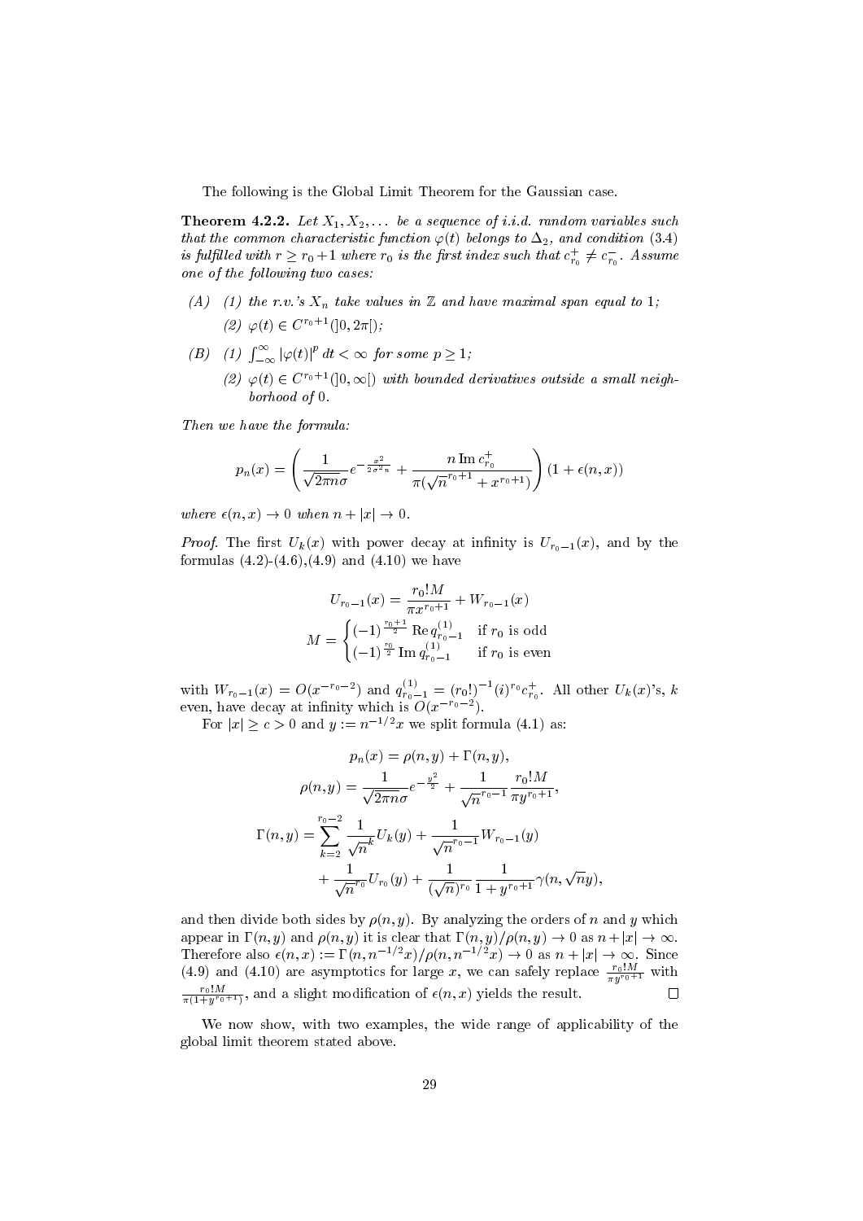The following is the Global Limit Theorem for the Gaussian case.

**Theorem 4.2.2.** *Let $X_1, X_2, \dots$ be a sequence of i.i.d. random variables such that the common characteristic function $\varphi(t)$ belongs to $\Delta_2$, and condition (3.4) is fulfilled with $r \geq r_0+1$ where $r_0$ is the first index such that $c^+_{r_0} \neq c^-_{r_0}$. Assume one of the following two cases:*

*(A) (1) the r.v.'s $X_n$ take values in $\mathbb{Z}$ and have maximal span equal to 1;*
*(2) $\varphi(t) \in C^{r_0+1}(]0, 2\pi[)$;*

*(B) (1) $\int_{-\infty}^{\infty} |\varphi(t)|^p \, dt < \infty$ for some $p \geq 1$;*
*(2) $\varphi(t) \in C^{r_0+1}(]0, \infty[)$ with bounded derivatives outside a small neighborhood of 0.*

*Then we have the formula:*

$$p_n(x) = \left( \frac{1}{\sqrt{2\pi n}\sigma} e^{-\frac{x^2}{2\sigma^2 n}} + \frac{n \operatorname{Im} c^+_{r_0}}{\pi(\sqrt{n}^{r_0+1} + x^{r_0+1})} \right) (1 + \epsilon(n, x))$$

*where $\epsilon(n, x) \to 0$ when $n + |x| \to 0$.*

*Proof.* The first $U_k(x)$ with power decay at infinity is $U_{r_0-1}(x)$, and by the formulas (4.2)-(4.6),(4.9) and (4.10) we have

$$U_{r_0-1}(x) = \frac{r_0! M}{\pi x^{r_0+1}} + W_{r_0-1}(x)$$

$$M = \begin{cases} (-1)^{\frac{r_0+1}{2}} \operatorname{Re} q^{(1)}_{r_0-1} & \text{if } r_0 \text{ is odd} \\ (-1)^{\frac{r_0}{2}} \operatorname{Im} q^{(1)}_{r_0-1} & \text{if } r_0 \text{ is even} \end{cases}$$

with $W_{r_0-1}(x) = O(x^{-r_0-2})$ and $q^{(1)}_{r_0-1} = (r_0!)^{-1} (i)^{r_0} c^+_{r_0}$. All other $U_k(x)$'s, $k$ even, have decay at infinity which is $O(x^{-r_0-2})$.

For $|x| \geq c > 0$ and $y := n^{-1/2} x$ we split formula (4.1) as:

$$p_n(x) = \rho(n, y) + \Gamma(n, y),$$

$$\rho(n, y) = \frac{1}{\sqrt{2\pi n}\sigma} e^{-\frac{y^2}{2}} + \frac{1}{\sqrt{n}^{r_0-1}} \frac{r_0! M}{\pi y^{r_0+1}},$$

$$\Gamma(n, y) = \sum_{k=2}^{r_0-2} \frac{1}{\sqrt{n}^k} U_k(y) + \frac{1}{\sqrt{n}^{r_0-1}} W_{r_0-1}(y) + \frac{1}{\sqrt{n}^{r_0}} U_{r_0}(y) + \frac{1}{(\sqrt{n})^{r_0}} \frac{1}{1 + y^{r_0+1}} \gamma(n, \sqrt{n} y),$$

and then divide both sides by $\rho(n, y)$. By analyzing the orders of $n$ and $y$ which appear in $\Gamma(n, y)$ and $\rho(n, y)$ it is clear that $\Gamma(n, y)/\rho(n, y) \to 0$ as $n + |x| \to \infty$. Therefore also $\epsilon(n, x) := \Gamma(n, n^{-1/2} x)/\rho(n, n^{-1/2} x) \to 0$ as $n + |x| \to \infty$. Since (4.9) and (4.10) are asymptotics for large $x$, we can safely replace $\frac{r_0! M}{\pi y^{r_0+1}}$ with $\frac{r_0! M}{\pi(1 + y^{r_0+1})}$, and a slight modification of $\epsilon(n, x)$ yields the result. □

We now show, with two examples, the wide range of applicability of the global limit theorem stated above.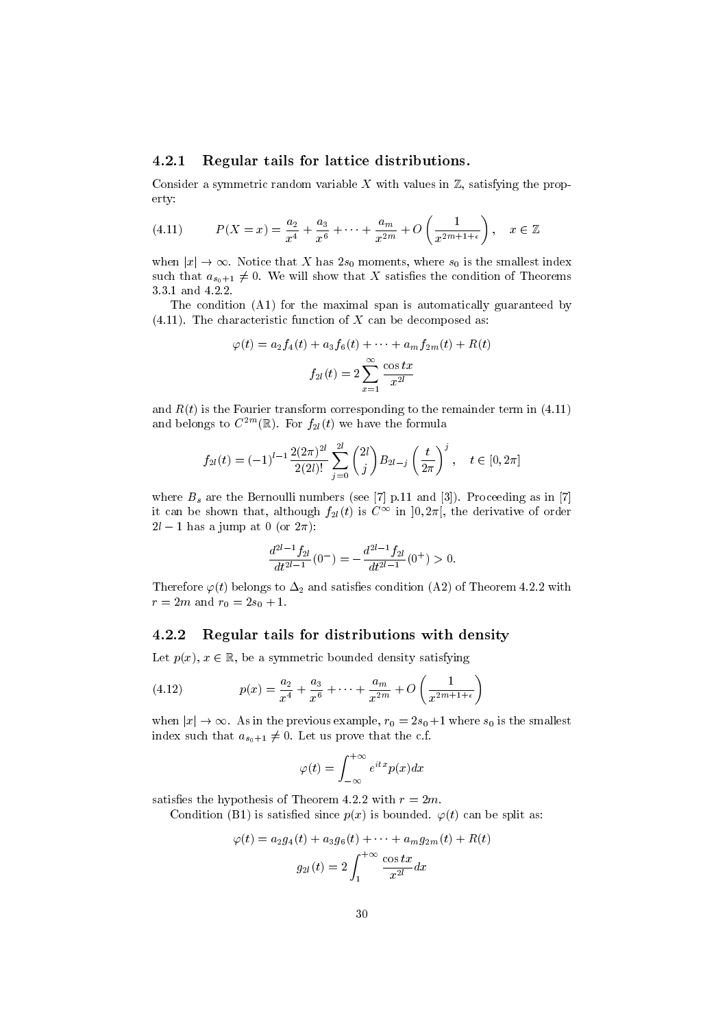### 4.2.1 Regular tails for lattice distributions.

Consider a symmetric random variable $X$ with values in $\mathbb{Z}$, satisfying the property:

$$P(X = x) = \frac{a_2}{x^4} + \frac{a_3}{x^6} + \cdots + \frac{a_m}{x^{2m}} + O\left(\frac{1}{x^{2m+1+\epsilon}}\right), \quad x \in \mathbb{Z} \tag{4.11}$$

when $|x| \to \infty$. Notice that $X$ has $2s_0$ moments, where $s_0$ is the smallest index such that $a_{s_0+1} \neq 0$. We will show that $X$ satisfies the condition of Theorems 3.3.1 and 4.2.2.

The condition (A1) for the maximal span is automatically guaranteed by (4.11). The characteristic function of $X$ can be decomposed as:

$$\varphi(t) = a_2 f_4(t) + a_3 f_6(t) + \cdots + a_m f_{2m}(t) + R(t)$$

$$f_{2l}(t) = 2 \sum_{x=1}^{\infty} \frac{\cos tx}{x^{2l}}$$

and $R(t)$ is the Fourier transform corresponding to the remainder term in (4.11) and belongs to $C^{2m}(\mathbb{R})$. For $f_{2l}(t)$ we have the formula

$$f_{2l}(t) = (-1)^{l-1} \frac{2(2\pi)^{2l}}{2(2l)!} \sum_{j=0}^{2l} \binom{2l}{j} B_{2l-j} \left(\frac{t}{2\pi}\right)^j, \quad t \in [0, 2\pi]$$

where $B_s$ are the Bernoulli numbers (see [7] p.11 and [3]). Proceeding as in [7] it can be shown that, although $f_{2l}(t)$ is $C^\infty$ in $]0, 2\pi[$, the derivative of order $2l - 1$ has a jump at 0 (or $2\pi$):

$$\frac{d^{2l-1} f_{2l}}{dt^{2l-1}}(0^-) = -\frac{d^{2l-1} f_{2l}}{dt^{2l-1}}(0^+) > 0.$$

Therefore $\varphi(t)$ belongs to $\Delta_2$ and satisfies condition (A2) of Theorem 4.2.2 with $r = 2m$ and $r_0 = 2s_0 + 1$.

### 4.2.2 Regular tails for distributions with density

Let $p(x)$, $x \in \mathbb{R}$, be a symmetric bounded density satisfying

$$p(x) = \frac{a_2}{x^4} + \frac{a_3}{x^6} + \cdots + \frac{a_m}{x^{2m}} + O\left(\frac{1}{x^{2m+1+\epsilon}}\right) \tag{4.12}$$

when $|x| \to \infty$. As in the previous example, $r_0 = 2s_0 + 1$ where $s_0$ is the smallest index such that $a_{s_0+1} \neq 0$. Let us prove that the c.f.

$$\varphi(t) = \int_{-\infty}^{+\infty} e^{itx} p(x) dx$$

satisfies the hypothesis of Theorem 4.2.2 with $r = 2m$.

Condition (B1) is satisfied since $p(x)$ is bounded. $\varphi(t)$ can be split as:

$$\varphi(t) = a_2 g_4(t) + a_3 g_6(t) + \cdots + a_m g_{2m}(t) + R(t)$$

$$g_{2l}(t) = 2 \int_1^{+\infty} \frac{\cos tx}{x^{2l}} dx$$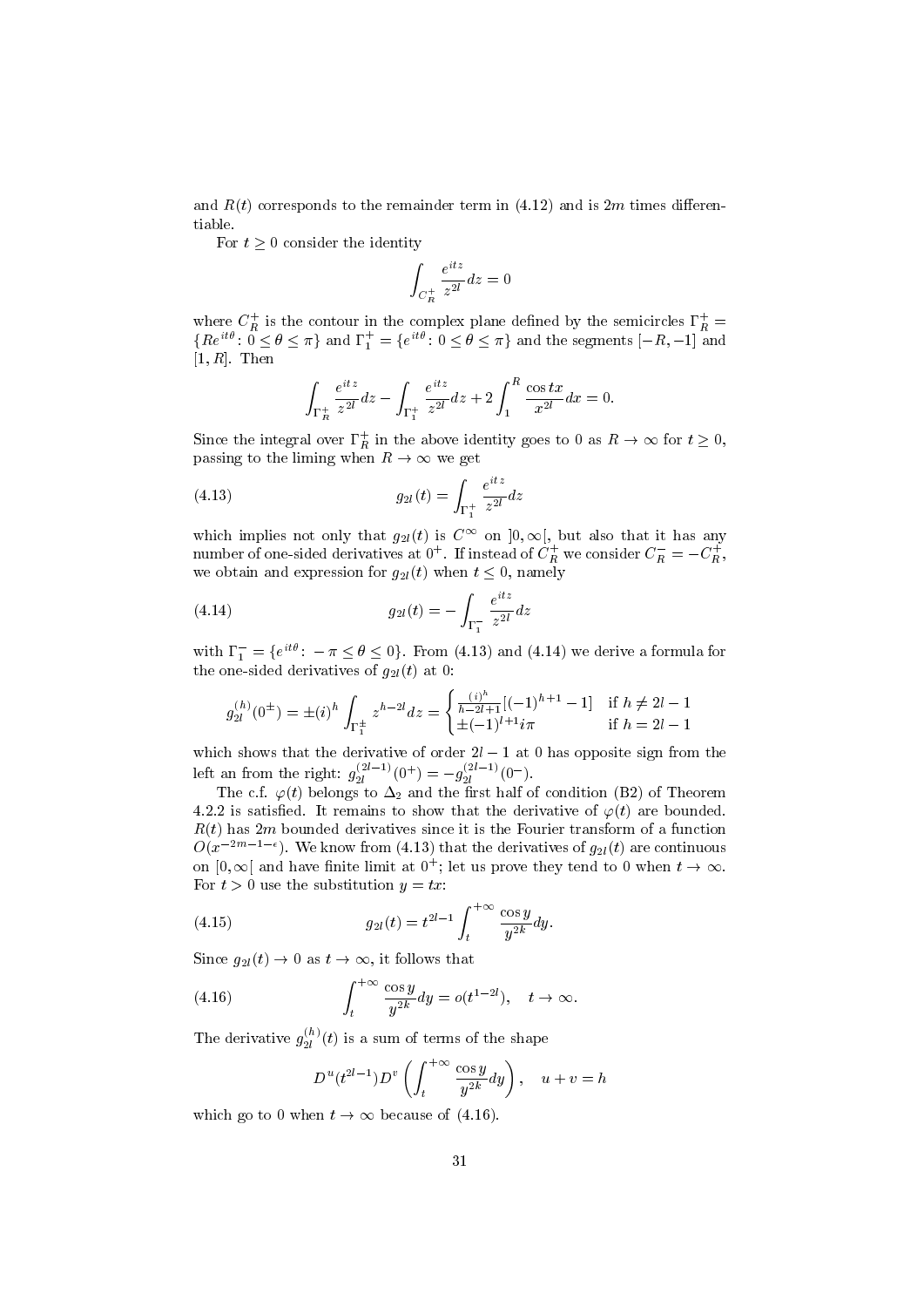and $R(t)$ corresponds to the remainder term in (4.12) and is $2m$ times differentiable.

For $t \geq 0$ consider the identity

$$\int_{C_R^+} \frac{e^{itz}}{z^{2l}} dz = 0$$

where $C_R^+$ is the contour in the complex plane defined by the semicircles $\Gamma_R^+ = \{Re^{it\theta}\colon 0 \leq \theta \leq \pi\}$ and $\Gamma_1^+ = \{e^{it\theta}\colon 0 \leq \theta \leq \pi\}$ and the segments $[-R, -1]$ and $[1, R]$. Then

$$\int_{\Gamma_R^+} \frac{e^{itz}}{z^{2l}} dz - \int_{\Gamma_1^+} \frac{e^{itz}}{z^{2l}} dz + 2\int_1^R \frac{\cos tx}{x^{2l}} dx = 0.$$

Since the integral over $\Gamma_R^+$ in the above identity goes to 0 as $R \to \infty$ for $t \geq 0$, passing to the liming when $R \to \infty$ we get

$$g_{2l}(t) = \int_{\Gamma_1^+} \frac{e^{itz}}{z^{2l}} dz \tag{4.13}$$

which implies not only that $g_{2l}(t)$ is $C^\infty$ on $]0, \infty[$, but also that it has any number of one-sided derivatives at $0^+$. If instead of $C_R^+$ we consider $C_R^- = -C_R^+$, we obtain and expression for $g_{2l}(t)$ when $t \leq 0$, namely

$$g_{2l}(t) = -\int_{\Gamma_1^-} \frac{e^{itz}}{z^{2l}} dz \tag{4.14}$$

with $\Gamma_1^- = \{e^{it\theta}\colon -\pi \leq \theta \leq 0\}$. From (4.13) and (4.14) we derive a formula for the one-sided derivatives of $g_{2l}(t)$ at 0:

$$g_{2l}^{(h)}(0^\pm) = \pm(i)^h \int_{\Gamma_1^\pm} z^{h-2l} dz = \begin{cases} \frac{(i)^h}{h-2l+1}[(-1)^{h+1} - 1] & \text{if } h \neq 2l-1 \\ \pm(-1)^{l+1} i\pi & \text{if } h = 2l-1 \end{cases}$$

which shows that the derivative of order $2l-1$ at 0 has opposite sign from the left an from the right: $g_{2l}^{(2l-1)}(0^+) = -g_{2l}^{(2l-1)}(0^-)$.

The c.f. $\varphi(t)$ belongs to $\Delta_2$ and the first half of condition (B2) of Theorem 4.2.2 is satisfied. It remains to show that the derivative of $\varphi(t)$ are bounded. $R(t)$ has $2m$ bounded derivatives since it is the Fourier transform of a function $O(x^{-2m-1-\epsilon})$. We know from (4.13) that the derivatives of $g_{2l}(t)$ are continuous on $[0, \infty[$ and have finite limit at $0^+$; let us prove they tend to 0 when $t \to \infty$. For $t > 0$ use the substitution $y = tx$:

$$g_{2l}(t) = t^{2l-1} \int_t^{+\infty} \frac{\cos y}{y^{2k}} dy. \tag{4.15}$$

Since $g_{2l}(t) \to 0$ as $t \to \infty$, it follows that

$$\int_t^{+\infty} \frac{\cos y}{y^{2k}} dy = o(t^{1-2l}), \quad t \to \infty. \tag{4.16}$$

The derivative $g_{2l}^{(h)}(t)$ is a sum of terms of the shape

$$D^u(t^{2l-1}) D^v \left( \int_t^{+\infty} \frac{\cos y}{y^{2k}} dy \right), \quad u + v = h$$

which go to 0 when $t \to \infty$ because of (4.16).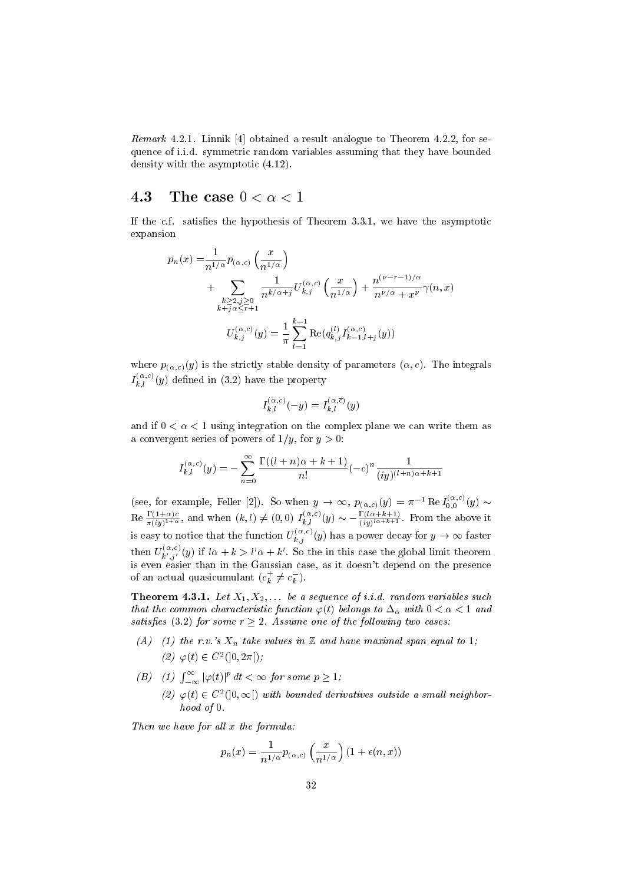*Remark* 4.2.1. Linnik [4] obtained a result analogue to Theorem 4.2.2, for sequence of i.i.d. symmetric random variables assuming that they have bounded density with the asymptotic (4.12).

## 4.3 The case $0 < \alpha < 1$

If the c.f. satisfies the hypothesis of Theorem 3.3.1, we have the asymptotic expansion

$$
\begin{aligned}
p_n(x) =& \frac{1}{n^{1/\alpha}} p_{(\alpha,c)}\left(\frac{x}{n^{1/\alpha}}\right) \\
&+ \sum_{\substack{k\geq 2, j\geq 0 \\ k+j\alpha\leq r+1}} \frac{1}{n^{k/\alpha+j}} U_{k,j}^{(\alpha,c)}\left(\frac{x}{n^{1/\alpha}}\right) + \frac{n^{(\nu-r-1)/\alpha}}{n^{\nu/\alpha}+x^{\nu}} \gamma(n,x)
\end{aligned}
$$

$$
U_{k,j}^{(\alpha,c)}(y) = \frac{1}{\pi}\sum_{l=1}^{k-1} \mathrm{Re}(q_{k,j}^{(l)} I_{k-1,l+j}^{(\alpha,c)}(y))
$$

where $p_{(\alpha,c)}(y)$ is the strictly stable density of parameters $(\alpha, c)$. The integrals $I_{k,l}^{(\alpha,c)}(y)$ defined in (3.2) have the property

$$
I_{k,l}^{(\alpha,c)}(-y) = I_{k,l}^{(\alpha,\overline{c})}(y)
$$

and if $0 < \alpha < 1$ using integration on the complex plane we can write them as a convergent series of powers of $1/y$, for $y > 0$:

$$
I_{k,l}^{(\alpha,c)}(y) = -\sum_{n=0}^{\infty} \frac{\Gamma((l+n)\alpha+k+1)}{n!}(-c)^n \frac{1}{(iy)^{(l+n)\alpha+k+1}}
$$

(see, for example, Feller [2]). So when $y \to \infty$, $p_{(\alpha,c)}(y) = \pi^{-1}\,\mathrm{Re}\, I_{0,0}^{(\alpha,c)}(y) \sim \mathrm{Re}\,\frac{\Gamma(1+\alpha)c}{\pi(iy)^{1+\alpha}}$, and when $(k,l) \neq (0,0)$ $I_{k,l}^{(\alpha,c)}(y) \sim -\frac{\Gamma(l\alpha+k+1)}{(iy)^{l\alpha+k+1}}$. From the above it is easy to notice that the function $U_{k,j}^{(\alpha,c)}(y)$ has a power decay for $y \to \infty$ faster then $U_{k',j'}^{(\alpha,c)}(y)$ if $l\alpha + k > l'\alpha + k'$. So the in this case the global limit theorem is even easier than in the Gaussian case, as it doesn't depend on the presence of an actual quasicumulant ($c_k^+ \neq c_k^-$).

**Theorem 4.3.1.** *Let $X_1, X_2, \dots$ be a sequence of i.i.d. random variables such that the common characteristic function $\varphi(t)$ belongs to $\Delta_\alpha$ with $0 < \alpha < 1$ and satisfies (3.2) for some $r \geq 2$. Assume one of the following two cases:*

*(A) (1) the r.v.'s $X_n$ take values in $\mathbb{Z}$ and have maximal span equal to 1;*
*(2) $\varphi(t) \in C^2(]0, 2\pi[)$;*

*(B) (1) $\int_{-\infty}^{\infty} |\varphi(t)|^p\, dt < \infty$ for some $p \geq 1$;*
*(2) $\varphi(t) \in C^2(]0,\infty[)$ with bounded derivatives outside a small neighborhood of 0.*

*Then we have for all $x$ the formula:*

$$
p_n(x) = \frac{1}{n^{1/\alpha}} p_{(\alpha,c)}\left(\frac{x}{n^{1/\alpha}}\right)(1 + \epsilon(n,x))
$$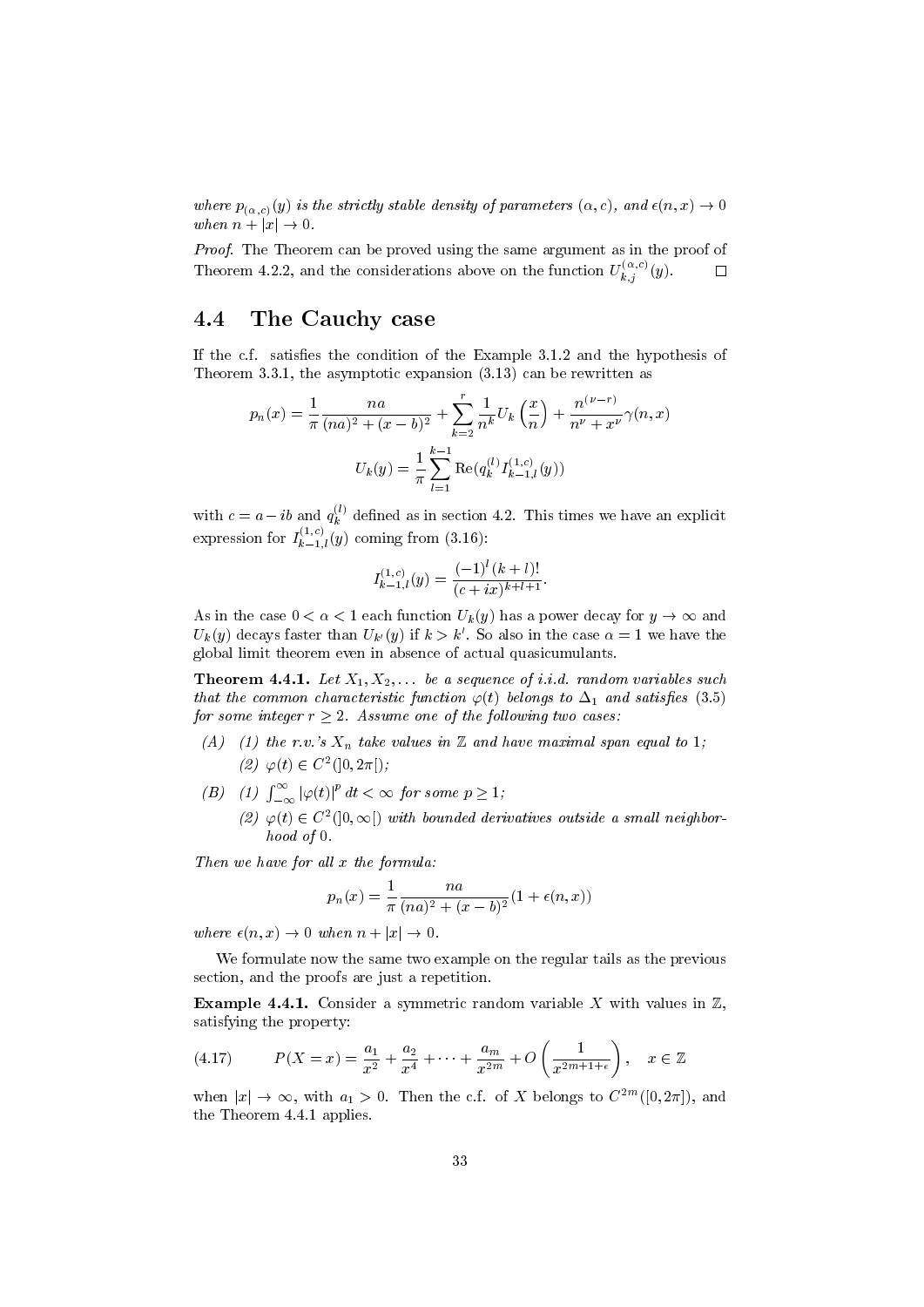*where $p_{(\alpha,c)}(y)$ is the strictly stable density of parameters $(\alpha, c)$, and $\epsilon(n,x) \to 0$ when $n + |x| \to 0$.*

*Proof.* The Theorem can be proved using the same argument as in the proof of Theorem 4.2.2, and the considerations above on the function $U^{(\alpha,c)}_{k,j}(y)$. $\square$

## 4.4 The Cauchy case

If the c.f. satisfies the condition of the Example 3.1.2 and the hypothesis of Theorem 3.3.1, the asymptotic expansion (3.13) can be rewritten as

$$p_n(x) = \frac{1}{\pi}\frac{na}{(na)^2 + (x-b)^2} + \sum_{k=2}^{r} \frac{1}{n^k} U_k\left(\frac{x}{n}\right) + \frac{n^{(\nu-r)}}{n^\nu + x^\nu}\gamma(n,x)$$

$$U_k(y) = \frac{1}{\pi}\sum_{l=1}^{k-1} \mathrm{Re}(q_k^{(l)} I^{(1,c)}_{k-1,l}(y))$$

with $c = a - ib$ and $q_k^{(l)}$ defined as in section 4.2. This times we have an explicit expression for $I^{(1,c)}_{k-1,l}(y)$ coming from (3.16):

$$I^{(1,c)}_{k-1,l}(y) = \frac{(-1)^l (k+l)!}{(c+ix)^{k+l+1}}.$$

As in the case $0 < \alpha < 1$ each function $U_k(y)$ has a power decay for $y \to \infty$ and $U_k(y)$ decays faster than $U_{k'}(y)$ if $k > k'$. So also in the case $\alpha = 1$ we have the global limit theorem even in absence of actual quasicumulants.

**Theorem 4.4.1.** *Let $X_1, X_2, \ldots$ be a sequence of i.i.d. random variables such that the common characteristic function $\varphi(t)$ belongs to $\Delta_1$ and satisfies (3.5) for some integer $r \geq 2$. Assume one of the following two cases:*

*(A) (1) the r.v.'s $X_n$ take values in $\mathbb{Z}$ and have maximal span equal to 1;*
*(2) $\varphi(t) \in C^2(]0, 2\pi[)$;*

*(B) (1) $\int_{-\infty}^{\infty} |\varphi(t)|^p\, dt < \infty$ for some $p \geq 1$;*
*(2) $\varphi(t) \in C^2(]0,\infty[)$ with bounded derivatives outside a small neighborhood of 0.*

*Then we have for all $x$ the formula:*

$$p_n(x) = \frac{1}{\pi}\frac{na}{(na)^2 + (x-b)^2}(1 + \epsilon(n,x))$$

*where $\epsilon(n,x) \to 0$ when $n + |x| \to 0$.*

We formulate now the same two example on the regular tails as the previous section, and the proofs are just a repetition.

**Example 4.4.1.** Consider a symmetric random variable $X$ with values in $\mathbb{Z}$, satisfying the property:

$$P(X = x) = \frac{a_1}{x^2} + \frac{a_2}{x^4} + \cdots + \frac{a_m}{x^{2m}} + O\left(\frac{1}{x^{2m+1+\epsilon}}\right), \quad x \in \mathbb{Z} \tag{4.17}$$

when $|x| \to \infty$, with $a_1 > 0$. Then the c.f. of $X$ belongs to $C^{2m}([0, 2\pi])$, and the Theorem 4.4.1 applies.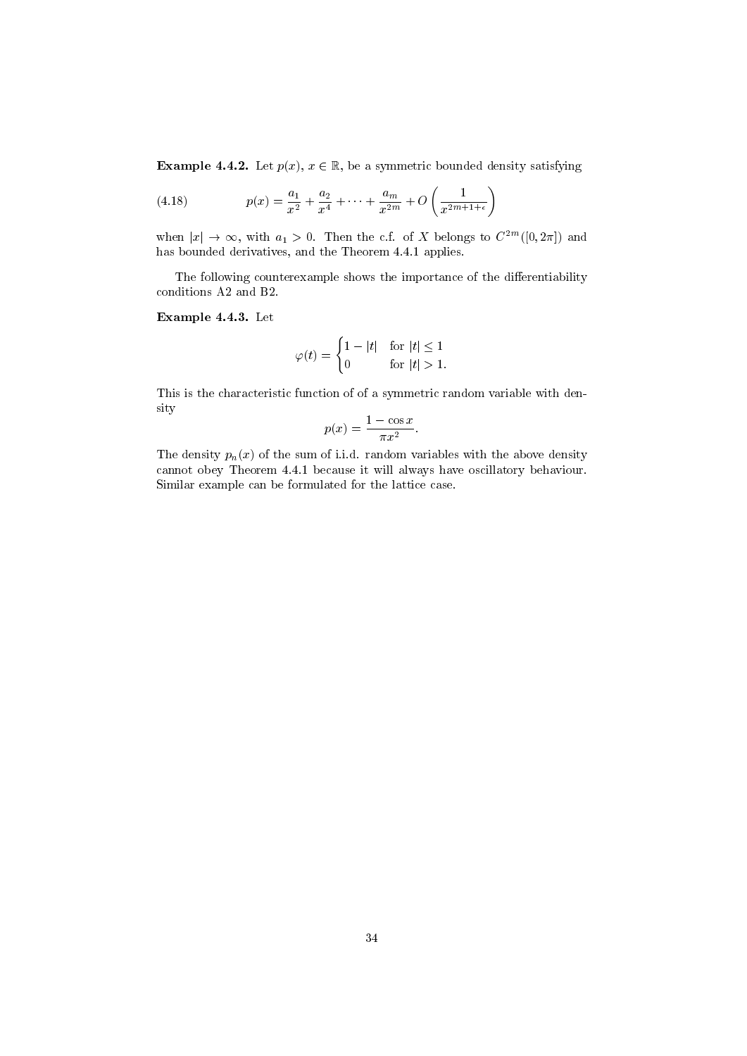**Example 4.4.2.** Let $p(x)$, $x \in \mathbb{R}$, be a symmetric bounded density satisfying

$$p(x) = \frac{a_1}{x^2} + \frac{a_2}{x^4} + \cdots + \frac{a_m}{x^{2m}} + O\left(\frac{1}{x^{2m+1+\epsilon}}\right) \tag{4.18}$$

when $|x| \to \infty$, with $a_1 > 0$. Then the c.f. of $X$ belongs to $C^{2m}([0, 2\pi])$ and has bounded derivatives, and the Theorem 4.4.1 applies.

The following counterexample shows the importance of the differentiability conditions A2 and B2.

**Example 4.4.3.** Let

$$\varphi(t) = \begin{cases} 1 - |t| & \text{for } |t| \leq 1 \\ 0 & \text{for } |t| > 1. \end{cases}$$

This is the characteristic function of of a symmetric random variable with density

$$p(x) = \frac{1 - \cos x}{\pi x^2}.$$

The density $p_n(x)$ of the sum of i.i.d. random variables with the above density cannot obey Theorem 4.4.1 because it will always have oscillatory behaviour. Similar example can be formulated for the lattice case.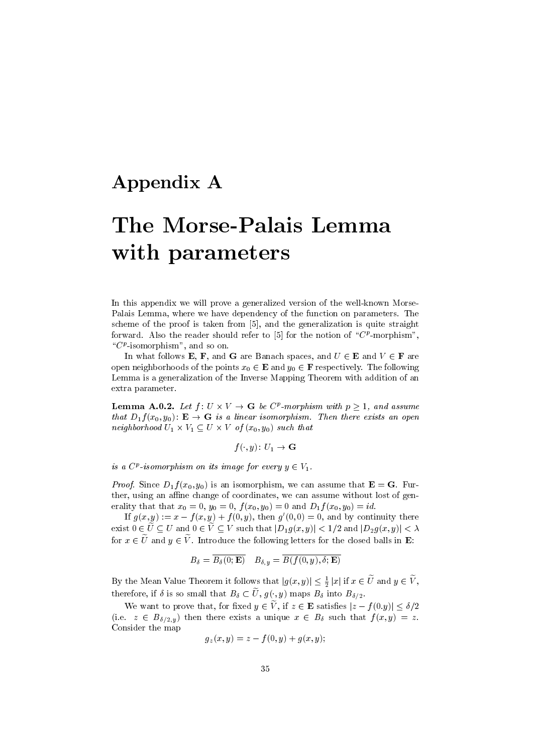# Appendix A

# The Morse-Palais Lemma with parameters

In this appendix we will prove a generalized version of the well-known Morse-Palais Lemma, where we have dependency of the function on parameters. The scheme of the proof is taken from [5], and the generalization is quite straight forward. Also the reader should refer to [5] for the notion of "$C^p$-morphism", "$C^p$-isomorphism", and so on.

In what follows $\mathbf{E}$, $\mathbf{F}$, and $\mathbf{G}$ are Banach spaces, and $U \in \mathbf{E}$ and $V \in \mathbf{F}$ are open neighborhoods of the points $x_0 \in \mathbf{E}$ and $y_0 \in \mathbf{F}$ respectively. The following Lemma is a generalization of the Inverse Mapping Theorem with addition of an extra parameter.

**Lemma A.0.2.** *Let $f\colon U \times V \to \mathbf{G}$ be $C^p$-morphism with $p \geq 1$, and assume that $D_1 f(x_0, y_0)\colon \mathbf{E} \to \mathbf{G}$ is a linear isomorphism. Then there exists an open neighborhood $U_1 \times V_1 \subseteq U \times V$ of $(x_0, y_0)$ such that*

$$f(\cdot, y)\colon U_1 \to \mathbf{G}$$

*is a $C^p$-isomorphism on its image for every $y \in V_1$.*

*Proof.* Since $D_1 f(x_0, y_0)$ is an isomorphism, we can assume that $\mathbf{E} = \mathbf{G}$. Further, using an affine change of coordinates, we can assume without lost of generality that that $x_0 = 0$, $y_0 = 0$, $f(x_0, y_0) = 0$ and $D_1 f(x_0, y_0) = id$.

If $g(x, y) := x - f(x, y) + f(0, y)$, then $g'(0, 0) = 0$, and by continuity there exist $0 \in \widetilde{U} \subseteq U$ and $0 \in \widetilde{V} \subseteq V$ such that $|D_1 g(x, y)| < 1/2$ and $|D_2 g(x, y)| < \lambda$ for $x \in \widetilde{U}$ and $y \in \widetilde{V}$. Introduce the following letters for the closed balls in $\mathbf{E}$:

$$B_\delta = \overline{B_\delta(0; \mathbf{E})} \quad B_{\delta,y} = \overline{B(f(0, y), \delta; \mathbf{E})}$$

By the Mean Value Theorem it follows that $|g(x, y)| \leq \frac{1}{2}|x|$ if $x \in \widetilde{U}$ and $y \in \widetilde{V}$, therefore, if $\delta$ is so small that $B_\delta \subset \widetilde{U}$, $g(\cdot, y)$ maps $B_\delta$ into $B_{\delta/2}$.

We want to prove that, for fixed $y \in \widetilde{V}$, if $z \in \mathbf{E}$ satisfies $|z - f(0.y)| \leq \delta/2$ (i.e. $z \in B_{\delta/2,y}$) then there exists a unique $x \in B_\delta$ such that $f(x, y) = z$. Consider the map

$$g_z(x, y) = z - f(0, y) + g(x, y);$$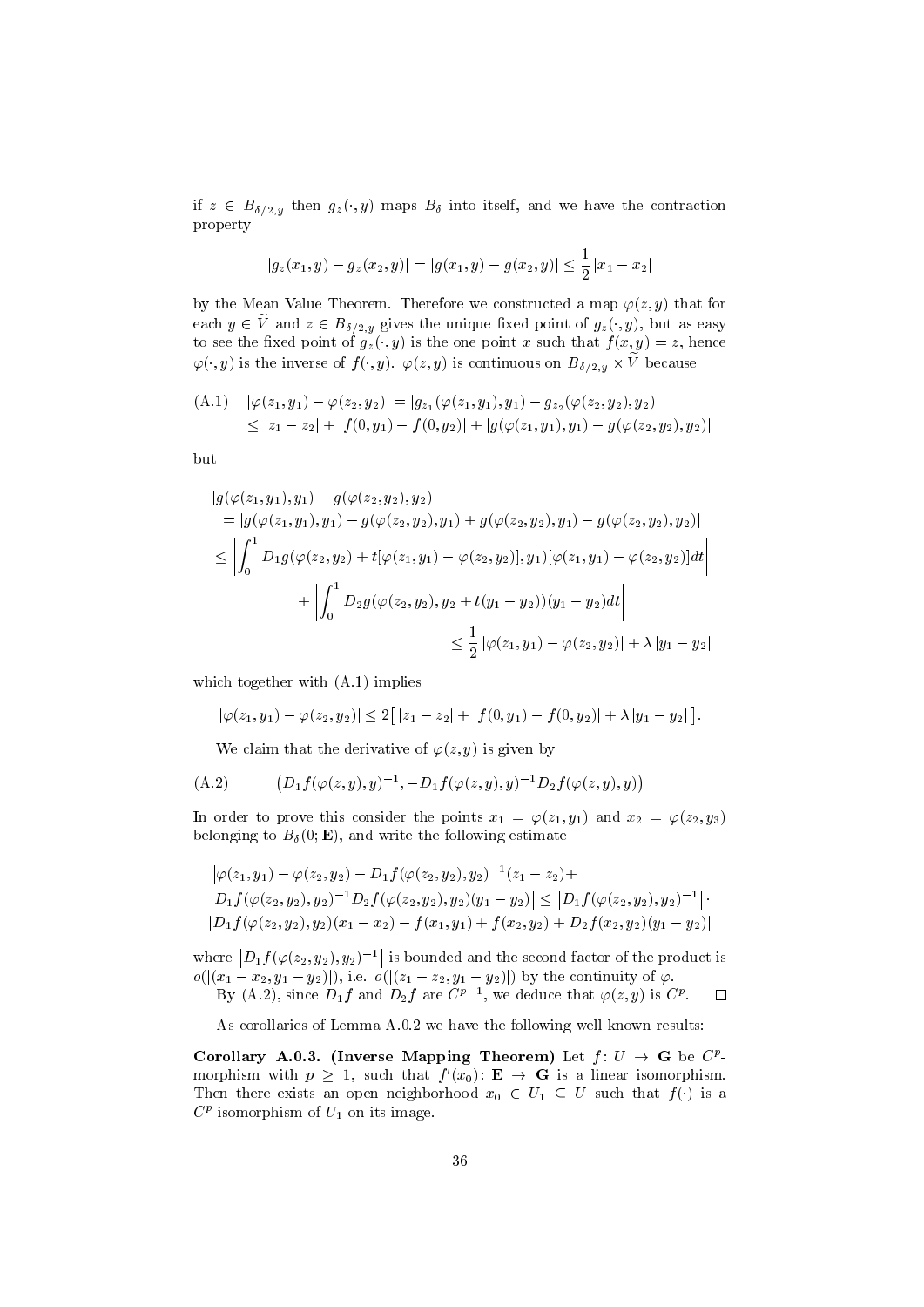if $z \in B_{\delta/2,y}$ then $g_z(\cdot,y)$ maps $B_\delta$ into itself, and we have the contraction property

$$|g_z(x_1,y) - g_z(x_2,y)| = |g(x_1,y) - g(x_2,y)| \le \frac{1}{2}|x_1 - x_2|$$

by the Mean Value Theorem. Therefore we constructed a map $\varphi(z,y)$ that for each $y \in \widetilde{V}$ and $z \in B_{\delta/2,y}$ gives the unique fixed point of $g_z(\cdot,y)$, but as easy to see the fixed point of $g_z(\cdot,y)$ is the one point $x$ such that $f(x,y) = z$, hence $\varphi(\cdot,y)$ is the inverse of $f(\cdot,y)$. $\varphi(z,y)$ is continuous on $B_{\delta/2,y} \times \widetilde{V}$ because

$$\begin{aligned} \text{(A.1)} \quad |\varphi(z_1,y_1) - \varphi(z_2,y_2)| &= |g_{z_1}(\varphi(z_1,y_1),y_1) - g_{z_2}(\varphi(z_2,y_2),y_2)| \\ &\le |z_1 - z_2| + |f(0,y_1) - f(0,y_2)| + |g(\varphi(z_1,y_1),y_1) - g(\varphi(z_2,y_2),y_2)| \end{aligned}$$

but

$$\begin{aligned} &|g(\varphi(z_1,y_1),y_1) - g(\varphi(z_2,y_2),y_2)| \\ &\quad = |g(\varphi(z_1,y_1),y_1) - g(\varphi(z_2,y_2),y_1) + g(\varphi(z_2,y_2),y_1) - g(\varphi(z_2,y_2),y_2)| \\ &\le \left| \int_0^1 D_1 g(\varphi(z_2,y_2) + t[\varphi(z_1,y_1) - \varphi(z_2,y_2)], y_1)[\varphi(z_1,y_1) - \varphi(z_2,y_2)]dt \right| \\ &\qquad + \left| \int_0^1 D_2 g(\varphi(z_2,y_2), y_2 + t(y_1 - y_2))(y_1 - y_2)dt \right| \\ &\qquad\qquad \le \frac{1}{2}|\varphi(z_1,y_1) - \varphi(z_2,y_2)| + \lambda |y_1 - y_2| \end{aligned}$$

which together with (A.1) implies

$$|\varphi(z_1,y_1) - \varphi(z_2,y_2)| \le 2\big[\,|z_1 - z_2| + |f(0,y_1) - f(0,y_2)| + \lambda |y_1 - y_2|\,\big].$$

We claim that the derivative of $\varphi(z,y)$ is given by

$$\text{(A.2)} \qquad \big(D_1 f(\varphi(z,y),y)^{-1}, -D_1 f(\varphi(z,y),y)^{-1} D_2 f(\varphi(z,y),y)\big)$$

In order to prove this consider the points $x_1 = \varphi(z_1,y_1)$ and $x_2 = \varphi(z_2,y_3)$ belonging to $B_\delta(0;\mathbf{E})$, and write the following estimate

$$\begin{aligned} &\big|\varphi(z_1,y_1) - \varphi(z_2,y_2) - D_1 f(\varphi(z_2,y_2),y_2)^{-1}(z_1 - z_2) + \\ &D_1 f(\varphi(z_2,y_2),y_2)^{-1} D_2 f(\varphi(z_2,y_2),y_2)(y_1 - y_2)\big| \le \big|D_1 f(\varphi(z_2,y_2),y_2)^{-1}\big| \cdot \\ &|D_1 f(\varphi(z_2,y_2),y_2)(x_1 - x_2) - f(x_1,y_1) + f(x_2,y_2) + D_2 f(x_2,y_2)(y_1 - y_2)| \end{aligned}$$

where $\big|D_1 f(\varphi(z_2,y_2),y_2)^{-1}\big|$ is bounded and the second factor of the product is $o(|(x_1 - x_2, y_1 - y_2)|)$, i.e. $o(|(z_1 - z_2, y_1 - y_2)|)$ by the continuity of $\varphi$.

By (A.2), since $D_1 f$ and $D_2 f$ are $C^{p-1}$, we deduce that $\varphi(z,y)$ is $C^p$. $\square$

As corollaries of Lemma A.0.2 we have the following well known results:

**Corollary A.0.3. (Inverse Mapping Theorem)** Let $f\colon U \to \mathbf{G}$ be $C^p$-morphism with $p \ge 1$, such that $f'(x_0)\colon \mathbf{E} \to \mathbf{G}$ is a linear isomorphism. Then there exists an open neighborhood $x_0 \in U_1 \subseteq U$ such that $f(\cdot)$ is a $C^p$-isomorphism of $U_1$ on its image.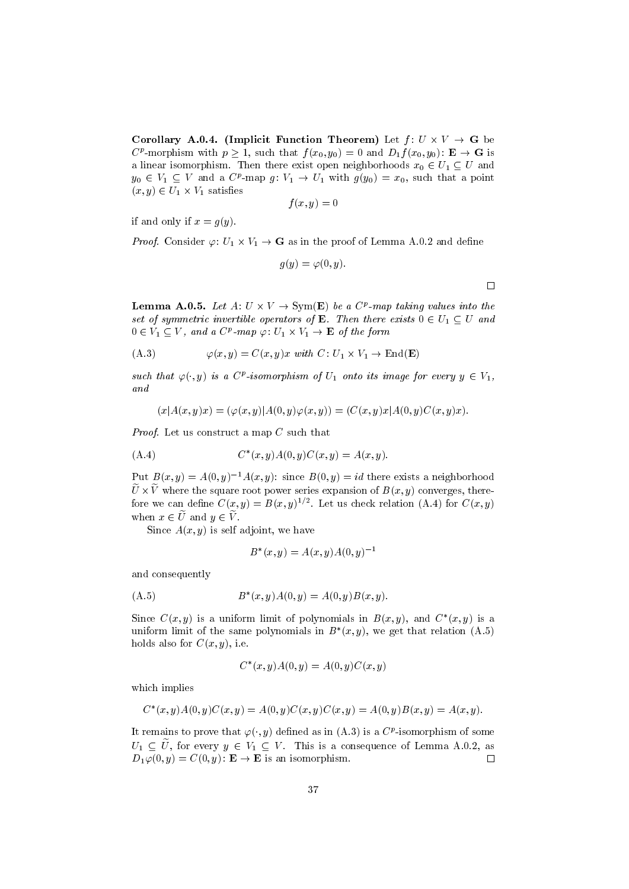**Corollary A.0.4. (Implicit Function Theorem)** Let $f\colon U \times V \to \mathbf{G}$ be $C^p$-morphism with $p \geq 1$, such that $f(x_0, y_0) = 0$ and $D_1 f(x_0, y_0)\colon \mathbf{E} \to \mathbf{G}$ is a linear isomorphism. Then there exist open neighborhoods $x_0 \in U_1 \subseteq U$ and $y_0 \in V_1 \subseteq V$ and a $C^p$-map $g\colon V_1 \to U_1$ with $g(y_0) = x_0$, such that a point $(x, y) \in U_1 \times V_1$ satisfies

$$f(x, y) = 0$$

if and only if $x = g(y)$.

*Proof.* Consider $\varphi\colon U_1 \times V_1 \to \mathbf{G}$ as in the proof of Lemma A.0.2 and define

$$g(y) = \varphi(0, y).$$

□

**Lemma A.0.5.** *Let $A\colon U \times V \to \mathrm{Sym}(\mathbf{E})$ be a $C^p$-map taking values into the set of symmetric invertible operators of $\mathbf{E}$. Then there exists $0 \in U_1 \subseteq U$ and $0 \in V_1 \subseteq V$, and a $C^p$-map $\varphi\colon U_1 \times V_1 \to \mathbf{E}$ of the form*

$$\varphi(x, y) = C(x, y)x \text{ with } C\colon U_1 \times V_1 \to \mathrm{End}(\mathbf{E}) \tag{A.3}$$

*such that $\varphi(\cdot, y)$ is a $C^p$-isomorphism of $U_1$ onto its image for every $y \in V_1$, and*

$$(x|A(x, y)x) = (\varphi(x, y)|A(0, y)\varphi(x, y)) = (C(x, y)x|A(0, y)C(x, y)x).$$

*Proof.* Let us construct a map $C$ such that

$$C^*(x, y)A(0, y)C(x, y) = A(x, y). \tag{A.4}$$

Put $B(x, y) = A(0, y)^{-1}A(x, y)$: since $B(0, y) = id$ there exists a neighborhood $\widetilde{U} \times \widetilde{V}$ where the square root power series expansion of $B(x, y)$ converges, therefore we can define $C(x, y) = B(x, y)^{1/2}$. Let us check relation (A.4) for $C(x, y)$ when $x \in \widetilde{U}$ and $y \in \widetilde{V}$.

Since $A(x, y)$ is self adjoint, we have

$$B^*(x, y) = A(x, y)A(0, y)^{-1}$$

and consequently

$$B^*(x, y)A(0, y) = A(0, y)B(x, y). \tag{A.5}$$

Since $C(x, y)$ is a uniform limit of polynomials in $B(x, y)$, and $C^*(x, y)$ is a uniform limit of the same polynomials in $B^*(x, y)$, we get that relation (A.5) holds also for $C(x, y)$, i.e.

$$C^*(x, y)A(0, y) = A(0, y)C(x, y)$$

which implies

$$C^*(x, y)A(0, y)C(x, y) = A(0, y)C(x, y)C(x, y) = A(0, y)B(x, y) = A(x, y).$$

It remains to prove that $\varphi(\cdot, y)$ defined as in (A.3) is a $C^p$-isomorphism of some $U_1 \subseteq \widetilde{U}$, for every $y \in V_1 \subseteq V$. This is a consequence of Lemma A.0.2, as $D_1\varphi(0, y) = C(0, y)\colon \mathbf{E} \to \mathbf{E}$ is an isomorphism. □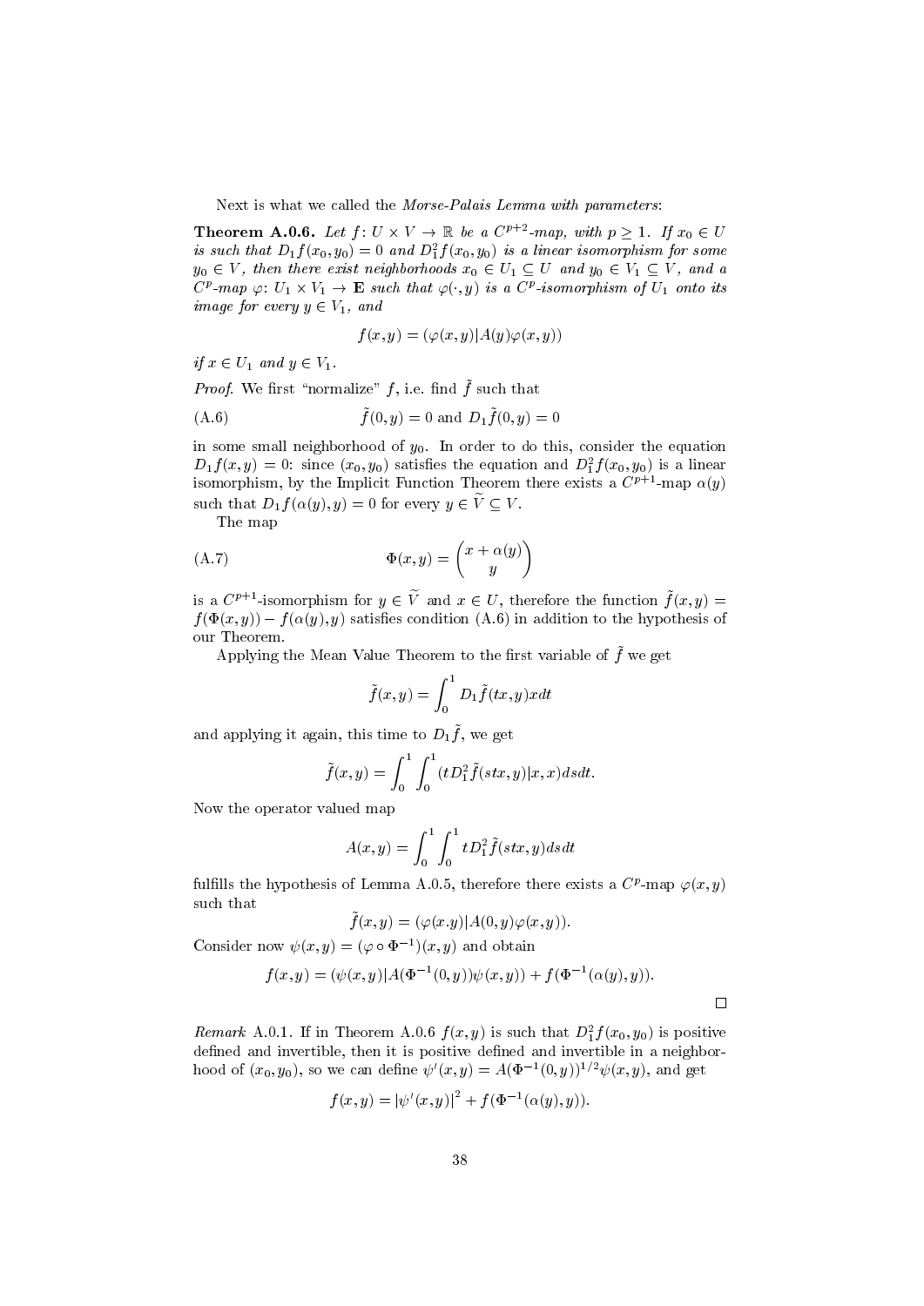Next is what we called the *Morse-Palais Lemma with parameters*:

**Theorem A.0.6.** *Let $f\colon U \times V \to \mathbb{R}$ be a $C^{p+2}$-map, with $p \geq 1$. If $x_0 \in U$ is such that $D_1 f(x_0, y_0) = 0$ and $D_1^2 f(x_0, y_0)$ is a linear isomorphism for some $y_0 \in V$, then there exist neighborhoods $x_0 \in U_1 \subseteq U$ and $y_0 \in V_1 \subseteq V$, and a $C^p$-map $\varphi\colon U_1 \times V_1 \to \mathbf{E}$ such that $\varphi(\cdot, y)$ is a $C^p$-isomorphism of $U_1$ onto its image for every $y \in V_1$, and*

$$f(x,y) = (\varphi(x,y)|A(y)\varphi(x,y))$$

*if $x \in U_1$ and $y \in V_1$.*

*Proof.* We first "normalize" $f$, i.e. find $\tilde{f}$ such that

$$\tilde{f}(0,y) = 0 \text{ and } D_1\tilde{f}(0,y) = 0 \tag{A.6}$$

in some small neighborhood of $y_0$. In order to do this, consider the equation $D_1 f(x,y) = 0$: since $(x_0, y_0)$ satisfies the equation and $D_1^2 f(x_0, y_0)$ is a linear isomorphism, by the Implicit Function Theorem there exists a $C^{p+1}$-map $\alpha(y)$ such that $D_1 f(\alpha(y), y) = 0$ for every $y \in \widetilde{V} \subseteq V$.

The map

$$\Phi(x,y) = \begin{pmatrix} x + \alpha(y) \\ y \end{pmatrix} \tag{A.7}$$

is a $C^{p+1}$-isomorphism for $y \in \widetilde{V}$ and $x \in U$, therefore the function $\tilde{f}(x,y) = f(\Phi(x,y)) - f(\alpha(y), y)$ satisfies condition (A.6) in addition to the hypothesis of our Theorem.

Applying the Mean Value Theorem to the first variable of $\tilde{f}$ we get

$$\tilde{f}(x,y) = \int_0^1 D_1\tilde{f}(tx,y)x dt$$

and applying it again, this time to $D_1\tilde{f}$, we get

$$\tilde{f}(x,y) = \int_0^1 \int_0^1 (tD_1^2\tilde{f}(stx,y)|x,x)dsdt.$$

Now the operator valued map

$$A(x,y) = \int_0^1 \int_0^1 tD_1^2\tilde{f}(stx,y)dsdt$$

fulfills the hypothesis of Lemma A.0.5, therefore there exists a $C^p$-map $\varphi(x,y)$ such that

$$\tilde{f}(x,y) = (\varphi(x.y)|A(0,y)\varphi(x,y)).$$

Consider now $\psi(x,y) = (\varphi \circ \Phi^{-1})(x,y)$ and obtain

$$f(x,y) = (\psi(x,y)|A(\Phi^{-1}(0,y))\psi(x,y)) + f(\Phi^{-1}(\alpha(y),y)).$$

$\square$

*Remark* A.0.1. If in Theorem A.0.6 $f(x,y)$ is such that $D_1^2 f(x_0, y_0)$ is positive defined and invertible, then it is positive defined and invertible in a neighborhood of $(x_0, y_0)$, so we can define $\psi'(x,y) = A(\Phi^{-1}(0,y))^{1/2}\psi(x,y)$, and get

$$f(x,y) = |\psi'(x,y)|^2 + f(\Phi^{-1}(\alpha(y),y)).$$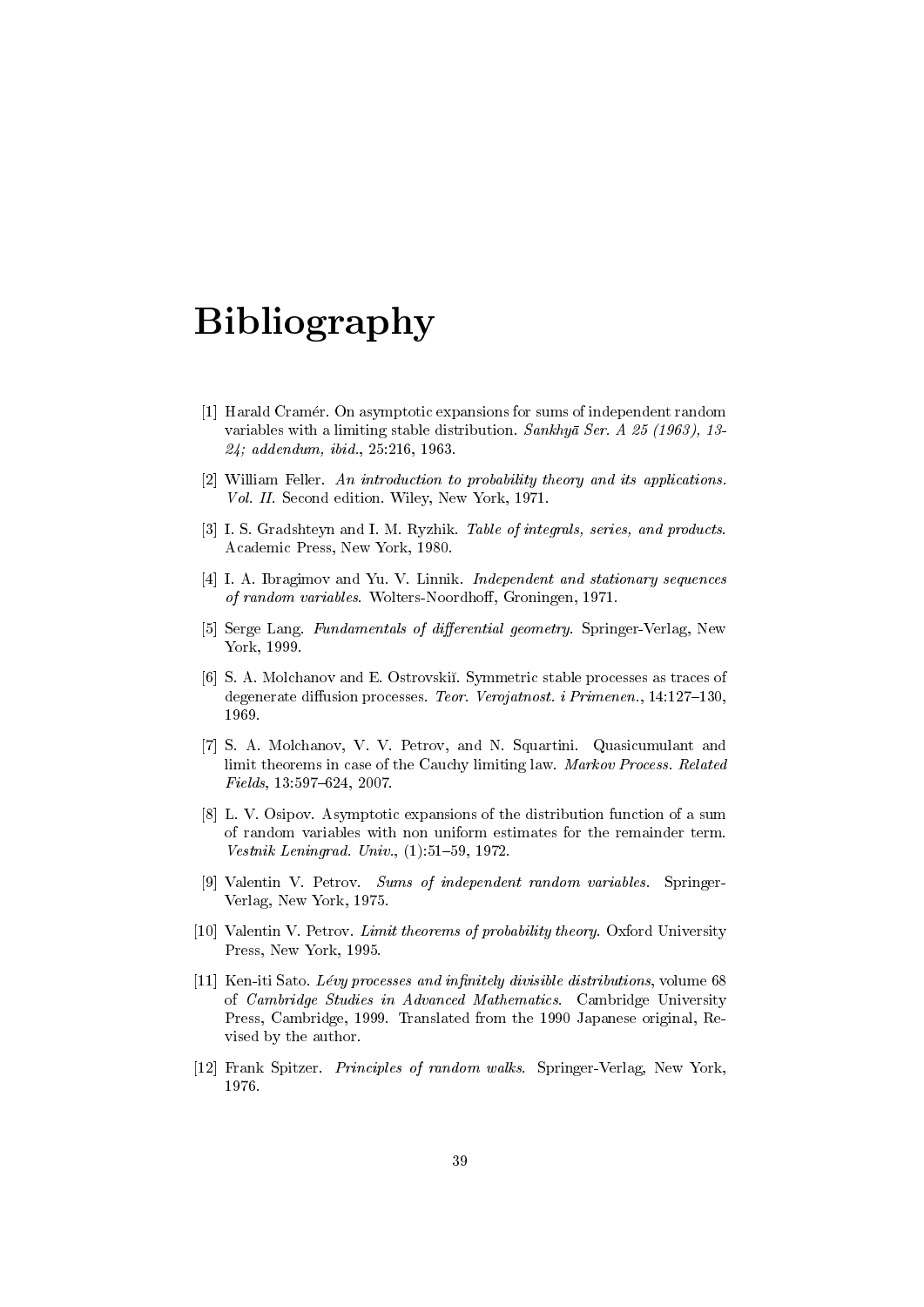# Bibliography

[1] Harald Cramér. On asymptotic expansions for sums of independent random variables with a limiting stable distribution. *Sankhyā Ser. A 25 (1963), 13-24; addendum, ibid.*, 25:216, 1963.

[2] William Feller. *An introduction to probability theory and its applications. Vol. II.* Second edition. Wiley, New York, 1971.

[3] I. S. Gradshteyn and I. M. Ryzhik. *Table of integrals, series, and products.* Academic Press, New York, 1980.

[4] I. A. Ibragimov and Yu. V. Linnik. *Independent and stationary sequences of random variables.* Wolters-Noordhoff, Groningen, 1971.

[5] Serge Lang. *Fundamentals of differential geometry.* Springer-Verlag, New York, 1999.

[6] S. A. Molchanov and E. Ostrovskiĭ. Symmetric stable processes as traces of degenerate diffusion processes. *Teor. Verojatnost. i Primenen.*, 14:127–130, 1969.

[7] S. A. Molchanov, V. V. Petrov, and N. Squartini. Quasicumulant and limit theorems in case of the Cauchy limiting law. *Markov Process. Related Fields*, 13:597–624, 2007.

[8] L. V. Osipov. Asymptotic expansions of the distribution function of a sum of random variables with non uniform estimates for the remainder term. *Vestnik Leningrad. Univ.*, (1):51–59, 1972.

[9] Valentin V. Petrov. *Sums of independent random variables.* Springer-Verlag, New York, 1975.

[10] Valentin V. Petrov. *Limit theorems of probability theory.* Oxford University Press, New York, 1995.

[11] Ken-iti Sato. *Lévy processes and infinitely divisible distributions*, volume 68 of *Cambridge Studies in Advanced Mathematics.* Cambridge University Press, Cambridge, 1999. Translated from the 1990 Japanese original, Revised by the author.

[12] Frank Spitzer. *Principles of random walks.* Springer-Verlag, New York, 1976.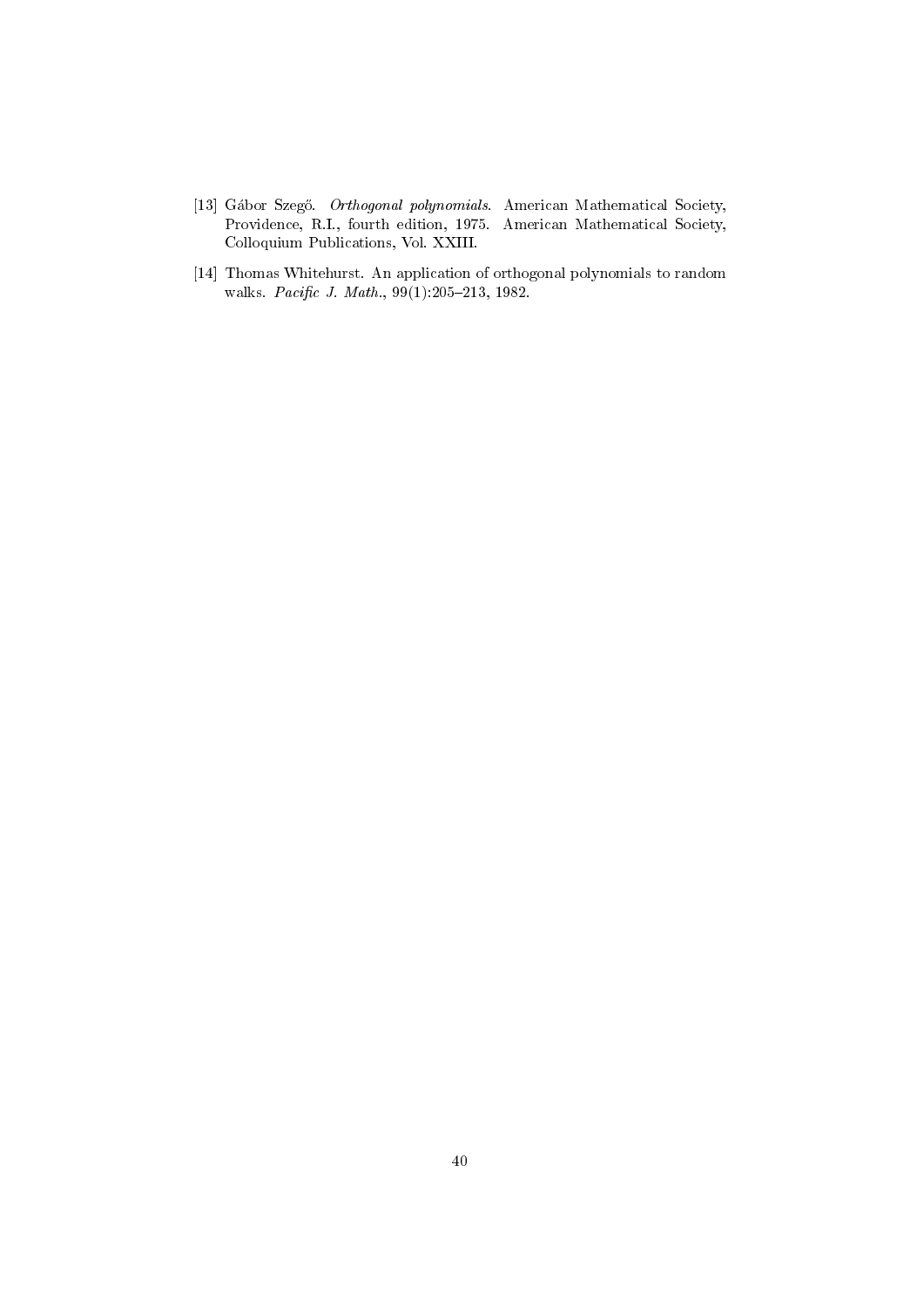[13] Gábor Szegő. *Orthogonal polynomials.* American Mathematical Society, Providence, R.I., fourth edition, 1975. American Mathematical Society, Colloquium Publications, Vol. XXIII.

[14] Thomas Whitehurst. An application of orthogonal polynomials to random walks. *Pacific J. Math.*, 99(1):205–213, 1982.